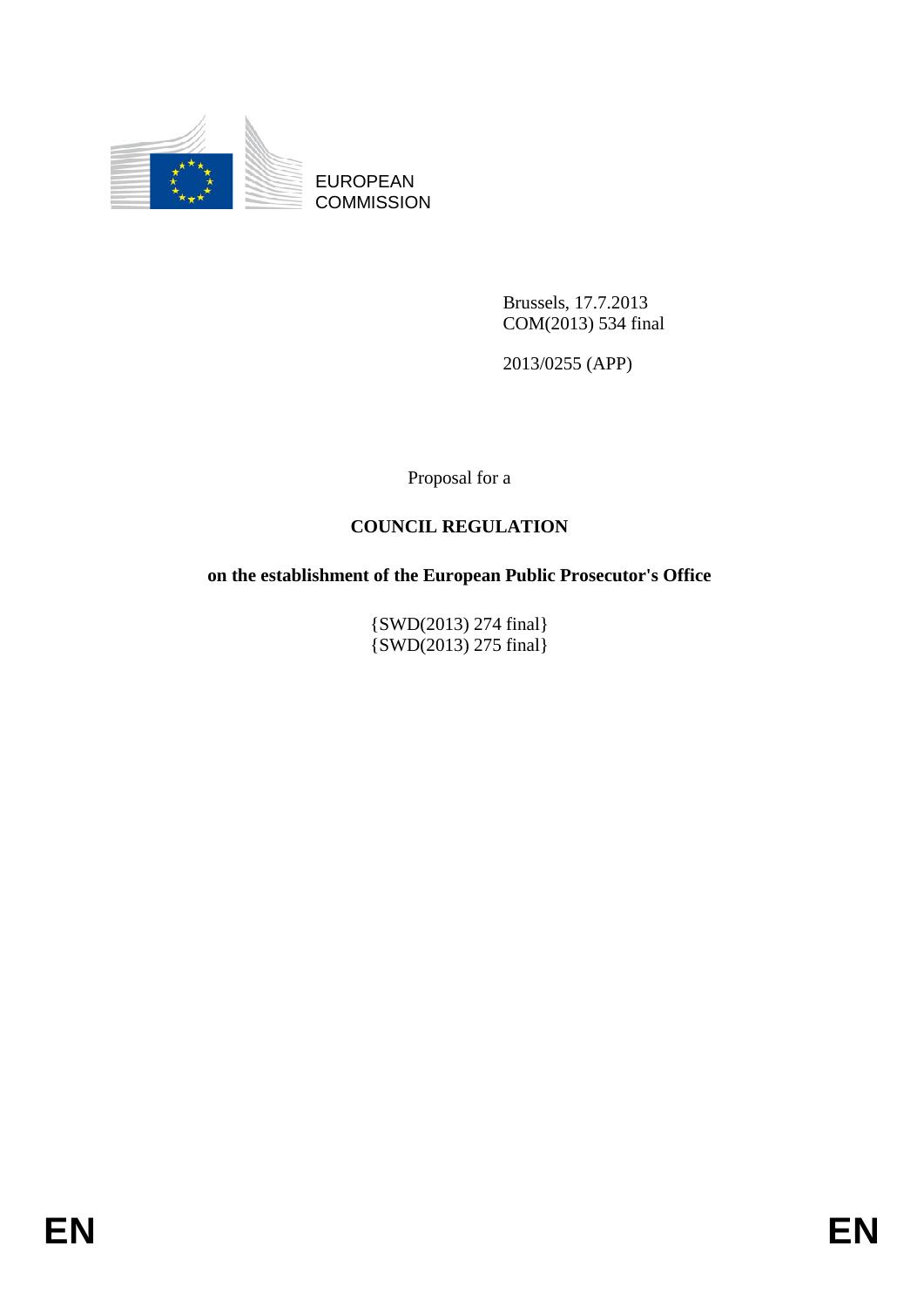EUROPEAN COMMISSION

Brussels, 17.7.2013
COM(2013) 534 final

2013/0255 (APP)

Proposal for a

# COUNCIL REGULATION

## on the establishment of the European Public Prosecutor's Office

{SWD(2013) 274 final}
{SWD(2013) 275 final}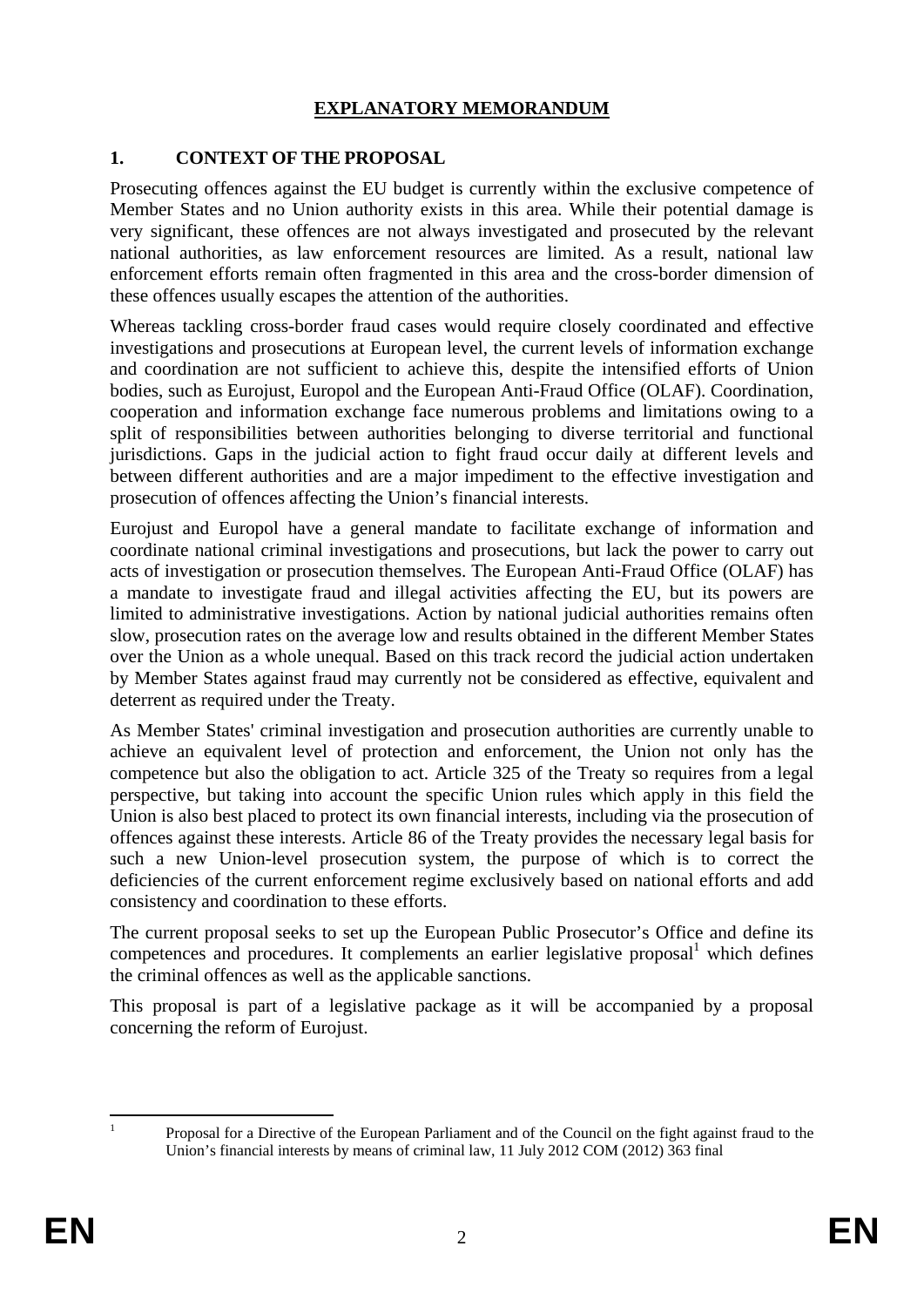# EXPLANATORY MEMORANDUM

## 1. CONTEXT OF THE PROPOSAL

Prosecuting offences against the EU budget is currently within the exclusive competence of Member States and no Union authority exists in this area. While their potential damage is very significant, these offences are not always investigated and prosecuted by the relevant national authorities, as law enforcement resources are limited. As a result, national law enforcement efforts remain often fragmented in this area and the cross-border dimension of these offences usually escapes the attention of the authorities.

Whereas tackling cross-border fraud cases would require closely coordinated and effective investigations and prosecutions at European level, the current levels of information exchange and coordination are not sufficient to achieve this, despite the intensified efforts of Union bodies, such as Eurojust, Europol and the European Anti-Fraud Office (OLAF). Coordination, cooperation and information exchange face numerous problems and limitations owing to a split of responsibilities between authorities belonging to diverse territorial and functional jurisdictions. Gaps in the judicial action to fight fraud occur daily at different levels and between different authorities and are a major impediment to the effective investigation and prosecution of offences affecting the Union's financial interests.

Eurojust and Europol have a general mandate to facilitate exchange of information and coordinate national criminal investigations and prosecutions, but lack the power to carry out acts of investigation or prosecution themselves. The European Anti-Fraud Office (OLAF) has a mandate to investigate fraud and illegal activities affecting the EU, but its powers are limited to administrative investigations. Action by national judicial authorities remains often slow, prosecution rates on the average low and results obtained in the different Member States over the Union as a whole unequal. Based on this track record the judicial action undertaken by Member States against fraud may currently not be considered as effective, equivalent and deterrent as required under the Treaty.

As Member States' criminal investigation and prosecution authorities are currently unable to achieve an equivalent level of protection and enforcement, the Union not only has the competence but also the obligation to act. Article 325 of the Treaty so requires from a legal perspective, but taking into account the specific Union rules which apply in this field the Union is also best placed to protect its own financial interests, including via the prosecution of offences against these interests. Article 86 of the Treaty provides the necessary legal basis for such a new Union-level prosecution system, the purpose of which is to correct the deficiencies of the current enforcement regime exclusively based on national efforts and add consistency and coordination to these efforts.

The current proposal seeks to set up the European Public Prosecutor's Office and define its competences and procedures. It complements an earlier legislative proposal[1] which defines the criminal offences as well as the applicable sanctions.

This proposal is part of a legislative package as it will be accompanied by a proposal concerning the reform of Eurojust.

---

[1] Proposal for a Directive of the European Parliament and of the Council on the fight against fraud to the Union's financial interests by means of criminal law, 11 July 2012 COM (2012) 363 final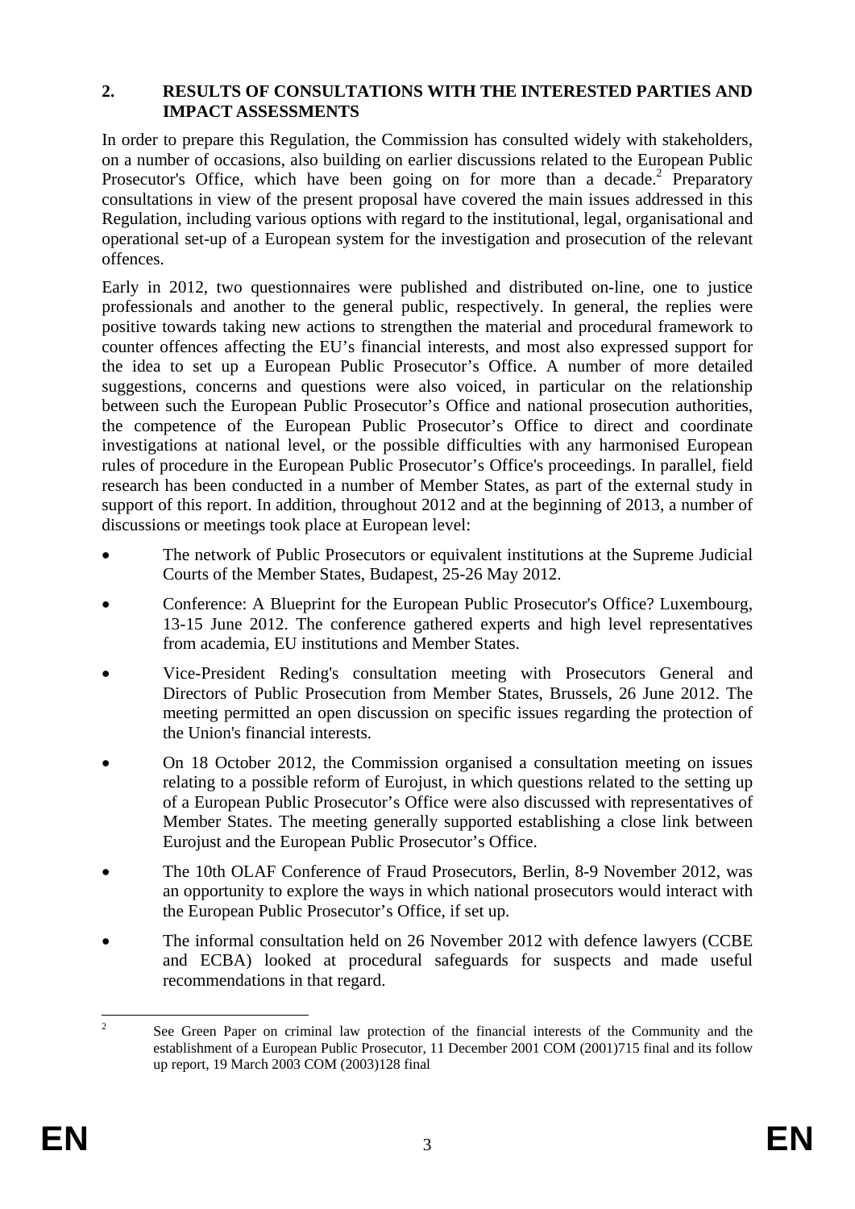## 2. RESULTS OF CONSULTATIONS WITH THE INTERESTED PARTIES AND IMPACT ASSESSMENTS

In order to prepare this Regulation, the Commission has consulted widely with stakeholders, on a number of occasions, also building on earlier discussions related to the European Public Prosecutor's Office, which have been going on for more than a decade.[2] Preparatory consultations in view of the present proposal have covered the main issues addressed in this Regulation, including various options with regard to the institutional, legal, organisational and operational set-up of a European system for the investigation and prosecution of the relevant offences.

Early in 2012, two questionnaires were published and distributed on-line, one to justice professionals and another to the general public, respectively. In general, the replies were positive towards taking new actions to strengthen the material and procedural framework to counter offences affecting the EU's financial interests, and most also expressed support for the idea to set up a European Public Prosecutor's Office. A number of more detailed suggestions, concerns and questions were also voiced, in particular on the relationship between such the European Public Prosecutor's Office and national prosecution authorities, the competence of the European Public Prosecutor's Office to direct and coordinate investigations at national level, or the possible difficulties with any harmonised European rules of procedure in the European Public Prosecutor's Office's proceedings. In parallel, field research has been conducted in a number of Member States, as part of the external study in support of this report. In addition, throughout 2012 and at the beginning of 2013, a number of discussions or meetings took place at European level:

- The network of Public Prosecutors or equivalent institutions at the Supreme Judicial Courts of the Member States, Budapest, 25-26 May 2012.
- Conference: A Blueprint for the European Public Prosecutor's Office? Luxembourg, 13-15 June 2012. The conference gathered experts and high level representatives from academia, EU institutions and Member States.
- Vice-President Reding's consultation meeting with Prosecutors General and Directors of Public Prosecution from Member States, Brussels, 26 June 2012. The meeting permitted an open discussion on specific issues regarding the protection of the Union's financial interests.
- On 18 October 2012, the Commission organised a consultation meeting on issues relating to a possible reform of Eurojust, in which questions related to the setting up of a European Public Prosecutor's Office were also discussed with representatives of Member States. The meeting generally supported establishing a close link between Eurojust and the European Public Prosecutor's Office.
- The 10th OLAF Conference of Fraud Prosecutors, Berlin, 8-9 November 2012, was an opportunity to explore the ways in which national prosecutors would interact with the European Public Prosecutor's Office, if set up.
- The informal consultation held on 26 November 2012 with defence lawyers (CCBE and ECBA) looked at procedural safeguards for suspects and made useful recommendations in that regard.

[2] See Green Paper on criminal law protection of the financial interests of the Community and the establishment of a European Public Prosecutor, 11 December 2001 COM (2001)715 final and its follow up report, 19 March 2003 COM (2003)128 final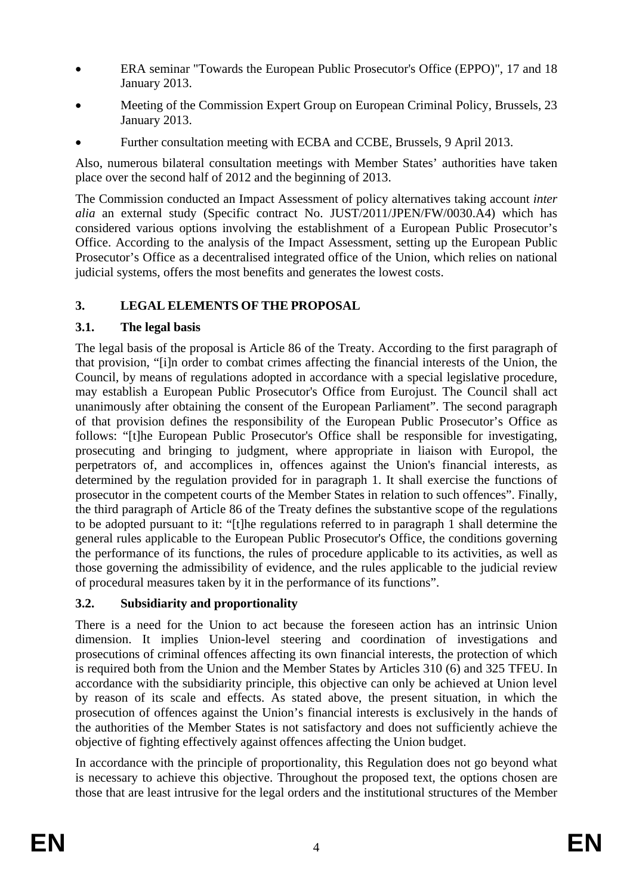- ERA seminar "Towards the European Public Prosecutor's Office (EPPO)", 17 and 18 January 2013.
- Meeting of the Commission Expert Group on European Criminal Policy, Brussels, 23 January 2013.
- Further consultation meeting with ECBA and CCBE, Brussels, 9 April 2013.

Also, numerous bilateral consultation meetings with Member States' authorities have taken place over the second half of 2012 and the beginning of 2013.

The Commission conducted an Impact Assessment of policy alternatives taking account *inter alia* an external study (Specific contract No. JUST/2011/JPEN/FW/0030.A4) which has considered various options involving the establishment of a European Public Prosecutor's Office. According to the analysis of the Impact Assessment, setting up the European Public Prosecutor's Office as a decentralised integrated office of the Union, which relies on national judicial systems, offers the most benefits and generates the lowest costs.

## 3. LEGAL ELEMENTS OF THE PROPOSAL

### 3.1. The legal basis

The legal basis of the proposal is Article 86 of the Treaty. According to the first paragraph of that provision, "[i]n order to combat crimes affecting the financial interests of the Union, the Council, by means of regulations adopted in accordance with a special legislative procedure, may establish a European Public Prosecutor's Office from Eurojust. The Council shall act unanimously after obtaining the consent of the European Parliament". The second paragraph of that provision defines the responsibility of the European Public Prosecutor's Office as follows: "[t]he European Public Prosecutor's Office shall be responsible for investigating, prosecuting and bringing to judgment, where appropriate in liaison with Europol, the perpetrators of, and accomplices in, offences against the Union's financial interests, as determined by the regulation provided for in paragraph 1. It shall exercise the functions of prosecutor in the competent courts of the Member States in relation to such offences". Finally, the third paragraph of Article 86 of the Treaty defines the substantive scope of the regulations to be adopted pursuant to it: "[t]he regulations referred to in paragraph 1 shall determine the general rules applicable to the European Public Prosecutor's Office, the conditions governing the performance of its functions, the rules of procedure applicable to its activities, as well as those governing the admissibility of evidence, and the rules applicable to the judicial review of procedural measures taken by it in the performance of its functions".

### 3.2. Subsidiarity and proportionality

There is a need for the Union to act because the foreseen action has an intrinsic Union dimension. It implies Union-level steering and coordination of investigations and prosecutions of criminal offences affecting its own financial interests, the protection of which is required both from the Union and the Member States by Articles 310 (6) and 325 TFEU. In accordance with the subsidiarity principle, this objective can only be achieved at Union level by reason of its scale and effects. As stated above, the present situation, in which the prosecution of offences against the Union's financial interests is exclusively in the hands of the authorities of the Member States is not satisfactory and does not sufficiently achieve the objective of fighting effectively against offences affecting the Union budget.

In accordance with the principle of proportionality, this Regulation does not go beyond what is necessary to achieve this objective. Throughout the proposed text, the options chosen are those that are least intrusive for the legal orders and the institutional structures of the Member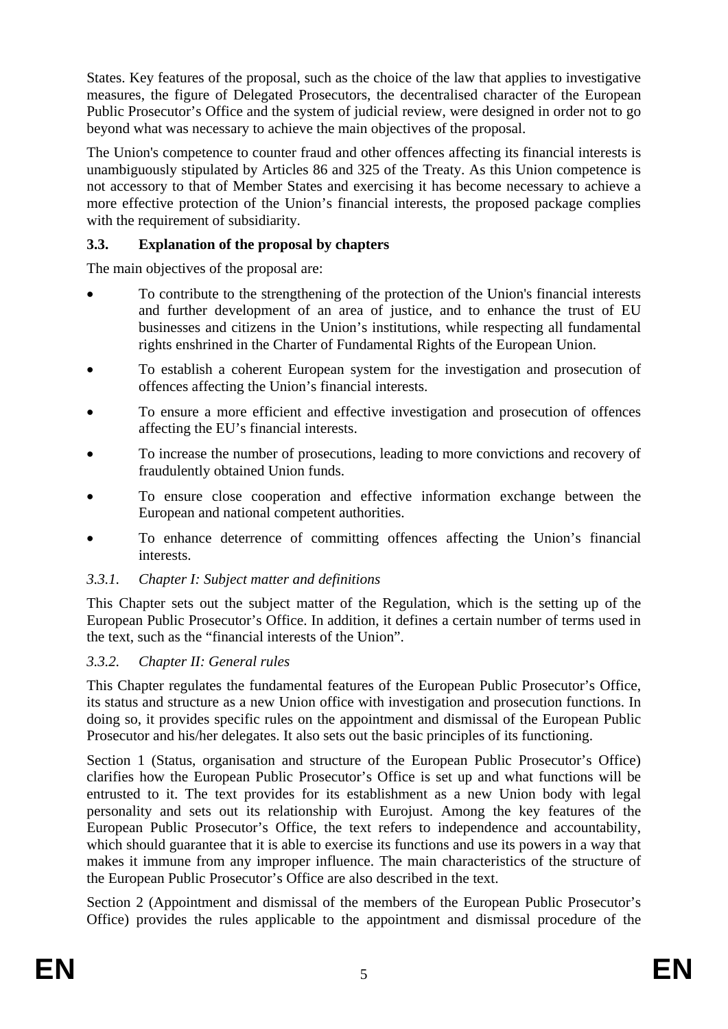States. Key features of the proposal, such as the choice of the law that applies to investigative measures, the figure of Delegated Prosecutors, the decentralised character of the European Public Prosecutor's Office and the system of judicial review, were designed in order not to go beyond what was necessary to achieve the main objectives of the proposal.

The Union's competence to counter fraud and other offences affecting its financial interests is unambiguously stipulated by Articles 86 and 325 of the Treaty. As this Union competence is not accessory to that of Member States and exercising it has become necessary to achieve a more effective protection of the Union's financial interests, the proposed package complies with the requirement of subsidiarity.

### 3.3. Explanation of the proposal by chapters

The main objectives of the proposal are:

- To contribute to the strengthening of the protection of the Union's financial interests and further development of an area of justice, and to enhance the trust of EU businesses and citizens in the Union's institutions, while respecting all fundamental rights enshrined in the Charter of Fundamental Rights of the European Union.
- To establish a coherent European system for the investigation and prosecution of offences affecting the Union's financial interests.
- To ensure a more efficient and effective investigation and prosecution of offences affecting the EU's financial interests.
- To increase the number of prosecutions, leading to more convictions and recovery of fraudulently obtained Union funds.
- To ensure close cooperation and effective information exchange between the European and national competent authorities.
- To enhance deterrence of committing offences affecting the Union's financial interests.

#### *3.3.1. Chapter I: Subject matter and definitions*

This Chapter sets out the subject matter of the Regulation, which is the setting up of the European Public Prosecutor's Office. In addition, it defines a certain number of terms used in the text, such as the "financial interests of the Union".

#### *3.3.2. Chapter II: General rules*

This Chapter regulates the fundamental features of the European Public Prosecutor's Office, its status and structure as a new Union office with investigation and prosecution functions. In doing so, it provides specific rules on the appointment and dismissal of the European Public Prosecutor and his/her delegates. It also sets out the basic principles of its functioning.

Section 1 (Status, organisation and structure of the European Public Prosecutor's Office) clarifies how the European Public Prosecutor's Office is set up and what functions will be entrusted to it. The text provides for its establishment as a new Union body with legal personality and sets out its relationship with Eurojust. Among the key features of the European Public Prosecutor's Office, the text refers to independence and accountability, which should guarantee that it is able to exercise its functions and use its powers in a way that makes it immune from any improper influence. The main characteristics of the structure of the European Public Prosecutor's Office are also described in the text.

Section 2 (Appointment and dismissal of the members of the European Public Prosecutor's Office) provides the rules applicable to the appointment and dismissal procedure of the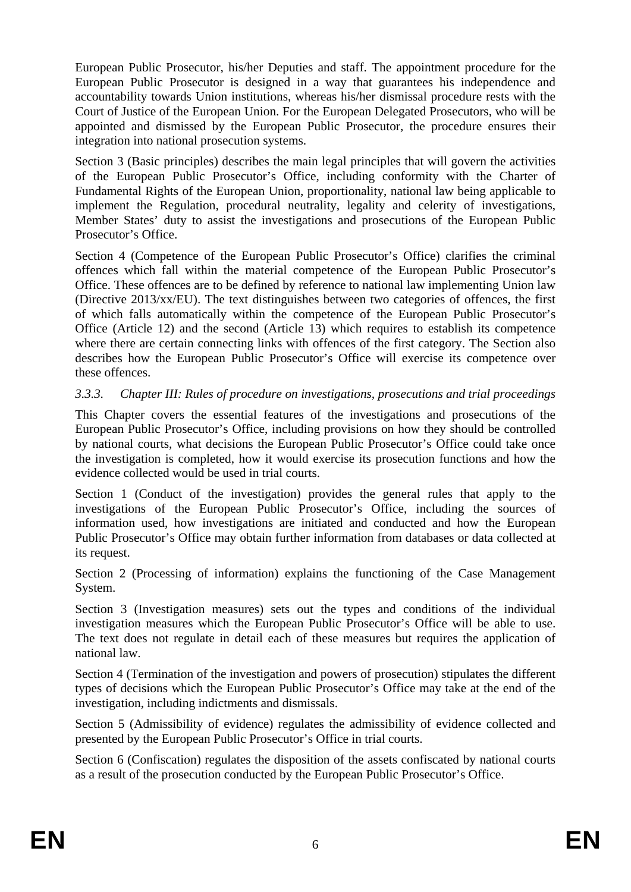European Public Prosecutor, his/her Deputies and staff. The appointment procedure for the European Public Prosecutor is designed in a way that guarantees his independence and accountability towards Union institutions, whereas his/her dismissal procedure rests with the Court of Justice of the European Union. For the European Delegated Prosecutors, who will be appointed and dismissed by the European Public Prosecutor, the procedure ensures their integration into national prosecution systems.

Section 3 (Basic principles) describes the main legal principles that will govern the activities of the European Public Prosecutor's Office, including conformity with the Charter of Fundamental Rights of the European Union, proportionality, national law being applicable to implement the Regulation, procedural neutrality, legality and celerity of investigations, Member States' duty to assist the investigations and prosecutions of the European Public Prosecutor's Office.

Section 4 (Competence of the European Public Prosecutor's Office) clarifies the criminal offences which fall within the material competence of the European Public Prosecutor's Office. These offences are to be defined by reference to national law implementing Union law (Directive 2013/xx/EU). The text distinguishes between two categories of offences, the first of which falls automatically within the competence of the European Public Prosecutor's Office (Article 12) and the second (Article 13) which requires to establish its competence where there are certain connecting links with offences of the first category. The Section also describes how the European Public Prosecutor's Office will exercise its competence over these offences.

### *3.3.3. Chapter III: Rules of procedure on investigations, prosecutions and trial proceedings*

This Chapter covers the essential features of the investigations and prosecutions of the European Public Prosecutor's Office, including provisions on how they should be controlled by national courts, what decisions the European Public Prosecutor's Office could take once the investigation is completed, how it would exercise its prosecution functions and how the evidence collected would be used in trial courts.

Section 1 (Conduct of the investigation) provides the general rules that apply to the investigations of the European Public Prosecutor's Office, including the sources of information used, how investigations are initiated and conducted and how the European Public Prosecutor's Office may obtain further information from databases or data collected at its request.

Section 2 (Processing of information) explains the functioning of the Case Management System.

Section 3 (Investigation measures) sets out the types and conditions of the individual investigation measures which the European Public Prosecutor's Office will be able to use. The text does not regulate in detail each of these measures but requires the application of national law.

Section 4 (Termination of the investigation and powers of prosecution) stipulates the different types of decisions which the European Public Prosecutor's Office may take at the end of the investigation, including indictments and dismissals.

Section 5 (Admissibility of evidence) regulates the admissibility of evidence collected and presented by the European Public Prosecutor's Office in trial courts.

Section 6 (Confiscation) regulates the disposition of the assets confiscated by national courts as a result of the prosecution conducted by the European Public Prosecutor's Office.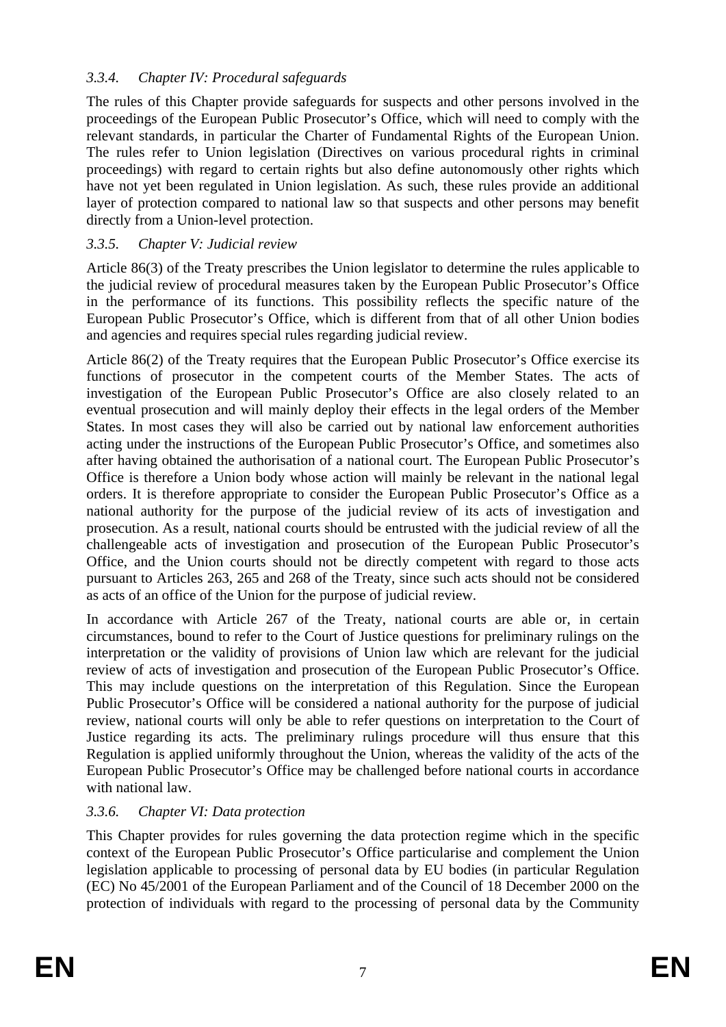### *3.3.4. Chapter IV: Procedural safeguards*

The rules of this Chapter provide safeguards for suspects and other persons involved in the proceedings of the European Public Prosecutor's Office, which will need to comply with the relevant standards, in particular the Charter of Fundamental Rights of the European Union. The rules refer to Union legislation (Directives on various procedural rights in criminal proceedings) with regard to certain rights but also define autonomously other rights which have not yet been regulated in Union legislation. As such, these rules provide an additional layer of protection compared to national law so that suspects and other persons may benefit directly from a Union-level protection.

### *3.3.5. Chapter V: Judicial review*

Article 86(3) of the Treaty prescribes the Union legislator to determine the rules applicable to the judicial review of procedural measures taken by the European Public Prosecutor's Office in the performance of its functions. This possibility reflects the specific nature of the European Public Prosecutor's Office, which is different from that of all other Union bodies and agencies and requires special rules regarding judicial review.

Article 86(2) of the Treaty requires that the European Public Prosecutor's Office exercise its functions of prosecutor in the competent courts of the Member States. The acts of investigation of the European Public Prosecutor's Office are also closely related to an eventual prosecution and will mainly deploy their effects in the legal orders of the Member States. In most cases they will also be carried out by national law enforcement authorities acting under the instructions of the European Public Prosecutor's Office, and sometimes also after having obtained the authorisation of a national court. The European Public Prosecutor's Office is therefore a Union body whose action will mainly be relevant in the national legal orders. It is therefore appropriate to consider the European Public Prosecutor's Office as a national authority for the purpose of the judicial review of its acts of investigation and prosecution. As a result, national courts should be entrusted with the judicial review of all the challengeable acts of investigation and prosecution of the European Public Prosecutor's Office, and the Union courts should not be directly competent with regard to those acts pursuant to Articles 263, 265 and 268 of the Treaty, since such acts should not be considered as acts of an office of the Union for the purpose of judicial review.

In accordance with Article 267 of the Treaty, national courts are able or, in certain circumstances, bound to refer to the Court of Justice questions for preliminary rulings on the interpretation or the validity of provisions of Union law which are relevant for the judicial review of acts of investigation and prosecution of the European Public Prosecutor's Office. This may include questions on the interpretation of this Regulation. Since the European Public Prosecutor's Office will be considered a national authority for the purpose of judicial review, national courts will only be able to refer questions on interpretation to the Court of Justice regarding its acts. The preliminary rulings procedure will thus ensure that this Regulation is applied uniformly throughout the Union, whereas the validity of the acts of the European Public Prosecutor's Office may be challenged before national courts in accordance with national law.

### *3.3.6. Chapter VI: Data protection*

This Chapter provides for rules governing the data protection regime which in the specific context of the European Public Prosecutor's Office particularise and complement the Union legislation applicable to processing of personal data by EU bodies (in particular Regulation (EC) No 45/2001 of the European Parliament and of the Council of 18 December 2000 on the protection of individuals with regard to the processing of personal data by the Community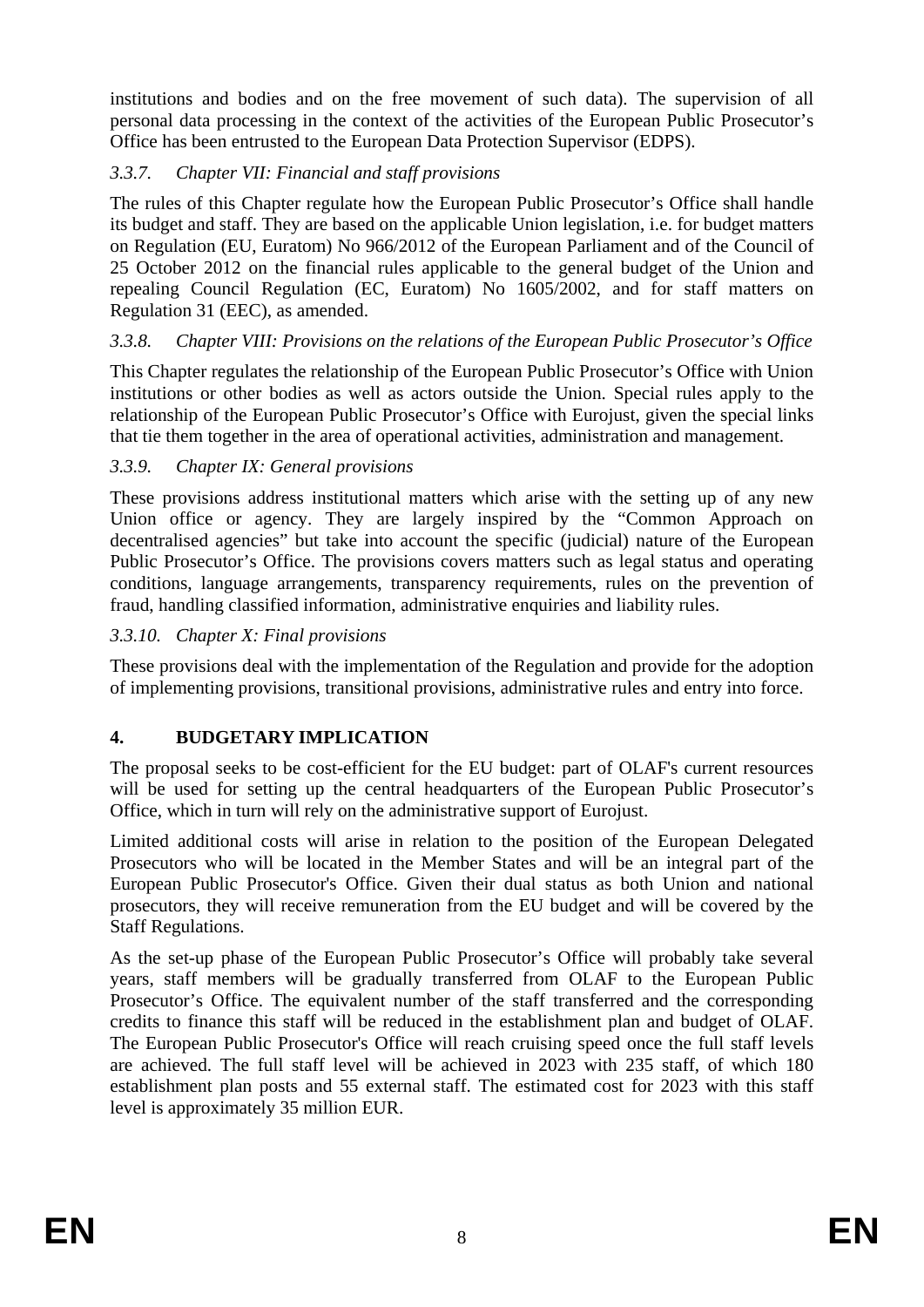institutions and bodies and on the free movement of such data). The supervision of all personal data processing in the context of the activities of the European Public Prosecutor's Office has been entrusted to the European Data Protection Supervisor (EDPS).

#### *3.3.7. Chapter VII: Financial and staff provisions*

The rules of this Chapter regulate how the European Public Prosecutor's Office shall handle its budget and staff. They are based on the applicable Union legislation, i.e. for budget matters on Regulation (EU, Euratom) No 966/2012 of the European Parliament and of the Council of 25 October 2012 on the financial rules applicable to the general budget of the Union and repealing Council Regulation (EC, Euratom) No 1605/2002, and for staff matters on Regulation 31 (EEC), as amended.

#### *3.3.8. Chapter VIII: Provisions on the relations of the European Public Prosecutor's Office*

This Chapter regulates the relationship of the European Public Prosecutor's Office with Union institutions or other bodies as well as actors outside the Union. Special rules apply to the relationship of the European Public Prosecutor's Office with Eurojust, given the special links that tie them together in the area of operational activities, administration and management.

#### *3.3.9. Chapter IX: General provisions*

These provisions address institutional matters which arise with the setting up of any new Union office or agency. They are largely inspired by the "Common Approach on decentralised agencies" but take into account the specific (judicial) nature of the European Public Prosecutor's Office. The provisions covers matters such as legal status and operating conditions, language arrangements, transparency requirements, rules on the prevention of fraud, handling classified information, administrative enquiries and liability rules.

#### *3.3.10. Chapter X: Final provisions*

These provisions deal with the implementation of the Regulation and provide for the adoption of implementing provisions, transitional provisions, administrative rules and entry into force.

## **4. BUDGETARY IMPLICATION**

The proposal seeks to be cost-efficient for the EU budget: part of OLAF's current resources will be used for setting up the central headquarters of the European Public Prosecutor's Office, which in turn will rely on the administrative support of Eurojust.

Limited additional costs will arise in relation to the position of the European Delegated Prosecutors who will be located in the Member States and will be an integral part of the European Public Prosecutor's Office. Given their dual status as both Union and national prosecutors, they will receive remuneration from the EU budget and will be covered by the Staff Regulations.

As the set-up phase of the European Public Prosecutor's Office will probably take several years, staff members will be gradually transferred from OLAF to the European Public Prosecutor's Office. The equivalent number of the staff transferred and the corresponding credits to finance this staff will be reduced in the establishment plan and budget of OLAF. The European Public Prosecutor's Office will reach cruising speed once the full staff levels are achieved. The full staff level will be achieved in 2023 with 235 staff, of which 180 establishment plan posts and 55 external staff. The estimated cost for 2023 with this staff level is approximately 35 million EUR.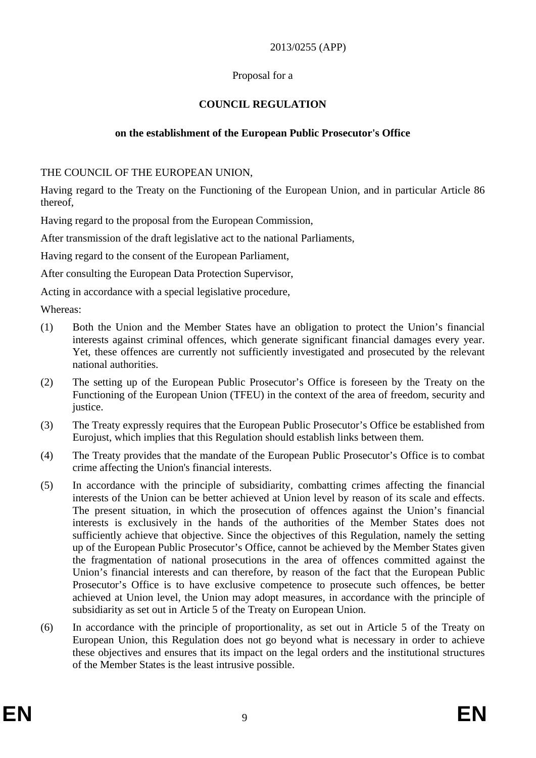2013/0255 (APP)

Proposal for a

**COUNCIL REGULATION**

**on the establishment of the European Public Prosecutor's Office**

THE COUNCIL OF THE EUROPEAN UNION,

Having regard to the Treaty on the Functioning of the European Union, and in particular Article 86 thereof,

Having regard to the proposal from the European Commission,

After transmission of the draft legislative act to the national Parliaments,

Having regard to the consent of the European Parliament,

After consulting the European Data Protection Supervisor,

Acting in accordance with a special legislative procedure,

Whereas:

(1) Both the Union and the Member States have an obligation to protect the Union's financial interests against criminal offences, which generate significant financial damages every year. Yet, these offences are currently not sufficiently investigated and prosecuted by the relevant national authorities.

(2) The setting up of the European Public Prosecutor's Office is foreseen by the Treaty on the Functioning of the European Union (TFEU) in the context of the area of freedom, security and justice.

(3) The Treaty expressly requires that the European Public Prosecutor's Office be established from Eurojust, which implies that this Regulation should establish links between them.

(4) The Treaty provides that the mandate of the European Public Prosecutor's Office is to combat crime affecting the Union's financial interests.

(5) In accordance with the principle of subsidiarity, combatting crimes affecting the financial interests of the Union can be better achieved at Union level by reason of its scale and effects. The present situation, in which the prosecution of offences against the Union's financial interests is exclusively in the hands of the authorities of the Member States does not sufficiently achieve that objective. Since the objectives of this Regulation, namely the setting up of the European Public Prosecutor's Office, cannot be achieved by the Member States given the fragmentation of national prosecutions in the area of offences committed against the Union's financial interests and can therefore, by reason of the fact that the European Public Prosecutor's Office is to have exclusive competence to prosecute such offences, be better achieved at Union level, the Union may adopt measures, in accordance with the principle of subsidiarity as set out in Article 5 of the Treaty on European Union.

(6) In accordance with the principle of proportionality, as set out in Article 5 of the Treaty on European Union, this Regulation does not go beyond what is necessary in order to achieve these objectives and ensures that its impact on the legal orders and the institutional structures of the Member States is the least intrusive possible.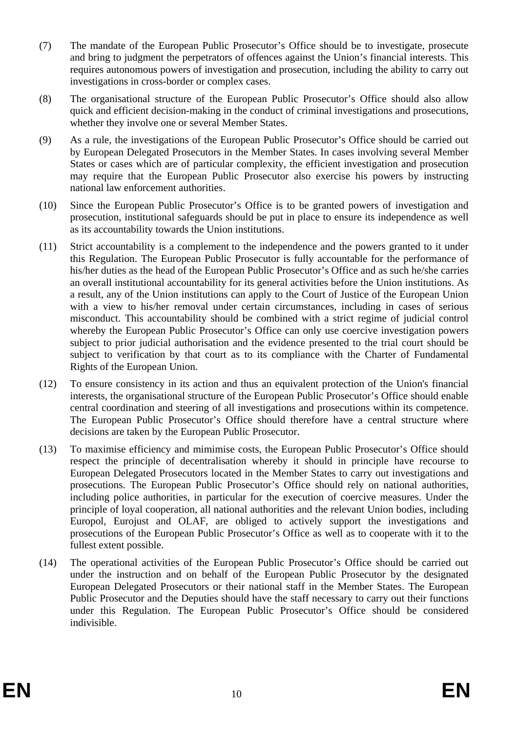(7) The mandate of the European Public Prosecutor's Office should be to investigate, prosecute and bring to judgment the perpetrators of offences against the Union's financial interests. This requires autonomous powers of investigation and prosecution, including the ability to carry out investigations in cross-border or complex cases.

(8) The organisational structure of the European Public Prosecutor's Office should also allow quick and efficient decision-making in the conduct of criminal investigations and prosecutions, whether they involve one or several Member States.

(9) As a rule, the investigations of the European Public Prosecutor's Office should be carried out by European Delegated Prosecutors in the Member States. In cases involving several Member States or cases which are of particular complexity, the efficient investigation and prosecution may require that the European Public Prosecutor also exercise his powers by instructing national law enforcement authorities.

(10) Since the European Public Prosecutor's Office is to be granted powers of investigation and prosecution, institutional safeguards should be put in place to ensure its independence as well as its accountability towards the Union institutions.

(11) Strict accountability is a complement to the independence and the powers granted to it under this Regulation. The European Public Prosecutor is fully accountable for the performance of his/her duties as the head of the European Public Prosecutor's Office and as such he/she carries an overall institutional accountability for its general activities before the Union institutions. As a result, any of the Union institutions can apply to the Court of Justice of the European Union with a view to his/her removal under certain circumstances, including in cases of serious misconduct. This accountability should be combined with a strict regime of judicial control whereby the European Public Prosecutor's Office can only use coercive investigation powers subject to prior judicial authorisation and the evidence presented to the trial court should be subject to verification by that court as to its compliance with the Charter of Fundamental Rights of the European Union.

(12) To ensure consistency in its action and thus an equivalent protection of the Union's financial interests, the organisational structure of the European Public Prosecutor's Office should enable central coordination and steering of all investigations and prosecutions within its competence. The European Public Prosecutor's Office should therefore have a central structure where decisions are taken by the European Public Prosecutor.

(13) To maximise efficiency and mimimise costs, the European Public Prosecutor's Office should respect the principle of decentralisation whereby it should in principle have recourse to European Delegated Prosecutors located in the Member States to carry out investigations and prosecutions. The European Public Prosecutor's Office should rely on national authorities, including police authorities, in particular for the execution of coercive measures. Under the principle of loyal cooperation, all national authorities and the relevant Union bodies, including Europol, Eurojust and OLAF, are obliged to actively support the investigations and prosecutions of the European Public Prosecutor's Office as well as to cooperate with it to the fullest extent possible.

(14) The operational activities of the European Public Prosecutor's Office should be carried out under the instruction and on behalf of the European Public Prosecutor by the designated European Delegated Prosecutors or their national staff in the Member States. The European Public Prosecutor and the Deputies should have the staff necessary to carry out their functions under this Regulation. The European Public Prosecutor's Office should be considered indivisible.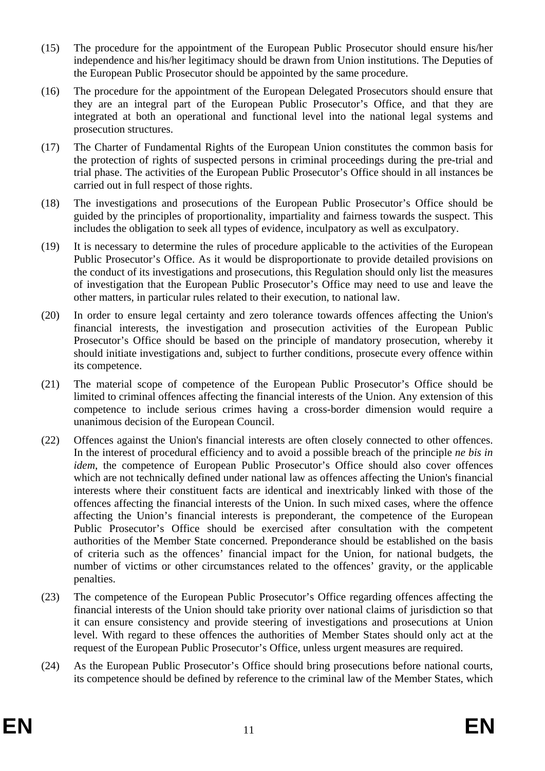(15) The procedure for the appointment of the European Public Prosecutor should ensure his/her independence and his/her legitimacy should be drawn from Union institutions. The Deputies of the European Public Prosecutor should be appointed by the same procedure.

(16) The procedure for the appointment of the European Delegated Prosecutors should ensure that they are an integral part of the European Public Prosecutor's Office, and that they are integrated at both an operational and functional level into the national legal systems and prosecution structures.

(17) The Charter of Fundamental Rights of the European Union constitutes the common basis for the protection of rights of suspected persons in criminal proceedings during the pre-trial and trial phase. The activities of the European Public Prosecutor's Office should in all instances be carried out in full respect of those rights.

(18) The investigations and prosecutions of the European Public Prosecutor's Office should be guided by the principles of proportionality, impartiality and fairness towards the suspect. This includes the obligation to seek all types of evidence, inculpatory as well as exculpatory.

(19) It is necessary to determine the rules of procedure applicable to the activities of the European Public Prosecutor's Office. As it would be disproportionate to provide detailed provisions on the conduct of its investigations and prosecutions, this Regulation should only list the measures of investigation that the European Public Prosecutor's Office may need to use and leave the other matters, in particular rules related to their execution, to national law.

(20) In order to ensure legal certainty and zero tolerance towards offences affecting the Union's financial interests, the investigation and prosecution activities of the European Public Prosecutor's Office should be based on the principle of mandatory prosecution, whereby it should initiate investigations and, subject to further conditions, prosecute every offence within its competence.

(21) The material scope of competence of the European Public Prosecutor's Office should be limited to criminal offences affecting the financial interests of the Union. Any extension of this competence to include serious crimes having a cross-border dimension would require a unanimous decision of the European Council.

(22) Offences against the Union's financial interests are often closely connected to other offences. In the interest of procedural efficiency and to avoid a possible breach of the principle *ne bis in idem*, the competence of European Public Prosecutor's Office should also cover offences which are not technically defined under national law as offences affecting the Union's financial interests where their constituent facts are identical and inextricably linked with those of the offences affecting the financial interests of the Union. In such mixed cases, where the offence affecting the Union's financial interests is preponderant, the competence of the European Public Prosecutor's Office should be exercised after consultation with the competent authorities of the Member State concerned. Preponderance should be established on the basis of criteria such as the offences' financial impact for the Union, for national budgets, the number of victims or other circumstances related to the offences' gravity, or the applicable penalties.

(23) The competence of the European Public Prosecutor's Office regarding offences affecting the financial interests of the Union should take priority over national claims of jurisdiction so that it can ensure consistency and provide steering of investigations and prosecutions at Union level. With regard to these offences the authorities of Member States should only act at the request of the European Public Prosecutor's Office, unless urgent measures are required.

(24) As the European Public Prosecutor's Office should bring prosecutions before national courts, its competence should be defined by reference to the criminal law of the Member States, which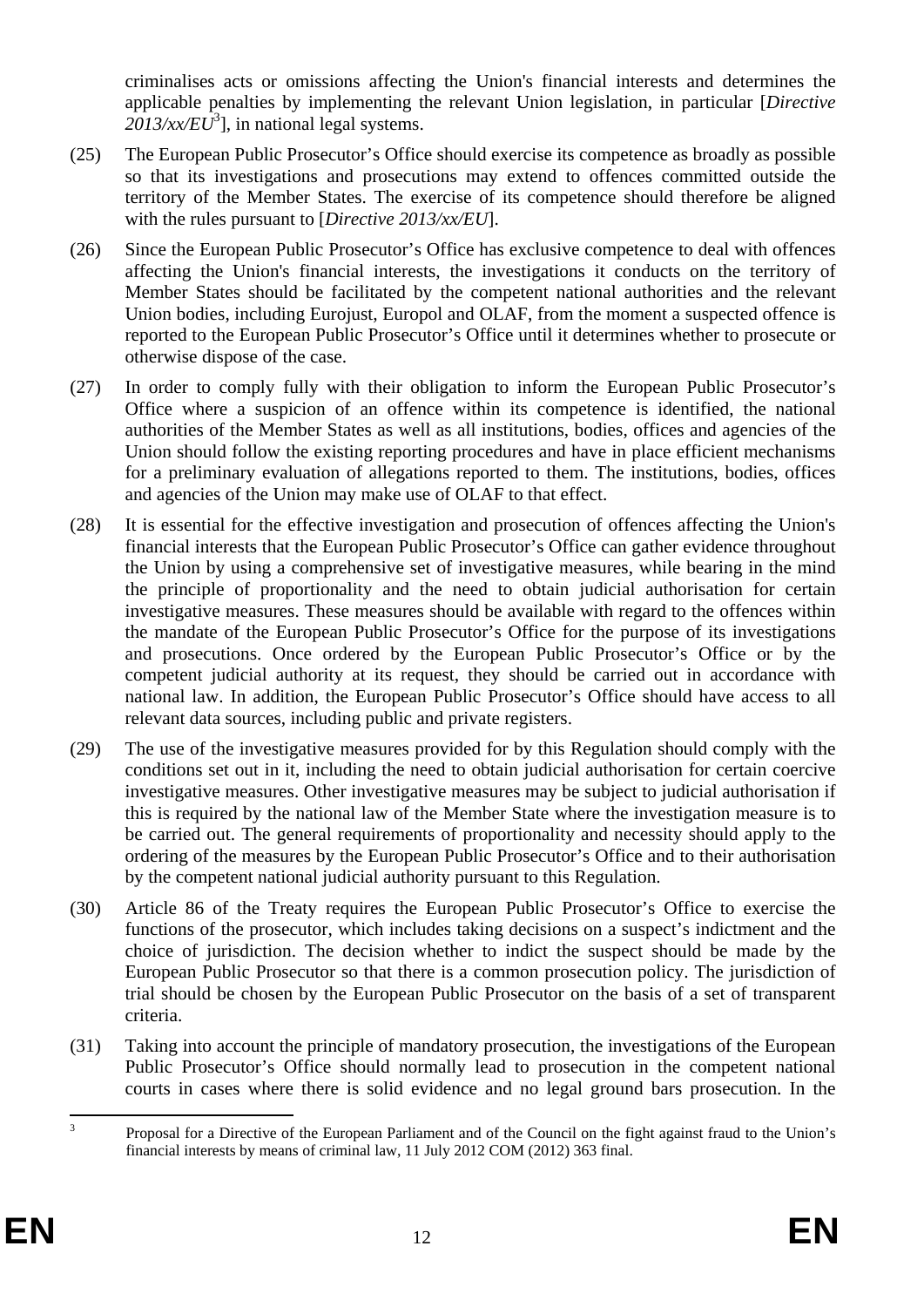criminalises acts or omissions affecting the Union's financial interests and determines the applicable penalties by implementing the relevant Union legislation, in particular [*Directive 2013/xx/EU*[3]], in national legal systems.

(25) The European Public Prosecutor's Office should exercise its competence as broadly as possible so that its investigations and prosecutions may extend to offences committed outside the territory of the Member States. The exercise of its competence should therefore be aligned with the rules pursuant to [*Directive 2013/xx/EU*].

(26) Since the European Public Prosecutor's Office has exclusive competence to deal with offences affecting the Union's financial interests, the investigations it conducts on the territory of Member States should be facilitated by the competent national authorities and the relevant Union bodies, including Eurojust, Europol and OLAF, from the moment a suspected offence is reported to the European Public Prosecutor's Office until it determines whether to prosecute or otherwise dispose of the case.

(27) In order to comply fully with their obligation to inform the European Public Prosecutor's Office where a suspicion of an offence within its competence is identified, the national authorities of the Member States as well as all institutions, bodies, offices and agencies of the Union should follow the existing reporting procedures and have in place efficient mechanisms for a preliminary evaluation of allegations reported to them. The institutions, bodies, offices and agencies of the Union may make use of OLAF to that effect.

(28) It is essential for the effective investigation and prosecution of offences affecting the Union's financial interests that the European Public Prosecutor's Office can gather evidence throughout the Union by using a comprehensive set of investigative measures, while bearing in the mind the principle of proportionality and the need to obtain judicial authorisation for certain investigative measures. These measures should be available with regard to the offences within the mandate of the European Public Prosecutor's Office for the purpose of its investigations and prosecutions. Once ordered by the European Public Prosecutor's Office or by the competent judicial authority at its request, they should be carried out in accordance with national law. In addition, the European Public Prosecutor's Office should have access to all relevant data sources, including public and private registers.

(29) The use of the investigative measures provided for by this Regulation should comply with the conditions set out in it, including the need to obtain judicial authorisation for certain coercive investigative measures. Other investigative measures may be subject to judicial authorisation if this is required by the national law of the Member State where the investigation measure is to be carried out. The general requirements of proportionality and necessity should apply to the ordering of the measures by the European Public Prosecutor's Office and to their authorisation by the competent national judicial authority pursuant to this Regulation.

(30) Article 86 of the Treaty requires the European Public Prosecutor's Office to exercise the functions of the prosecutor, which includes taking decisions on a suspect's indictment and the choice of jurisdiction. The decision whether to indict the suspect should be made by the European Public Prosecutor so that there is a common prosecution policy. The jurisdiction of trial should be chosen by the European Public Prosecutor on the basis of a set of transparent criteria.

(31) Taking into account the principle of mandatory prosecution, the investigations of the European Public Prosecutor's Office should normally lead to prosecution in the competent national courts in cases where there is solid evidence and no legal ground bars prosecution. In the

---

[3] Proposal for a Directive of the European Parliament and of the Council on the fight against fraud to the Union's financial interests by means of criminal law, 11 July 2012 COM (2012) 363 final.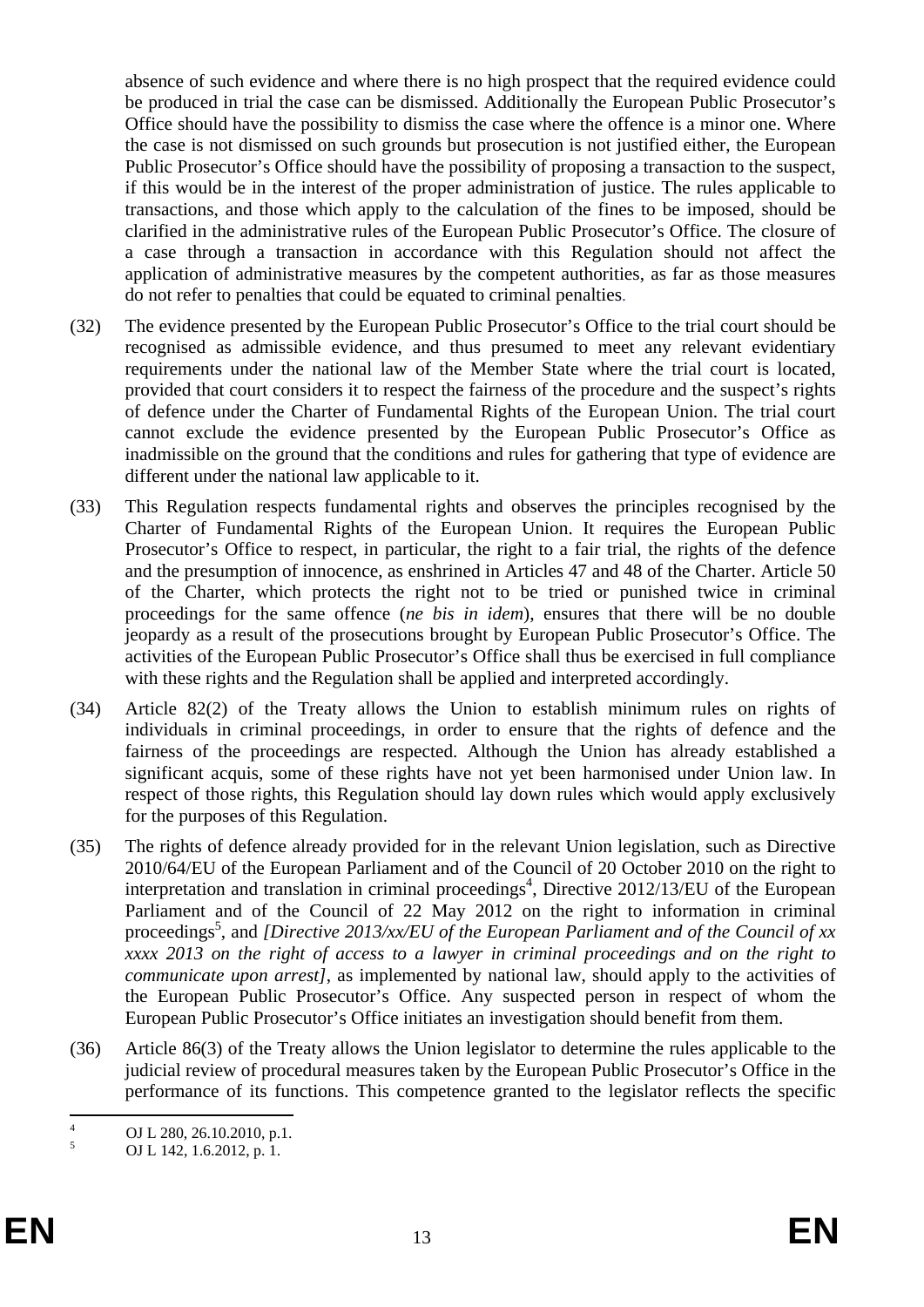absence of such evidence and where there is no high prospect that the required evidence could be produced in trial the case can be dismissed. Additionally the European Public Prosecutor's Office should have the possibility to dismiss the case where the offence is a minor one. Where the case is not dismissed on such grounds but prosecution is not justified either, the European Public Prosecutor's Office should have the possibility of proposing a transaction to the suspect, if this would be in the interest of the proper administration of justice. The rules applicable to transactions, and those which apply to the calculation of the fines to be imposed, should be clarified in the administrative rules of the European Public Prosecutor's Office. The closure of a case through a transaction in accordance with this Regulation should not affect the application of administrative measures by the competent authorities, as far as those measures do not refer to penalties that could be equated to criminal penalties.

(32) The evidence presented by the European Public Prosecutor's Office to the trial court should be recognised as admissible evidence, and thus presumed to meet any relevant evidentiary requirements under the national law of the Member State where the trial court is located, provided that court considers it to respect the fairness of the procedure and the suspect's rights of defence under the Charter of Fundamental Rights of the European Union. The trial court cannot exclude the evidence presented by the European Public Prosecutor's Office as inadmissible on the ground that the conditions and rules for gathering that type of evidence are different under the national law applicable to it.

(33) This Regulation respects fundamental rights and observes the principles recognised by the Charter of Fundamental Rights of the European Union. It requires the European Public Prosecutor's Office to respect, in particular, the right to a fair trial, the rights of the defence and the presumption of innocence, as enshrined in Articles 47 and 48 of the Charter. Article 50 of the Charter, which protects the right not to be tried or punished twice in criminal proceedings for the same offence (*ne bis in idem*), ensures that there will be no double jeopardy as a result of the prosecutions brought by European Public Prosecutor's Office. The activities of the European Public Prosecutor's Office shall thus be exercised in full compliance with these rights and the Regulation shall be applied and interpreted accordingly.

(34) Article 82(2) of the Treaty allows the Union to establish minimum rules on rights of individuals in criminal proceedings, in order to ensure that the rights of defence and the fairness of the proceedings are respected. Although the Union has already established a significant acquis, some of these rights have not yet been harmonised under Union law. In respect of those rights, this Regulation should lay down rules which would apply exclusively for the purposes of this Regulation.

(35) The rights of defence already provided for in the relevant Union legislation, such as Directive 2010/64/EU of the European Parliament and of the Council of 20 October 2010 on the right to interpretation and translation in criminal proceedings[4], Directive 2012/13/EU of the European Parliament and of the Council of 22 May 2012 on the right to information in criminal proceedings[5], and *[Directive 2013/xx/EU of the European Parliament and of the Council of xx xxxx 2013 on the right of access to a lawyer in criminal proceedings and on the right to communicate upon arrest]*, as implemented by national law, should apply to the activities of the European Public Prosecutor's Office. Any suspected person in respect of whom the European Public Prosecutor's Office initiates an investigation should benefit from them.

(36) Article 86(3) of the Treaty allows the Union legislator to determine the rules applicable to the judicial review of procedural measures taken by the European Public Prosecutor's Office in the performance of its functions. This competence granted to the legislator reflects the specific

[4] OJ L 280, 26.10.2010, p.1.

[5] OJ L 142, 1.6.2012, p. 1.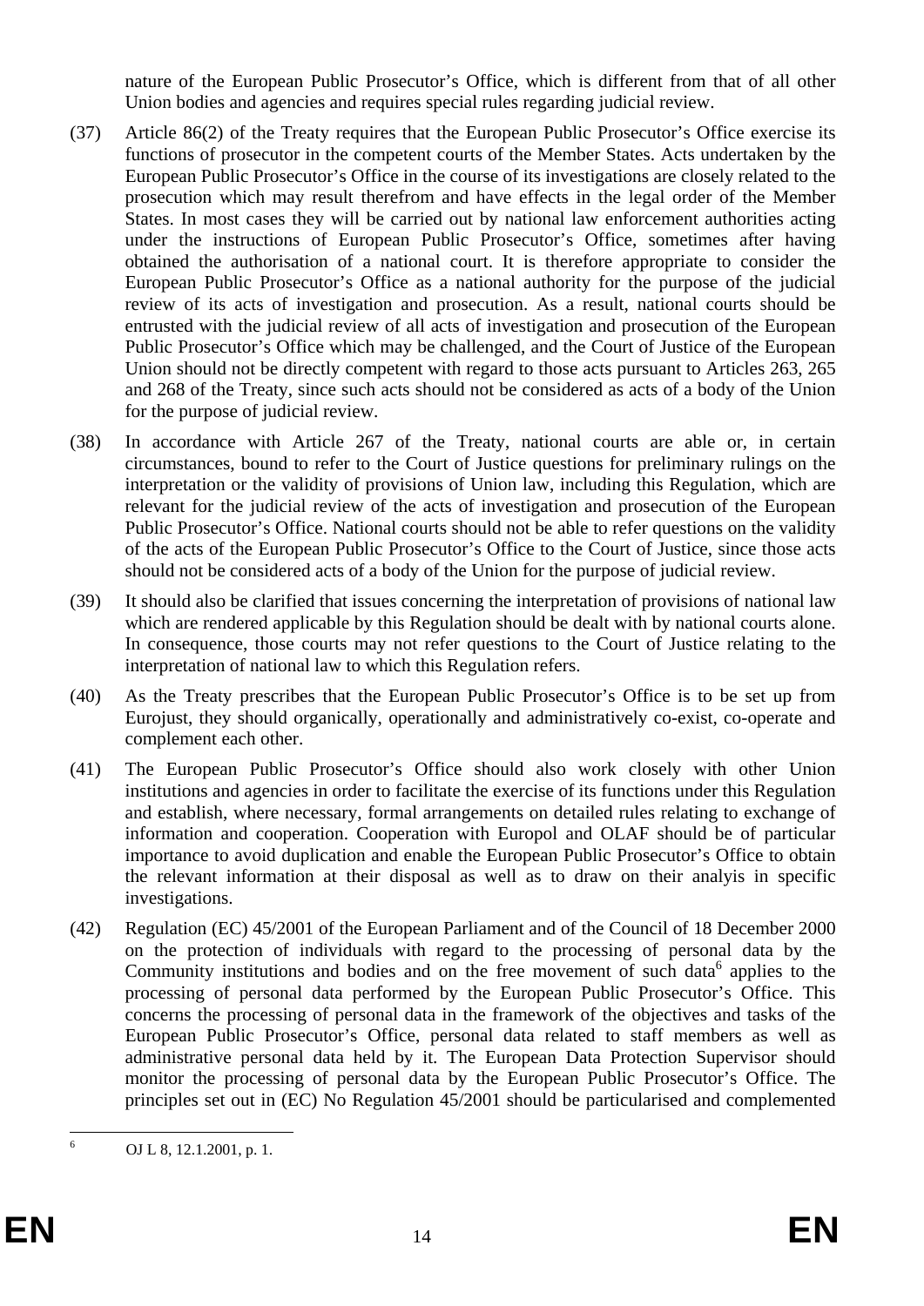nature of the European Public Prosecutor's Office, which is different from that of all other Union bodies and agencies and requires special rules regarding judicial review.

(37) Article 86(2) of the Treaty requires that the European Public Prosecutor's Office exercise its functions of prosecutor in the competent courts of the Member States. Acts undertaken by the European Public Prosecutor's Office in the course of its investigations are closely related to the prosecution which may result therefrom and have effects in the legal order of the Member States. In most cases they will be carried out by national law enforcement authorities acting under the instructions of European Public Prosecutor's Office, sometimes after having obtained the authorisation of a national court. It is therefore appropriate to consider the European Public Prosecutor's Office as a national authority for the purpose of the judicial review of its acts of investigation and prosecution. As a result, national courts should be entrusted with the judicial review of all acts of investigation and prosecution of the European Public Prosecutor's Office which may be challenged, and the Court of Justice of the European Union should not be directly competent with regard to those acts pursuant to Articles 263, 265 and 268 of the Treaty, since such acts should not be considered as acts of a body of the Union for the purpose of judicial review.

(38) In accordance with Article 267 of the Treaty, national courts are able or, in certain circumstances, bound to refer to the Court of Justice questions for preliminary rulings on the interpretation or the validity of provisions of Union law, including this Regulation, which are relevant for the judicial review of the acts of investigation and prosecution of the European Public Prosecutor's Office. National courts should not be able to refer questions on the validity of the acts of the European Public Prosecutor's Office to the Court of Justice, since those acts should not be considered acts of a body of the Union for the purpose of judicial review.

(39) It should also be clarified that issues concerning the interpretation of provisions of national law which are rendered applicable by this Regulation should be dealt with by national courts alone. In consequence, those courts may not refer questions to the Court of Justice relating to the interpretation of national law to which this Regulation refers.

(40) As the Treaty prescribes that the European Public Prosecutor's Office is to be set up from Eurojust, they should organically, operationally and administratively co-exist, co-operate and complement each other.

(41) The European Public Prosecutor's Office should also work closely with other Union institutions and agencies in order to facilitate the exercise of its functions under this Regulation and establish, where necessary, formal arrangements on detailed rules relating to exchange of information and cooperation. Cooperation with Europol and OLAF should be of particular importance to avoid duplication and enable the European Public Prosecutor's Office to obtain the relevant information at their disposal as well as to draw on their analyis in specific investigations.

(42) Regulation (EC) 45/2001 of the European Parliament and of the Council of 18 December 2000 on the protection of individuals with regard to the processing of personal data by the Community institutions and bodies and on the free movement of such data[6] applies to the processing of personal data performed by the European Public Prosecutor's Office. This concerns the processing of personal data in the framework of the objectives and tasks of the European Public Prosecutor's Office, personal data related to staff members as well as administrative personal data held by it. The European Data Protection Supervisor should monitor the processing of personal data by the European Public Prosecutor's Office. The principles set out in (EC) No Regulation 45/2001 should be particularised and complemented

[6] OJ L 8, 12.1.2001, p. 1.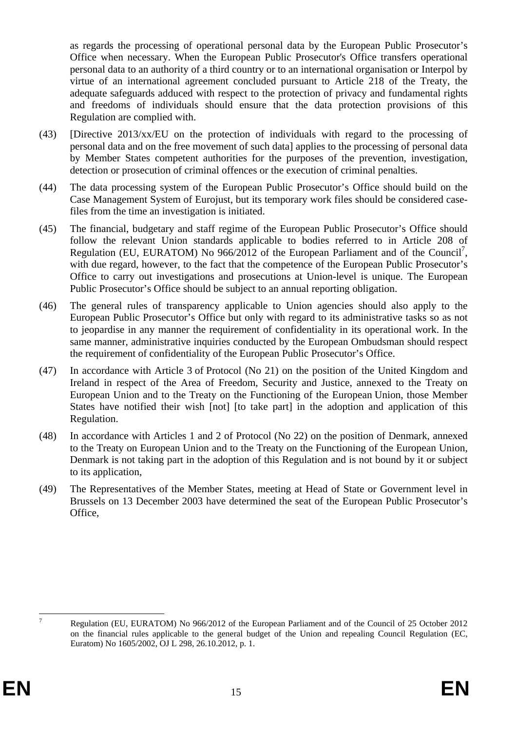as regards the processing of operational personal data by the European Public Prosecutor's Office when necessary. When the European Public Prosecutor's Office transfers operational personal data to an authority of a third country or to an international organisation or Interpol by virtue of an international agreement concluded pursuant to Article 218 of the Treaty, the adequate safeguards adduced with respect to the protection of privacy and fundamental rights and freedoms of individuals should ensure that the data protection provisions of this Regulation are complied with.

(43) [Directive 2013/xx/EU on the protection of individuals with regard to the processing of personal data and on the free movement of such data] applies to the processing of personal data by Member States competent authorities for the purposes of the prevention, investigation, detection or prosecution of criminal offences or the execution of criminal penalties.

(44) The data processing system of the European Public Prosecutor's Office should build on the Case Management System of Eurojust, but its temporary work files should be considered case-files from the time an investigation is initiated.

(45) The financial, budgetary and staff regime of the European Public Prosecutor's Office should follow the relevant Union standards applicable to bodies referred to in Article 208 of Regulation (EU, EURATOM) No 966/2012 of the European Parliament and of the Council[7], with due regard, however, to the fact that the competence of the European Public Prosecutor's Office to carry out investigations and prosecutions at Union-level is unique. The European Public Prosecutor's Office should be subject to an annual reporting obligation.

(46) The general rules of transparency applicable to Union agencies should also apply to the European Public Prosecutor's Office but only with regard to its administrative tasks so as not to jeopardise in any manner the requirement of confidentiality in its operational work. In the same manner, administrative inquiries conducted by the European Ombudsman should respect the requirement of confidentiality of the European Public Prosecutor's Office.

(47) In accordance with Article 3 of Protocol (No 21) on the position of the United Kingdom and Ireland in respect of the Area of Freedom, Security and Justice, annexed to the Treaty on European Union and to the Treaty on the Functioning of the European Union, those Member States have notified their wish [not] [to take part] in the adoption and application of this Regulation.

(48) In accordance with Articles 1 and 2 of Protocol (No 22) on the position of Denmark, annexed to the Treaty on European Union and to the Treaty on the Functioning of the European Union, Denmark is not taking part in the adoption of this Regulation and is not bound by it or subject to its application,

(49) The Representatives of the Member States, meeting at Head of State or Government level in Brussels on 13 December 2003 have determined the seat of the European Public Prosecutor's Office,

---

[7] Regulation (EU, EURATOM) No 966/2012 of the European Parliament and of the Council of 25 October 2012 on the financial rules applicable to the general budget of the Union and repealing Council Regulation (EC, Euratom) No 1605/2002, OJ L 298, 26.10.2012, p. 1.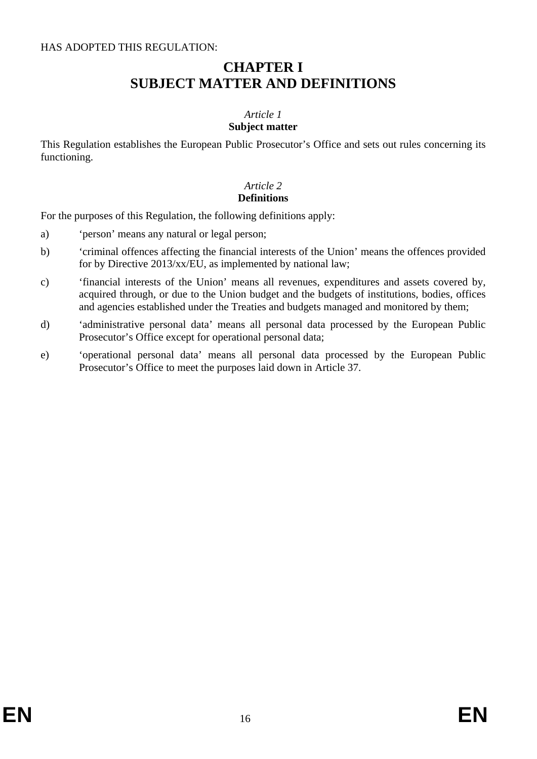HAS ADOPTED THIS REGULATION:

# CHAPTER I
# SUBJECT MATTER AND DEFINITIONS

### *Article 1*
### Subject matter

This Regulation establishes the European Public Prosecutor's Office and sets out rules concerning its functioning.

### *Article 2*
### Definitions

For the purposes of this Regulation, the following definitions apply:

a) 'person' means any natural or legal person;

b) 'criminal offences affecting the financial interests of the Union' means the offences provided for by Directive 2013/xx/EU, as implemented by national law;

c) 'financial interests of the Union' means all revenues, expenditures and assets covered by, acquired through, or due to the Union budget and the budgets of institutions, bodies, offices and agencies established under the Treaties and budgets managed and monitored by them;

d) 'administrative personal data' means all personal data processed by the European Public Prosecutor's Office except for operational personal data;

e) 'operational personal data' means all personal data processed by the European Public Prosecutor's Office to meet the purposes laid down in Article 37.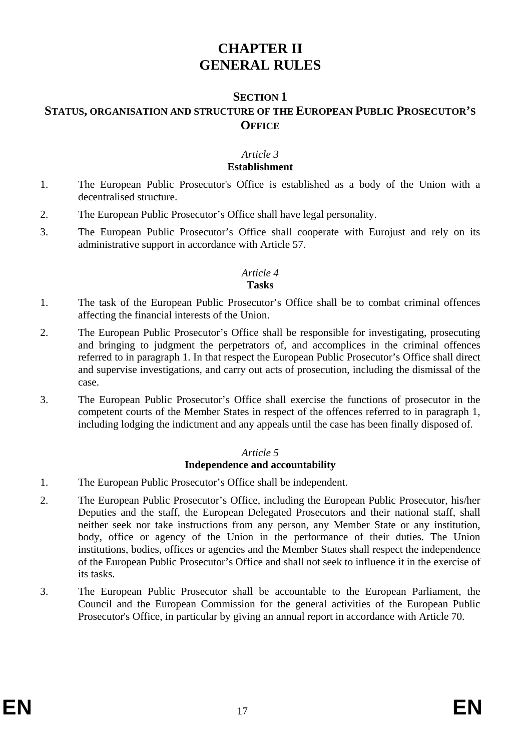# CHAPTER II
# GENERAL RULES

## SECTION 1
## STATUS, ORGANISATION AND STRUCTURE OF THE EUROPEAN PUBLIC PROSECUTOR'S OFFICE

*Article 3*
**Establishment**

1. The European Public Prosecutor's Office is established as a body of the Union with a decentralised structure.
2. The European Public Prosecutor's Office shall have legal personality.
3. The European Public Prosecutor's Office shall cooperate with Eurojust and rely on its administrative support in accordance with Article 57.

*Article 4*
**Tasks**

1. The task of the European Public Prosecutor's Office shall be to combat criminal offences affecting the financial interests of the Union.
2. The European Public Prosecutor's Office shall be responsible for investigating, prosecuting and bringing to judgment the perpetrators of, and accomplices in the criminal offences referred to in paragraph 1. In that respect the European Public Prosecutor's Office shall direct and supervise investigations, and carry out acts of prosecution, including the dismissal of the case.
3. The European Public Prosecutor's Office shall exercise the functions of prosecutor in the competent courts of the Member States in respect of the offences referred to in paragraph 1, including lodging the indictment and any appeals until the case has been finally disposed of.

*Article 5*
**Independence and accountability**

1. The European Public Prosecutor's Office shall be independent.
2. The European Public Prosecutor's Office, including the European Public Prosecutor, his/her Deputies and the staff, the European Delegated Prosecutors and their national staff, shall neither seek nor take instructions from any person, any Member State or any institution, body, office or agency of the Union in the performance of their duties. The Union institutions, bodies, offices or agencies and the Member States shall respect the independence of the European Public Prosecutor's Office and shall not seek to influence it in the exercise of its tasks.
3. The European Public Prosecutor shall be accountable to the European Parliament, the Council and the European Commission for the general activities of the European Public Prosecutor's Office, in particular by giving an annual report in accordance with Article 70.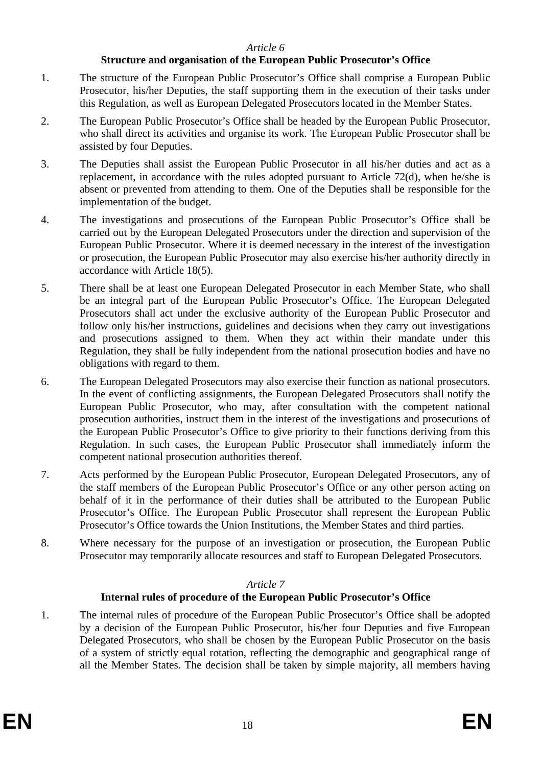*Article 6*

**Structure and organisation of the European Public Prosecutor's Office**

1. The structure of the European Public Prosecutor's Office shall comprise a European Public Prosecutor, his/her Deputies, the staff supporting them in the execution of their tasks under this Regulation, as well as European Delegated Prosecutors located in the Member States.

2. The European Public Prosecutor's Office shall be headed by the European Public Prosecutor, who shall direct its activities and organise its work. The European Public Prosecutor shall be assisted by four Deputies.

3. The Deputies shall assist the European Public Prosecutor in all his/her duties and act as a replacement, in accordance with the rules adopted pursuant to Article 72(d), when he/she is absent or prevented from attending to them. One of the Deputies shall be responsible for the implementation of the budget.

4. The investigations and prosecutions of the European Public Prosecutor's Office shall be carried out by the European Delegated Prosecutors under the direction and supervision of the European Public Prosecutor. Where it is deemed necessary in the interest of the investigation or prosecution, the European Public Prosecutor may also exercise his/her authority directly in accordance with Article 18(5).

5. There shall be at least one European Delegated Prosecutor in each Member State, who shall be an integral part of the European Public Prosecutor's Office. The European Delegated Prosecutors shall act under the exclusive authority of the European Public Prosecutor and follow only his/her instructions, guidelines and decisions when they carry out investigations and prosecutions assigned to them. When they act within their mandate under this Regulation, they shall be fully independent from the national prosecution bodies and have no obligations with regard to them.

6. The European Delegated Prosecutors may also exercise their function as national prosecutors. In the event of conflicting assignments, the European Delegated Prosecutors shall notify the European Public Prosecutor, who may, after consultation with the competent national prosecution authorities, instruct them in the interest of the investigations and prosecutions of the European Public Prosecutor's Office to give priority to their functions deriving from this Regulation. In such cases, the European Public Prosecutor shall immediately inform the competent national prosecution authorities thereof.

7. Acts performed by the European Public Prosecutor, European Delegated Prosecutors, any of the staff members of the European Public Prosecutor's Office or any other person acting on behalf of it in the performance of their duties shall be attributed to the European Public Prosecutor's Office. The European Public Prosecutor shall represent the European Public Prosecutor's Office towards the Union Institutions, the Member States and third parties.

8. Where necessary for the purpose of an investigation or prosecution, the European Public Prosecutor may temporarily allocate resources and staff to European Delegated Prosecutors.

*Article 7*

**Internal rules of procedure of the European Public Prosecutor's Office**

1. The internal rules of procedure of the European Public Prosecutor's Office shall be adopted by a decision of the European Public Prosecutor, his/her four Deputies and five European Delegated Prosecutors, who shall be chosen by the European Public Prosecutor on the basis of a system of strictly equal rotation, reflecting the demographic and geographical range of all the Member States. The decision shall be taken by simple majority, all members having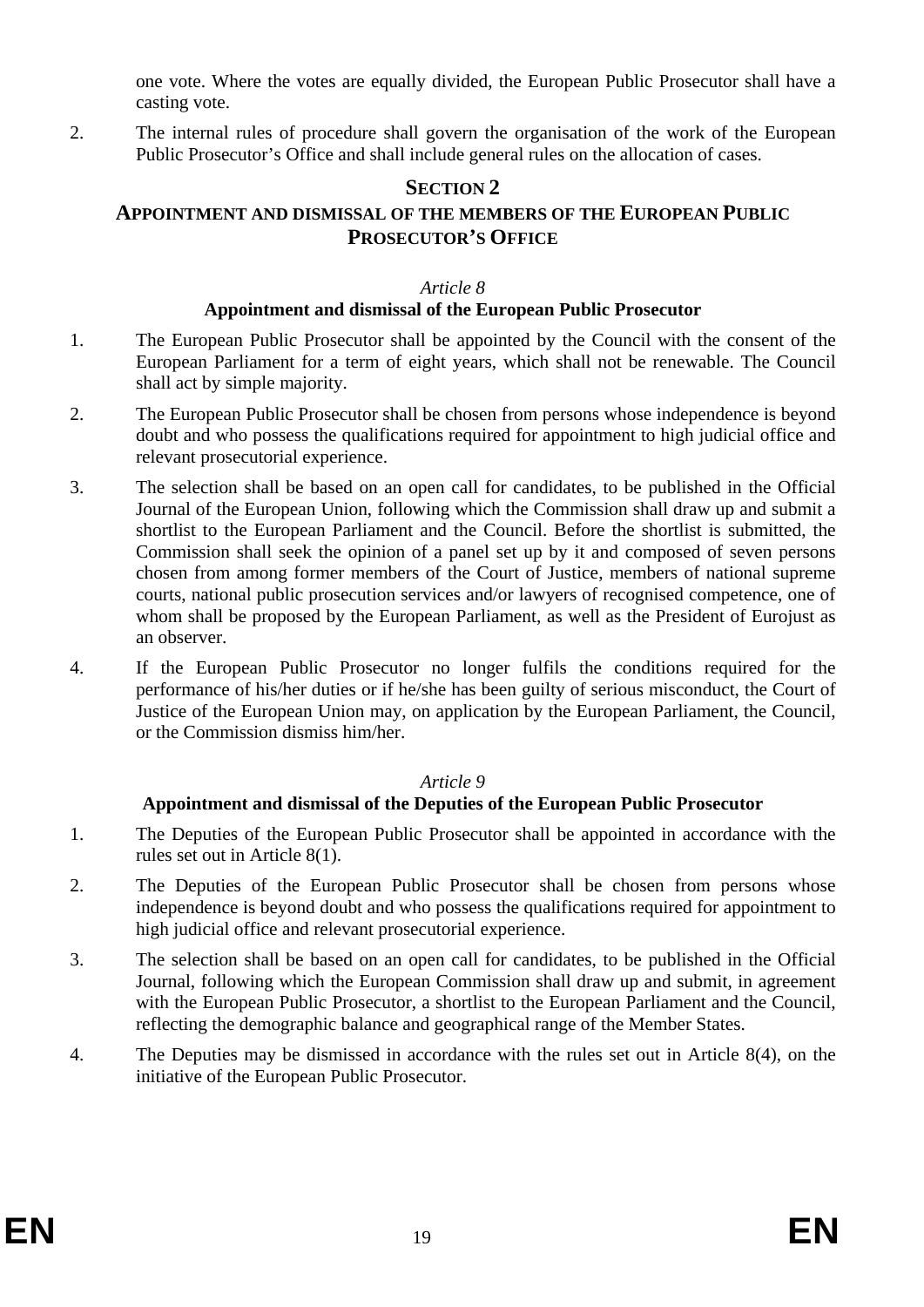one vote. Where the votes are equally divided, the European Public Prosecutor shall have a casting vote.

2. The internal rules of procedure shall govern the organisation of the work of the European Public Prosecutor's Office and shall include general rules on the allocation of cases.

## SECTION 2
## APPOINTMENT AND DISMISSAL OF THE MEMBERS OF THE EUROPEAN PUBLIC PROSECUTOR'S OFFICE

*Article 8*

**Appointment and dismissal of the European Public Prosecutor**

1. The European Public Prosecutor shall be appointed by the Council with the consent of the European Parliament for a term of eight years, which shall not be renewable. The Council shall act by simple majority.

2. The European Public Prosecutor shall be chosen from persons whose independence is beyond doubt and who possess the qualifications required for appointment to high judicial office and relevant prosecutorial experience.

3. The selection shall be based on an open call for candidates, to be published in the Official Journal of the European Union, following which the Commission shall draw up and submit a shortlist to the European Parliament and the Council. Before the shortlist is submitted, the Commission shall seek the opinion of a panel set up by it and composed of seven persons chosen from among former members of the Court of Justice, members of national supreme courts, national public prosecution services and/or lawyers of recognised competence, one of whom shall be proposed by the European Parliament, as well as the President of Eurojust as an observer.

4. If the European Public Prosecutor no longer fulfils the conditions required for the performance of his/her duties or if he/she has been guilty of serious misconduct, the Court of Justice of the European Union may, on application by the European Parliament, the Council, or the Commission dismiss him/her.

*Article 9*

**Appointment and dismissal of the Deputies of the European Public Prosecutor**

1. The Deputies of the European Public Prosecutor shall be appointed in accordance with the rules set out in Article 8(1).

2. The Deputies of the European Public Prosecutor shall be chosen from persons whose independence is beyond doubt and who possess the qualifications required for appointment to high judicial office and relevant prosecutorial experience.

3. The selection shall be based on an open call for candidates, to be published in the Official Journal, following which the European Commission shall draw up and submit, in agreement with the European Public Prosecutor, a shortlist to the European Parliament and the Council, reflecting the demographic balance and geographical range of the Member States.

4. The Deputies may be dismissed in accordance with the rules set out in Article 8(4), on the initiative of the European Public Prosecutor.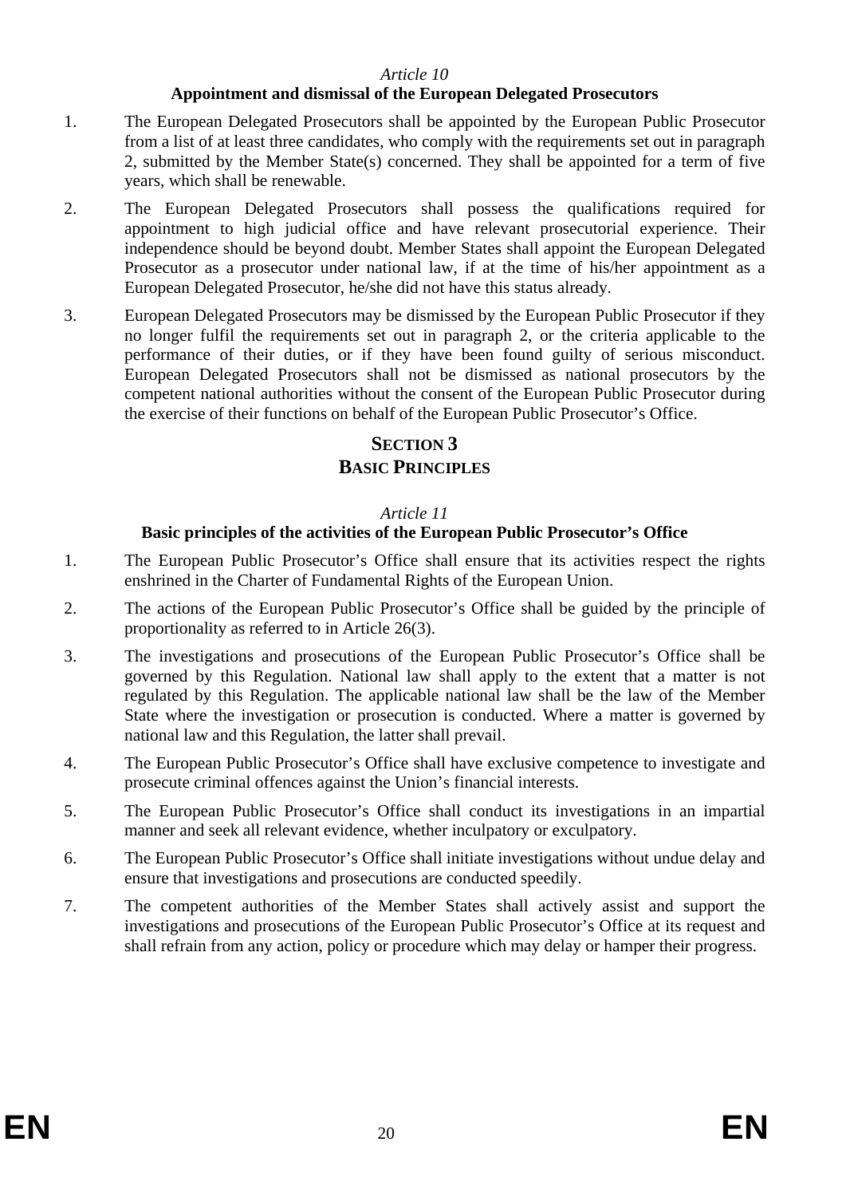*Article 10*

### Appointment and dismissal of the European Delegated Prosecutors

1. The European Delegated Prosecutors shall be appointed by the European Public Prosecutor from a list of at least three candidates, who comply with the requirements set out in paragraph 2, submitted by the Member State(s) concerned. They shall be appointed for a term of five years, which shall be renewable.

2. The European Delegated Prosecutors shall possess the qualifications required for appointment to high judicial office and have relevant prosecutorial experience. Their independence should be beyond doubt. Member States shall appoint the European Delegated Prosecutor as a prosecutor under national law, if at the time of his/her appointment as a European Delegated Prosecutor, he/she did not have this status already.

3. European Delegated Prosecutors may be dismissed by the European Public Prosecutor if they no longer fulfil the requirements set out in paragraph 2, or the criteria applicable to the performance of their duties, or if they have been found guilty of serious misconduct. European Delegated Prosecutors shall not be dismissed as national prosecutors by the competent national authorities without the consent of the European Public Prosecutor during the exercise of their functions on behalf of the European Public Prosecutor's Office.

## SECTION 3
## BASIC PRINCIPLES

*Article 11*

### Basic principles of the activities of the European Public Prosecutor's Office

1. The European Public Prosecutor's Office shall ensure that its activities respect the rights enshrined in the Charter of Fundamental Rights of the European Union.

2. The actions of the European Public Prosecutor's Office shall be guided by the principle of proportionality as referred to in Article 26(3).

3. The investigations and prosecutions of the European Public Prosecutor's Office shall be governed by this Regulation. National law shall apply to the extent that a matter is not regulated by this Regulation. The applicable national law shall be the law of the Member State where the investigation or prosecution is conducted. Where a matter is governed by national law and this Regulation, the latter shall prevail.

4. The European Public Prosecutor's Office shall have exclusive competence to investigate and prosecute criminal offences against the Union's financial interests.

5. The European Public Prosecutor's Office shall conduct its investigations in an impartial manner and seek all relevant evidence, whether inculpatory or exculpatory.

6. The European Public Prosecutor's Office shall initiate investigations without undue delay and ensure that investigations and prosecutions are conducted speedily.

7. The competent authorities of the Member States shall actively assist and support the investigations and prosecutions of the European Public Prosecutor's Office at its request and shall refrain from any action, policy or procedure which may delay or hamper their progress.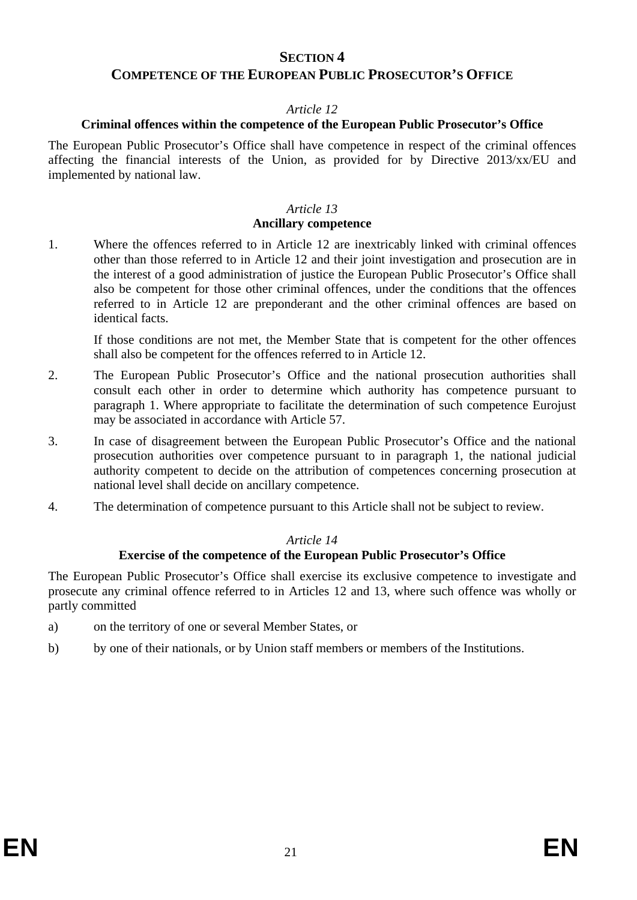## SECTION 4
## COMPETENCE OF THE EUROPEAN PUBLIC PROSECUTOR'S OFFICE

*Article 12*

**Criminal offences within the competence of the European Public Prosecutor's Office**

The European Public Prosecutor's Office shall have competence in respect of the criminal offences affecting the financial interests of the Union, as provided for by Directive 2013/xx/EU and implemented by national law.

*Article 13*

**Ancillary competence**

1. Where the offences referred to in Article 12 are inextricably linked with criminal offences other than those referred to in Article 12 and their joint investigation and prosecution are in the interest of a good administration of justice the European Public Prosecutor's Office shall also be competent for those other criminal offences, under the conditions that the offences referred to in Article 12 are preponderant and the other criminal offences are based on identical facts.

   If those conditions are not met, the Member State that is competent for the other offences shall also be competent for the offences referred to in Article 12.

2. The European Public Prosecutor's Office and the national prosecution authorities shall consult each other in order to determine which authority has competence pursuant to paragraph 1. Where appropriate to facilitate the determination of such competence Eurojust may be associated in accordance with Article 57.

3. In case of disagreement between the European Public Prosecutor's Office and the national prosecution authorities over competence pursuant to in paragraph 1, the national judicial authority competent to decide on the attribution of competences concerning prosecution at national level shall decide on ancillary competence.

4. The determination of competence pursuant to this Article shall not be subject to review.

*Article 14*

**Exercise of the competence of the European Public Prosecutor's Office**

The European Public Prosecutor's Office shall exercise its exclusive competence to investigate and prosecute any criminal offence referred to in Articles 12 and 13, where such offence was wholly or partly committed

a) on the territory of one or several Member States, or

b) by one of their nationals, or by Union staff members or members of the Institutions.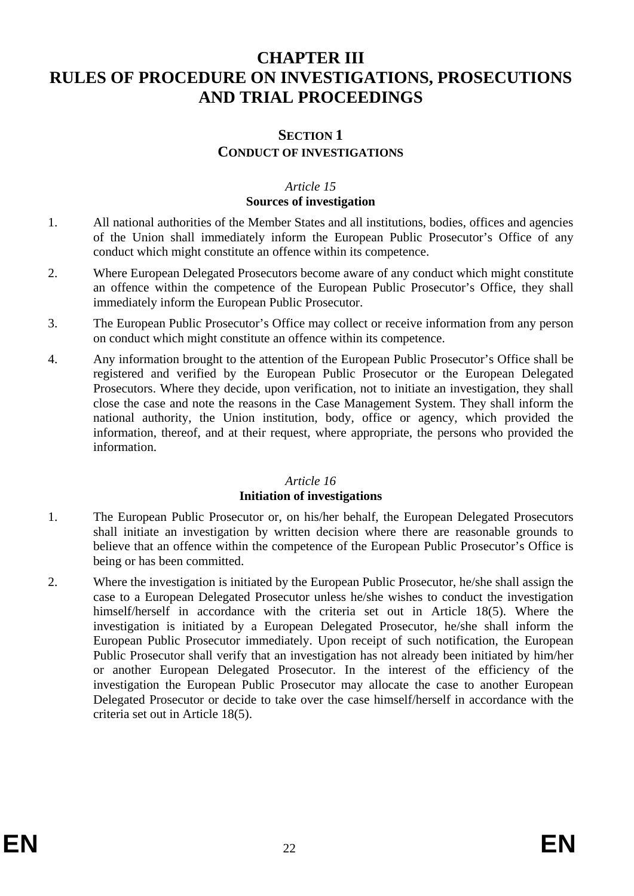# CHAPTER III
# RULES OF PROCEDURE ON INVESTIGATIONS, PROSECUTIONS AND TRIAL PROCEEDINGS

## SECTION 1
## CONDUCT OF INVESTIGATIONS

### *Article 15*
### Sources of investigation

1. All national authorities of the Member States and all institutions, bodies, offices and agencies of the Union shall immediately inform the European Public Prosecutor's Office of any conduct which might constitute an offence within its competence.

2. Where European Delegated Prosecutors become aware of any conduct which might constitute an offence within the competence of the European Public Prosecutor's Office, they shall immediately inform the European Public Prosecutor.

3. The European Public Prosecutor's Office may collect or receive information from any person on conduct which might constitute an offence within its competence.

4. Any information brought to the attention of the European Public Prosecutor's Office shall be registered and verified by the European Public Prosecutor or the European Delegated Prosecutors. Where they decide, upon verification, not to initiate an investigation, they shall close the case and note the reasons in the Case Management System. They shall inform the national authority, the Union institution, body, office or agency, which provided the information, thereof, and at their request, where appropriate, the persons who provided the information.

### *Article 16*
### Initiation of investigations

1. The European Public Prosecutor or, on his/her behalf, the European Delegated Prosecutors shall initiate an investigation by written decision where there are reasonable grounds to believe that an offence within the competence of the European Public Prosecutor's Office is being or has been committed.

2. Where the investigation is initiated by the European Public Prosecutor, he/she shall assign the case to a European Delegated Prosecutor unless he/she wishes to conduct the investigation himself/herself in accordance with the criteria set out in Article 18(5). Where the investigation is initiated by a European Delegated Prosecutor, he/she shall inform the European Public Prosecutor immediately. Upon receipt of such notification, the European Public Prosecutor shall verify that an investigation has not already been initiated by him/her or another European Delegated Prosecutor. In the interest of the efficiency of the investigation the European Public Prosecutor may allocate the case to another European Delegated Prosecutor or decide to take over the case himself/herself in accordance with the criteria set out in Article 18(5).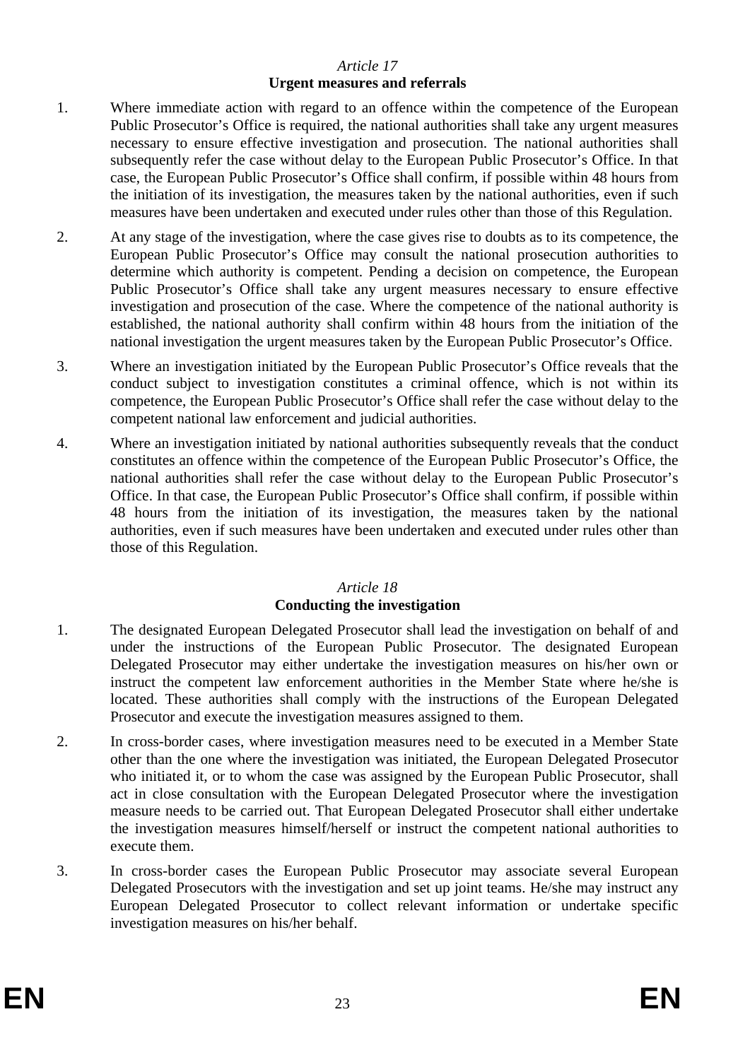### *Article 17*

### **Urgent measures and referrals**

1. Where immediate action with regard to an offence within the competence of the European Public Prosecutor's Office is required, the national authorities shall take any urgent measures necessary to ensure effective investigation and prosecution. The national authorities shall subsequently refer the case without delay to the European Public Prosecutor's Office. In that case, the European Public Prosecutor's Office shall confirm, if possible within 48 hours from the initiation of its investigation, the measures taken by the national authorities, even if such measures have been undertaken and executed under rules other than those of this Regulation.

2. At any stage of the investigation, where the case gives rise to doubts as to its competence, the European Public Prosecutor's Office may consult the national prosecution authorities to determine which authority is competent. Pending a decision on competence, the European Public Prosecutor's Office shall take any urgent measures necessary to ensure effective investigation and prosecution of the case. Where the competence of the national authority is established, the national authority shall confirm within 48 hours from the initiation of the national investigation the urgent measures taken by the European Public Prosecutor's Office.

3. Where an investigation initiated by the European Public Prosecutor's Office reveals that the conduct subject to investigation constitutes a criminal offence, which is not within its competence, the European Public Prosecutor's Office shall refer the case without delay to the competent national law enforcement and judicial authorities.

4. Where an investigation initiated by national authorities subsequently reveals that the conduct constitutes an offence within the competence of the European Public Prosecutor's Office, the national authorities shall refer the case without delay to the European Public Prosecutor's Office. In that case, the European Public Prosecutor's Office shall confirm, if possible within 48 hours from the initiation of its investigation, the measures taken by the national authorities, even if such measures have been undertaken and executed under rules other than those of this Regulation.

### *Article 18*

### **Conducting the investigation**

1. The designated European Delegated Prosecutor shall lead the investigation on behalf of and under the instructions of the European Public Prosecutor. The designated European Delegated Prosecutor may either undertake the investigation measures on his/her own or instruct the competent law enforcement authorities in the Member State where he/she is located. These authorities shall comply with the instructions of the European Delegated Prosecutor and execute the investigation measures assigned to them.

2. In cross-border cases, where investigation measures need to be executed in a Member State other than the one where the investigation was initiated, the European Delegated Prosecutor who initiated it, or to whom the case was assigned by the European Public Prosecutor, shall act in close consultation with the European Delegated Prosecutor where the investigation measure needs to be carried out. That European Delegated Prosecutor shall either undertake the investigation measures himself/herself or instruct the competent national authorities to execute them.

3. In cross-border cases the European Public Prosecutor may associate several European Delegated Prosecutors with the investigation and set up joint teams. He/she may instruct any European Delegated Prosecutor to collect relevant information or undertake specific investigation measures on his/her behalf.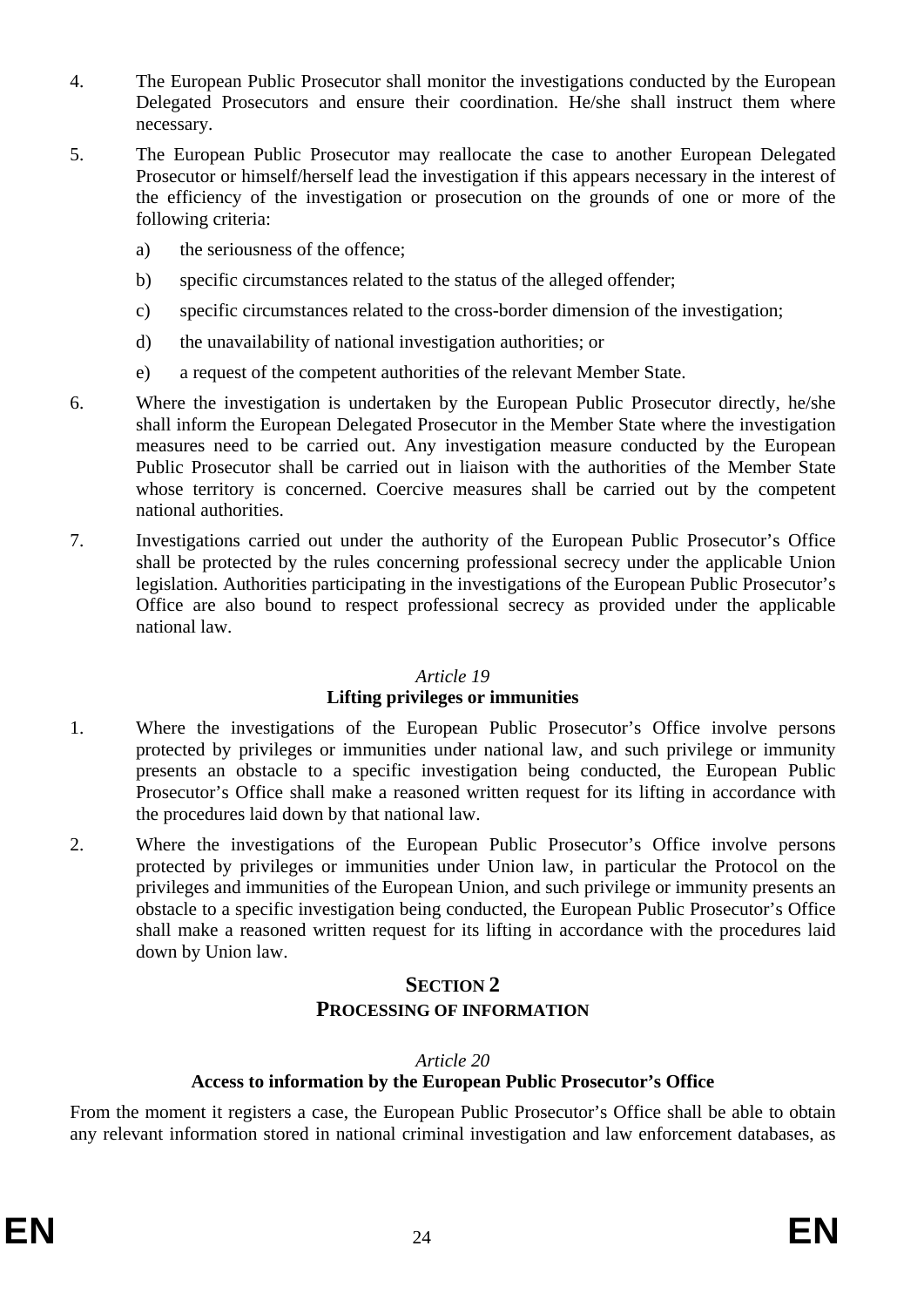4. The European Public Prosecutor shall monitor the investigations conducted by the European Delegated Prosecutors and ensure their coordination. He/she shall instruct them where necessary.

5. The European Public Prosecutor may reallocate the case to another European Delegated Prosecutor or himself/herself lead the investigation if this appears necessary in the interest of the efficiency of the investigation or prosecution on the grounds of one or more of the following criteria:

   a) the seriousness of the offence;

   b) specific circumstances related to the status of the alleged offender;

   c) specific circumstances related to the cross-border dimension of the investigation;

   d) the unavailability of national investigation authorities; or

   e) a request of the competent authorities of the relevant Member State.

6. Where the investigation is undertaken by the European Public Prosecutor directly, he/she shall inform the European Delegated Prosecutor in the Member State where the investigation measures need to be carried out. Any investigation measure conducted by the European Public Prosecutor shall be carried out in liaison with the authorities of the Member State whose territory is concerned. Coercive measures shall be carried out by the competent national authorities.

7. Investigations carried out under the authority of the European Public Prosecutor's Office shall be protected by the rules concerning professional secrecy under the applicable Union legislation. Authorities participating in the investigations of the European Public Prosecutor's Office are also bound to respect professional secrecy as provided under the applicable national law.

*Article 19*

**Lifting privileges or immunities**

1. Where the investigations of the European Public Prosecutor's Office involve persons protected by privileges or immunities under national law, and such privilege or immunity presents an obstacle to a specific investigation being conducted, the European Public Prosecutor's Office shall make a reasoned written request for its lifting in accordance with the procedures laid down by that national law.

2. Where the investigations of the European Public Prosecutor's Office involve persons protected by privileges or immunities under Union law, in particular the Protocol on the privileges and immunities of the European Union, and such privilege or immunity presents an obstacle to a specific investigation being conducted, the European Public Prosecutor's Office shall make a reasoned written request for its lifting in accordance with the procedures laid down by Union law.

## SECTION 2
## PROCESSING OF INFORMATION

*Article 20*

**Access to information by the European Public Prosecutor's Office**

From the moment it registers a case, the European Public Prosecutor's Office shall be able to obtain any relevant information stored in national criminal investigation and law enforcement databases, as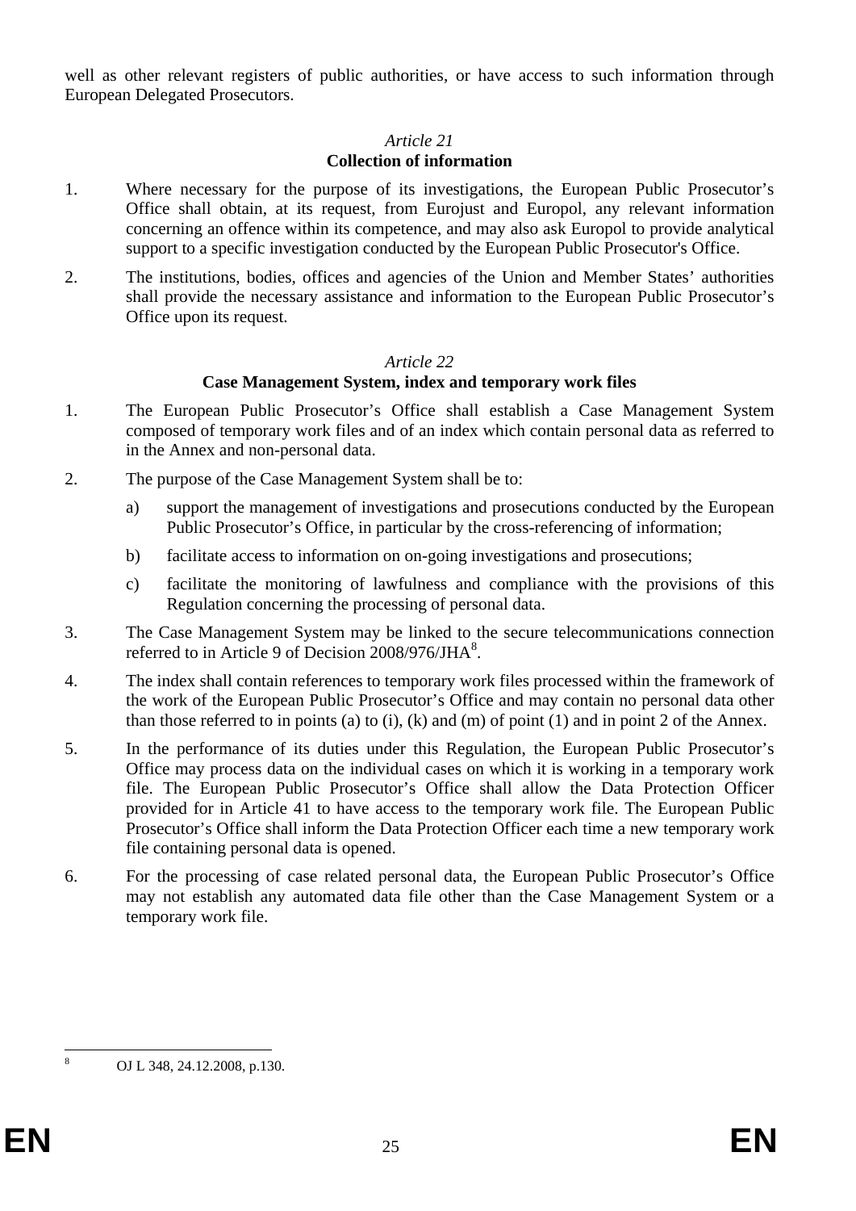well as other relevant registers of public authorities, or have access to such information through European Delegated Prosecutors.

*Article 21*

**Collection of information**

1. Where necessary for the purpose of its investigations, the European Public Prosecutor's Office shall obtain, at its request, from Eurojust and Europol, any relevant information concerning an offence within its competence, and may also ask Europol to provide analytical support to a specific investigation conducted by the European Public Prosecutor's Office.

2. The institutions, bodies, offices and agencies of the Union and Member States' authorities shall provide the necessary assistance and information to the European Public Prosecutor's Office upon its request.

*Article 22*

**Case Management System, index and temporary work files**

1. The European Public Prosecutor's Office shall establish a Case Management System composed of temporary work files and of an index which contain personal data as referred to in the Annex and non-personal data.

2. The purpose of the Case Management System shall be to:

   a) support the management of investigations and prosecutions conducted by the European Public Prosecutor's Office, in particular by the cross-referencing of information;

   b) facilitate access to information on on-going investigations and prosecutions;

   c) facilitate the monitoring of lawfulness and compliance with the provisions of this Regulation concerning the processing of personal data.

3. The Case Management System may be linked to the secure telecommunications connection referred to in Article 9 of Decision 2008/976/JHA[8].

4. The index shall contain references to temporary work files processed within the framework of the work of the European Public Prosecutor's Office and may contain no personal data other than those referred to in points (a) to (i), (k) and (m) of point (1) and in point 2 of the Annex.

5. In the performance of its duties under this Regulation, the European Public Prosecutor's Office may process data on the individual cases on which it is working in a temporary work file. The European Public Prosecutor's Office shall allow the Data Protection Officer provided for in Article 41 to have access to the temporary work file. The European Public Prosecutor's Office shall inform the Data Protection Officer each time a new temporary work file containing personal data is opened.

6. For the processing of case related personal data, the European Public Prosecutor's Office may not establish any automated data file other than the Case Management System or a temporary work file.

[8] OJ L 348, 24.12.2008, p.130.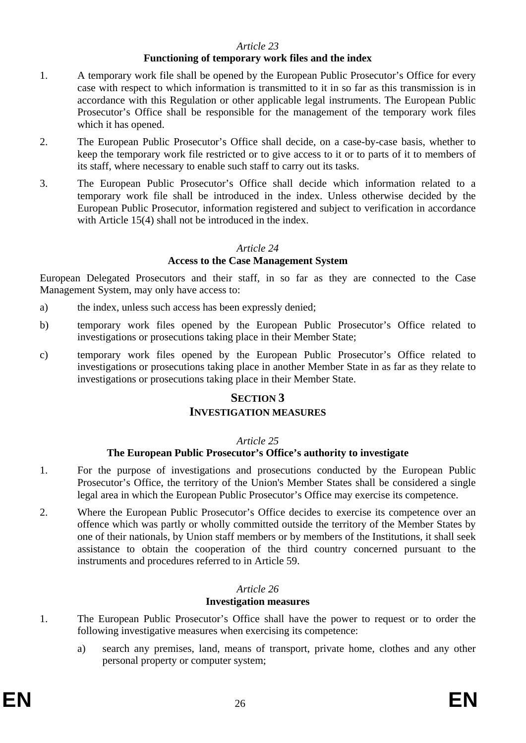*Article 23*

**Functioning of temporary work files and the index**

1. A temporary work file shall be opened by the European Public Prosecutor's Office for every case with respect to which information is transmitted to it in so far as this transmission is in accordance with this Regulation or other applicable legal instruments. The European Public Prosecutor's Office shall be responsible for the management of the temporary work files which it has opened.

2. The European Public Prosecutor's Office shall decide, on a case-by-case basis, whether to keep the temporary work file restricted or to give access to it or to parts of it to members of its staff, where necessary to enable such staff to carry out its tasks.

3. The European Public Prosecutor's Office shall decide which information related to a temporary work file shall be introduced in the index. Unless otherwise decided by the European Public Prosecutor, information registered and subject to verification in accordance with Article 15(4) shall not be introduced in the index.

*Article 24*

**Access to the Case Management System**

European Delegated Prosecutors and their staff, in so far as they are connected to the Case Management System, may only have access to:

a) the index, unless such access has been expressly denied;

b) temporary work files opened by the European Public Prosecutor's Office related to investigations or prosecutions taking place in their Member State;

c) temporary work files opened by the European Public Prosecutor's Office related to investigations or prosecutions taking place in another Member State in as far as they relate to investigations or prosecutions taking place in their Member State.

## SECTION 3
## INVESTIGATION MEASURES

*Article 25*

**The European Public Prosecutor's Office's authority to investigate**

1. For the purpose of investigations and prosecutions conducted by the European Public Prosecutor's Office, the territory of the Union's Member States shall be considered a single legal area in which the European Public Prosecutor's Office may exercise its competence.

2. Where the European Public Prosecutor's Office decides to exercise its competence over an offence which was partly or wholly committed outside the territory of the Member States by one of their nationals, by Union staff members or by members of the Institutions, it shall seek assistance to obtain the cooperation of the third country concerned pursuant to the instruments and procedures referred to in Article 59.

*Article 26*

**Investigation measures**

1. The European Public Prosecutor's Office shall have the power to request or to order the following investigative measures when exercising its competence:

   a) search any premises, land, means of transport, private home, clothes and any other personal property or computer system;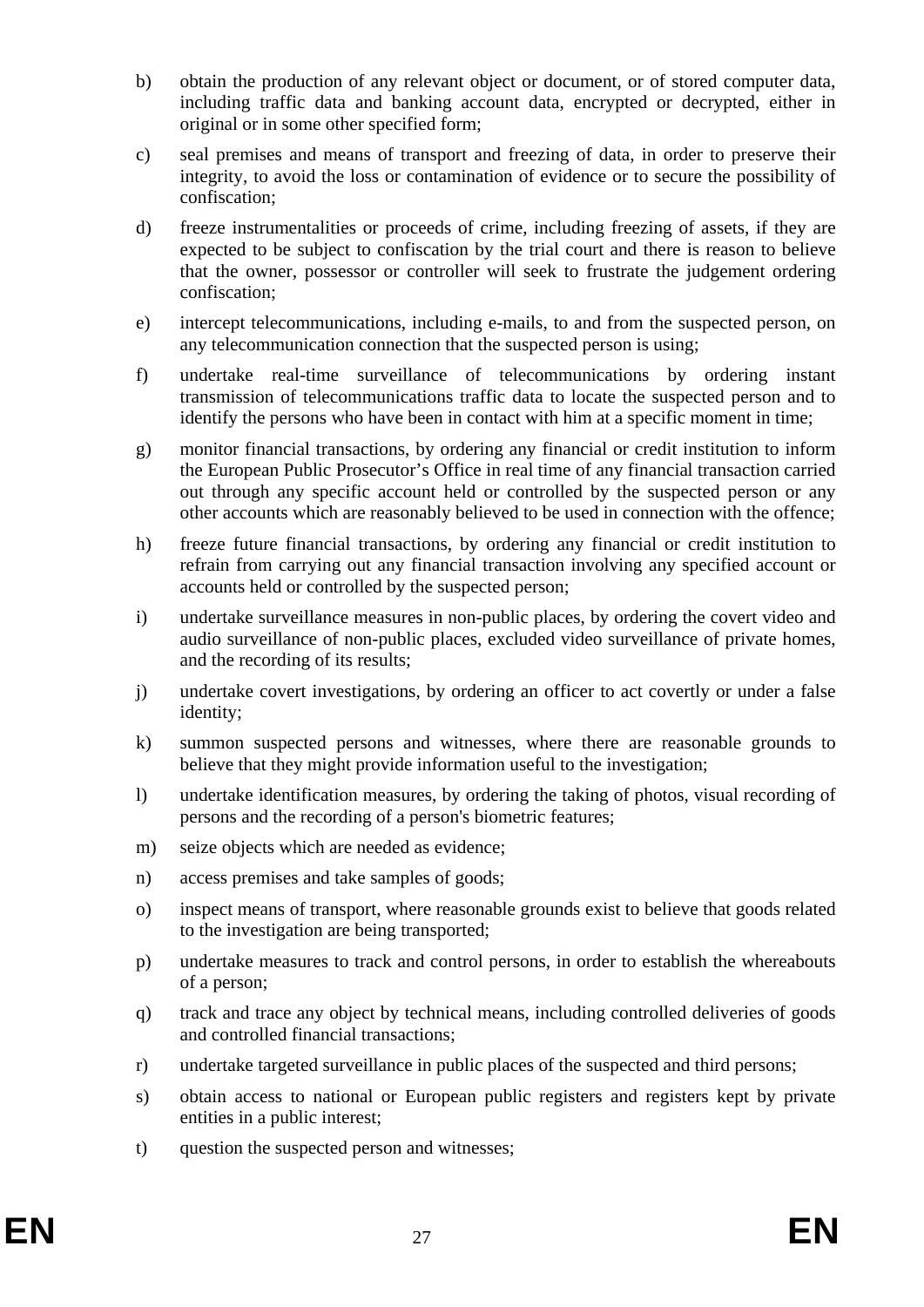b) obtain the production of any relevant object or document, or of stored computer data, including traffic data and banking account data, encrypted or decrypted, either in original or in some other specified form;

c) seal premises and means of transport and freezing of data, in order to preserve their integrity, to avoid the loss or contamination of evidence or to secure the possibility of confiscation;

d) freeze instrumentalities or proceeds of crime, including freezing of assets, if they are expected to be subject to confiscation by the trial court and there is reason to believe that the owner, possessor or controller will seek to frustrate the judgement ordering confiscation;

e) intercept telecommunications, including e-mails, to and from the suspected person, on any telecommunication connection that the suspected person is using;

f) undertake real-time surveillance of telecommunications by ordering instant transmission of telecommunications traffic data to locate the suspected person and to identify the persons who have been in contact with him at a specific moment in time;

g) monitor financial transactions, by ordering any financial or credit institution to inform the European Public Prosecutor's Office in real time of any financial transaction carried out through any specific account held or controlled by the suspected person or any other accounts which are reasonably believed to be used in connection with the offence;

h) freeze future financial transactions, by ordering any financial or credit institution to refrain from carrying out any financial transaction involving any specified account or accounts held or controlled by the suspected person;

i) undertake surveillance measures in non-public places, by ordering the covert video and audio surveillance of non-public places, excluded video surveillance of private homes, and the recording of its results;

j) undertake covert investigations, by ordering an officer to act covertly or under a false identity;

k) summon suspected persons and witnesses, where there are reasonable grounds to believe that they might provide information useful to the investigation;

l) undertake identification measures, by ordering the taking of photos, visual recording of persons and the recording of a person's biometric features;

m) seize objects which are needed as evidence;

n) access premises and take samples of goods;

o) inspect means of transport, where reasonable grounds exist to believe that goods related to the investigation are being transported;

p) undertake measures to track and control persons, in order to establish the whereabouts of a person;

q) track and trace any object by technical means, including controlled deliveries of goods and controlled financial transactions;

r) undertake targeted surveillance in public places of the suspected and third persons;

s) obtain access to national or European public registers and registers kept by private entities in a public interest;

t) question the suspected person and witnesses;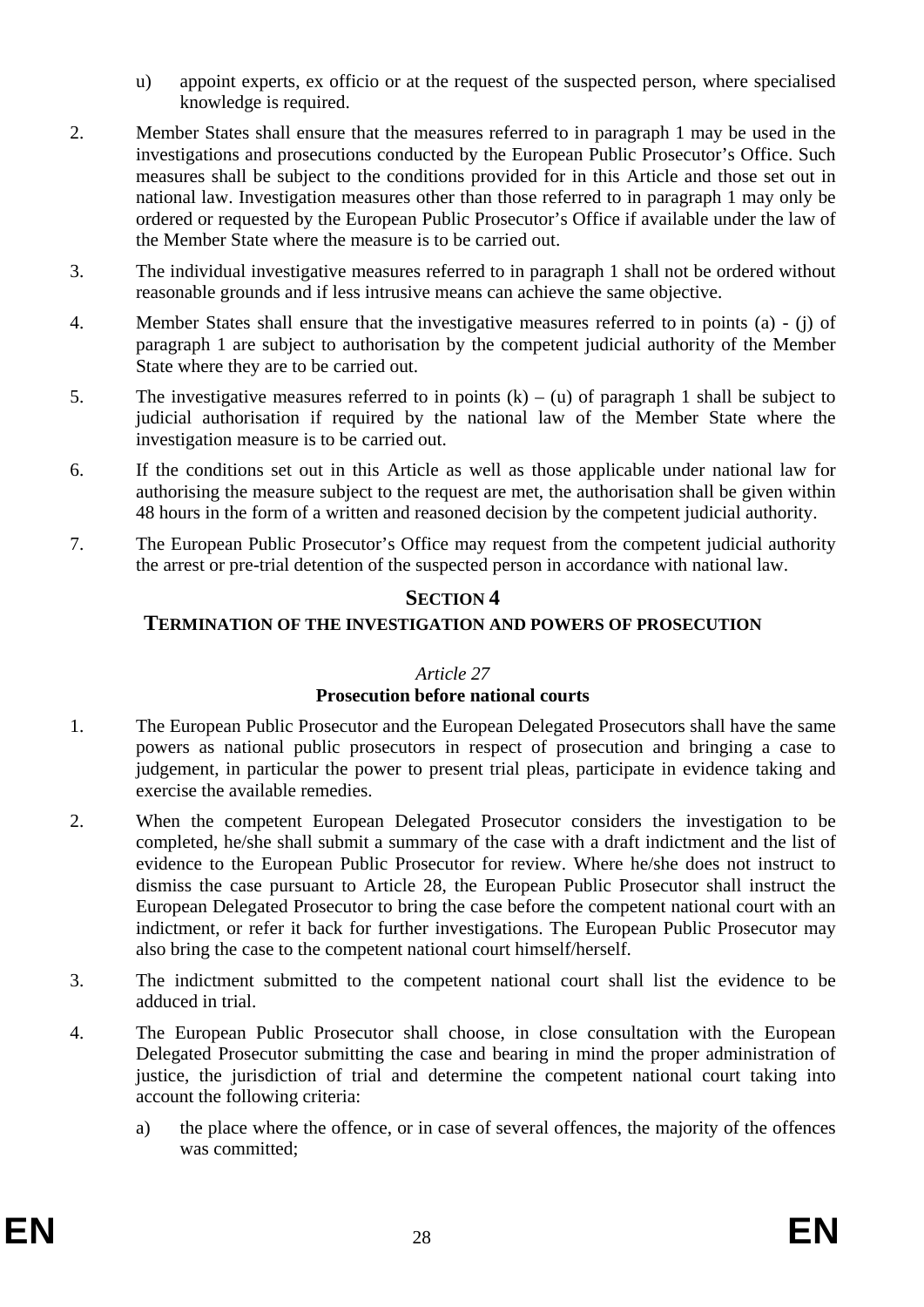u) appoint experts, ex officio or at the request of the suspected person, where specialised knowledge is required.

2. Member States shall ensure that the measures referred to in paragraph 1 may be used in the investigations and prosecutions conducted by the European Public Prosecutor's Office. Such measures shall be subject to the conditions provided for in this Article and those set out in national law. Investigation measures other than those referred to in paragraph 1 may only be ordered or requested by the European Public Prosecutor's Office if available under the law of the Member State where the measure is to be carried out.

3. The individual investigative measures referred to in paragraph 1 shall not be ordered without reasonable grounds and if less intrusive means can achieve the same objective.

4. Member States shall ensure that the investigative measures referred to in points (a) - (j) of paragraph 1 are subject to authorisation by the competent judicial authority of the Member State where they are to be carried out.

5. The investigative measures referred to in points (k) – (u) of paragraph 1 shall be subject to judicial authorisation if required by the national law of the Member State where the investigation measure is to be carried out.

6. If the conditions set out in this Article as well as those applicable under national law for authorising the measure subject to the request are met, the authorisation shall be given within 48 hours in the form of a written and reasoned decision by the competent judicial authority.

7. The European Public Prosecutor's Office may request from the competent judicial authority the arrest or pre-trial detention of the suspected person in accordance with national law.

## SECTION 4
## TERMINATION OF THE INVESTIGATION AND POWERS OF PROSECUTION

*Article 27*

**Prosecution before national courts**

1. The European Public Prosecutor and the European Delegated Prosecutors shall have the same powers as national public prosecutors in respect of prosecution and bringing a case to judgement, in particular the power to present trial pleas, participate in evidence taking and exercise the available remedies.

2. When the competent European Delegated Prosecutor considers the investigation to be completed, he/she shall submit a summary of the case with a draft indictment and the list of evidence to the European Public Prosecutor for review. Where he/she does not instruct to dismiss the case pursuant to Article 28, the European Public Prosecutor shall instruct the European Delegated Prosecutor to bring the case before the competent national court with an indictment, or refer it back for further investigations. The European Public Prosecutor may also bring the case to the competent national court himself/herself.

3. The indictment submitted to the competent national court shall list the evidence to be adduced in trial.

4. The European Public Prosecutor shall choose, in close consultation with the European Delegated Prosecutor submitting the case and bearing in mind the proper administration of justice, the jurisdiction of trial and determine the competent national court taking into account the following criteria:

   a) the place where the offence, or in case of several offences, the majority of the offences was committed;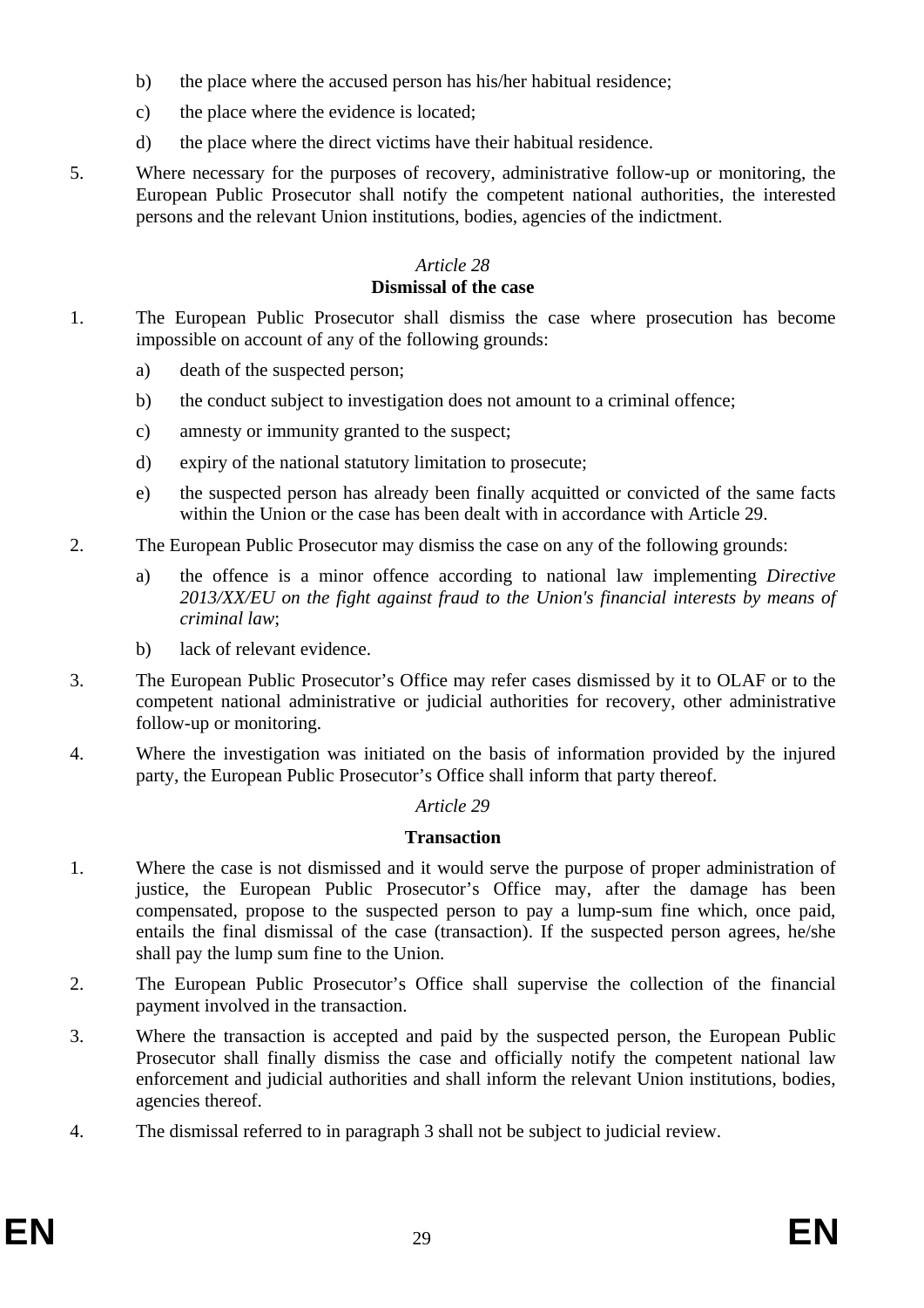b) the place where the accused person has his/her habitual residence;

c) the place where the evidence is located;

d) the place where the direct victims have their habitual residence.

5. Where necessary for the purposes of recovery, administrative follow-up or monitoring, the European Public Prosecutor shall notify the competent national authorities, the interested persons and the relevant Union institutions, bodies, agencies of the indictment.

*Article 28*

**Dismissal of the case**

1. The European Public Prosecutor shall dismiss the case where prosecution has become impossible on account of any of the following grounds:

   a) death of the suspected person;

   b) the conduct subject to investigation does not amount to a criminal offence;

   c) amnesty or immunity granted to the suspect;

   d) expiry of the national statutory limitation to prosecute;

   e) the suspected person has already been finally acquitted or convicted of the same facts within the Union or the case has been dealt with in accordance with Article 29.

2. The European Public Prosecutor may dismiss the case on any of the following grounds:

   a) the offence is a minor offence according to national law implementing *Directive 2013/XX/EU on the fight against fraud to the Union's financial interests by means of criminal law*;

   b) lack of relevant evidence.

3. The European Public Prosecutor's Office may refer cases dismissed by it to OLAF or to the competent national administrative or judicial authorities for recovery, other administrative follow-up or monitoring.

4. Where the investigation was initiated on the basis of information provided by the injured party, the European Public Prosecutor's Office shall inform that party thereof.

*Article 29*

**Transaction**

1. Where the case is not dismissed and it would serve the purpose of proper administration of justice, the European Public Prosecutor's Office may, after the damage has been compensated, propose to the suspected person to pay a lump-sum fine which, once paid, entails the final dismissal of the case (transaction). If the suspected person agrees, he/she shall pay the lump sum fine to the Union.

2. The European Public Prosecutor's Office shall supervise the collection of the financial payment involved in the transaction.

3. Where the transaction is accepted and paid by the suspected person, the European Public Prosecutor shall finally dismiss the case and officially notify the competent national law enforcement and judicial authorities and shall inform the relevant Union institutions, bodies, agencies thereof.

4. The dismissal referred to in paragraph 3 shall not be subject to judicial review.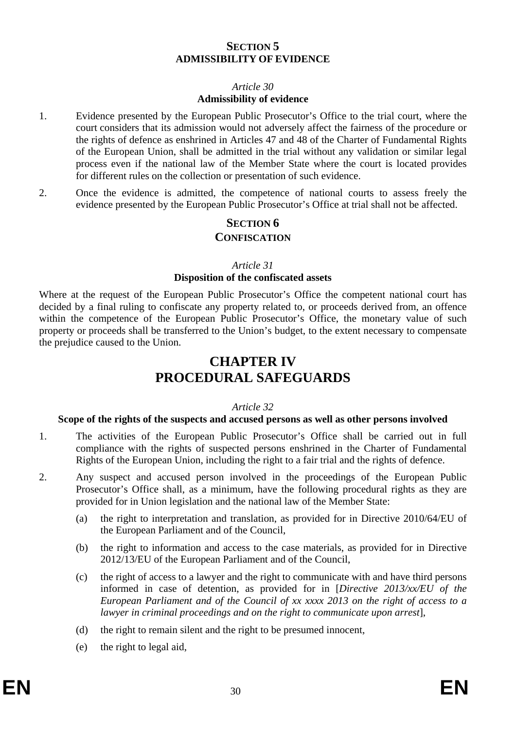## SECTION 5
## ADMISSIBILITY OF EVIDENCE

*Article 30*

**Admissibility of evidence**

1. Evidence presented by the European Public Prosecutor's Office to the trial court, where the court considers that its admission would not adversely affect the fairness of the procedure or the rights of defence as enshrined in Articles 47 and 48 of the Charter of Fundamental Rights of the European Union, shall be admitted in the trial without any validation or similar legal process even if the national law of the Member State where the court is located provides for different rules on the collection or presentation of such evidence.

2. Once the evidence is admitted, the competence of national courts to assess freely the evidence presented by the European Public Prosecutor's Office at trial shall not be affected.

## SECTION 6
## CONFISCATION

*Article 31*

**Disposition of the confiscated assets**

Where at the request of the European Public Prosecutor's Office the competent national court has decided by a final ruling to confiscate any property related to, or proceeds derived from, an offence within the competence of the European Public Prosecutor's Office, the monetary value of such property or proceeds shall be transferred to the Union's budget, to the extent necessary to compensate the prejudice caused to the Union.

# CHAPTER IV
# PROCEDURAL SAFEGUARDS

*Article 32*

**Scope of the rights of the suspects and accused persons as well as other persons involved**

1. The activities of the European Public Prosecutor's Office shall be carried out in full compliance with the rights of suspected persons enshrined in the Charter of Fundamental Rights of the European Union, including the right to a fair trial and the rights of defence.

2. Any suspect and accused person involved in the proceedings of the European Public Prosecutor's Office shall, as a minimum, have the following procedural rights as they are provided for in Union legislation and the national law of the Member State:

   (a) the right to interpretation and translation, as provided for in Directive 2010/64/EU of the European Parliament and of the Council,

   (b) the right to information and access to the case materials, as provided for in Directive 2012/13/EU of the European Parliament and of the Council,

   (c) the right of access to a lawyer and the right to communicate with and have third persons informed in case of detention, as provided for in [*Directive 2013/xx/EU of the European Parliament and of the Council of xx xxxx 2013 on the right of access to a lawyer in criminal proceedings and on the right to communicate upon arrest*],

   (d) the right to remain silent and the right to be presumed innocent,

   (e) the right to legal aid,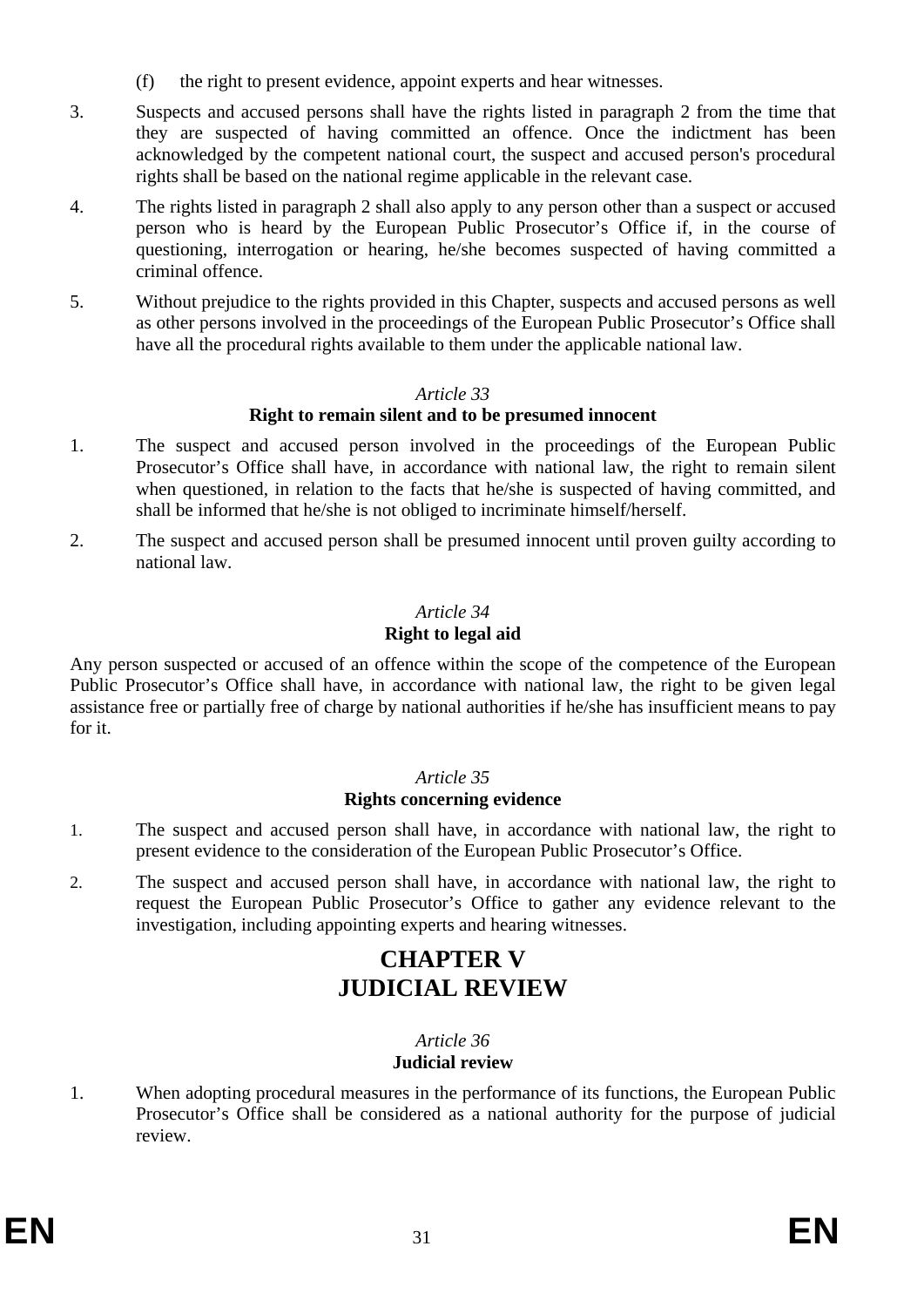(f) the right to present evidence, appoint experts and hear witnesses.

3. Suspects and accused persons shall have the rights listed in paragraph 2 from the time that they are suspected of having committed an offence. Once the indictment has been acknowledged by the competent national court, the suspect and accused person's procedural rights shall be based on the national regime applicable in the relevant case.

4. The rights listed in paragraph 2 shall also apply to any person other than a suspect or accused person who is heard by the European Public Prosecutor's Office if, in the course of questioning, interrogation or hearing, he/she becomes suspected of having committed a criminal offence.

5. Without prejudice to the rights provided in this Chapter, suspects and accused persons as well as other persons involved in the proceedings of the European Public Prosecutor's Office shall have all the procedural rights available to them under the applicable national law.

*Article 33*

**Right to remain silent and to be presumed innocent**

1. The suspect and accused person involved in the proceedings of the European Public Prosecutor's Office shall have, in accordance with national law, the right to remain silent when questioned, in relation to the facts that he/she is suspected of having committed, and shall be informed that he/she is not obliged to incriminate himself/herself.

2. The suspect and accused person shall be presumed innocent until proven guilty according to national law.

*Article 34*

**Right to legal aid**

Any person suspected or accused of an offence within the scope of the competence of the European Public Prosecutor's Office shall have, in accordance with national law, the right to be given legal assistance free or partially free of charge by national authorities if he/she has insufficient means to pay for it.

*Article 35*

**Rights concerning evidence**

1. The suspect and accused person shall have, in accordance with national law, the right to present evidence to the consideration of the European Public Prosecutor's Office.

2. The suspect and accused person shall have, in accordance with national law, the right to request the European Public Prosecutor's Office to gather any evidence relevant to the investigation, including appointing experts and hearing witnesses.

# CHAPTER V
# JUDICIAL REVIEW

*Article 36*

**Judicial review**

1. When adopting procedural measures in the performance of its functions, the European Public Prosecutor's Office shall be considered as a national authority for the purpose of judicial review.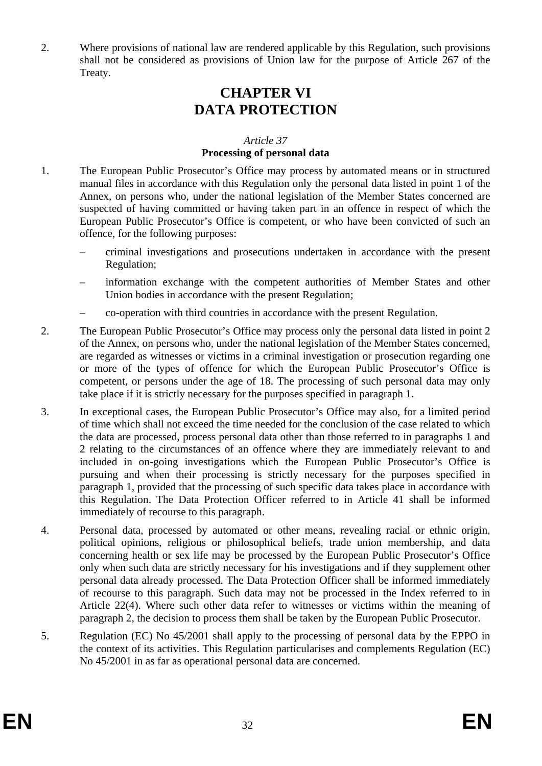2. Where provisions of national law are rendered applicable by this Regulation, such provisions shall not be considered as provisions of Union law for the purpose of Article 267 of the Treaty.

# CHAPTER VI
# DATA PROTECTION

### *Article 37*
### Processing of personal data

1. The European Public Prosecutor's Office may process by automated means or in structured manual files in accordance with this Regulation only the personal data listed in point 1 of the Annex, on persons who, under the national legislation of the Member States concerned are suspected of having committed or having taken part in an offence in respect of which the European Public Prosecutor's Office is competent, or who have been convicted of such an offence, for the following purposes:

   – criminal investigations and prosecutions undertaken in accordance with the present Regulation;

   – information exchange with the competent authorities of Member States and other Union bodies in accordance with the present Regulation;

   – co-operation with third countries in accordance with the present Regulation.

2. The European Public Prosecutor's Office may process only the personal data listed in point 2 of the Annex, on persons who, under the national legislation of the Member States concerned, are regarded as witnesses or victims in a criminal investigation or prosecution regarding one or more of the types of offence for which the European Public Prosecutor's Office is competent, or persons under the age of 18. The processing of such personal data may only take place if it is strictly necessary for the purposes specified in paragraph 1.

3. In exceptional cases, the European Public Prosecutor's Office may also, for a limited period of time which shall not exceed the time needed for the conclusion of the case related to which the data are processed, process personal data other than those referred to in paragraphs 1 and 2 relating to the circumstances of an offence where they are immediately relevant to and included in on-going investigations which the European Public Prosecutor's Office is pursuing and when their processing is strictly necessary for the purposes specified in paragraph 1, provided that the processing of such specific data takes place in accordance with this Regulation. The Data Protection Officer referred to in Article 41 shall be informed immediately of recourse to this paragraph.

4. Personal data, processed by automated or other means, revealing racial or ethnic origin, political opinions, religious or philosophical beliefs, trade union membership, and data concerning health or sex life may be processed by the European Public Prosecutor's Office only when such data are strictly necessary for his investigations and if they supplement other personal data already processed. The Data Protection Officer shall be informed immediately of recourse to this paragraph. Such data may not be processed in the Index referred to in Article 22(4). Where such other data refer to witnesses or victims within the meaning of paragraph 2, the decision to process them shall be taken by the European Public Prosecutor.

5. Regulation (EC) No 45/2001 shall apply to the processing of personal data by the EPPO in the context of its activities. This Regulation particularises and complements Regulation (EC) No 45/2001 in as far as operational personal data are concerned.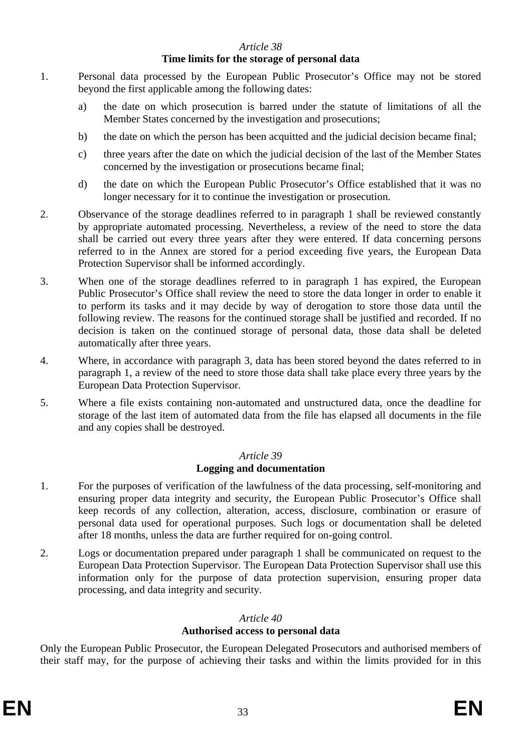*Article 38*

**Time limits for the storage of personal data**

1. Personal data processed by the European Public Prosecutor's Office may not be stored beyond the first applicable among the following dates:

   a) the date on which prosecution is barred under the statute of limitations of all the Member States concerned by the investigation and prosecutions;

   b) the date on which the person has been acquitted and the judicial decision became final;

   c) three years after the date on which the judicial decision of the last of the Member States concerned by the investigation or prosecutions became final;

   d) the date on which the European Public Prosecutor's Office established that it was no longer necessary for it to continue the investigation or prosecution.

2. Observance of the storage deadlines referred to in paragraph 1 shall be reviewed constantly by appropriate automated processing. Nevertheless, a review of the need to store the data shall be carried out every three years after they were entered. If data concerning persons referred to in the Annex are stored for a period exceeding five years, the European Data Protection Supervisor shall be informed accordingly.

3. When one of the storage deadlines referred to in paragraph 1 has expired, the European Public Prosecutor's Office shall review the need to store the data longer in order to enable it to perform its tasks and it may decide by way of derogation to store those data until the following review. The reasons for the continued storage shall be justified and recorded. If no decision is taken on the continued storage of personal data, those data shall be deleted automatically after three years.

4. Where, in accordance with paragraph 3, data has been stored beyond the dates referred to in paragraph 1, a review of the need to store those data shall take place every three years by the European Data Protection Supervisor.

5. Where a file exists containing non-automated and unstructured data, once the deadline for storage of the last item of automated data from the file has elapsed all documents in the file and any copies shall be destroyed.

*Article 39*

**Logging and documentation**

1. For the purposes of verification of the lawfulness of the data processing, self-monitoring and ensuring proper data integrity and security, the European Public Prosecutor's Office shall keep records of any collection, alteration, access, disclosure, combination or erasure of personal data used for operational purposes. Such logs or documentation shall be deleted after 18 months, unless the data are further required for on-going control.

2. Logs or documentation prepared under paragraph 1 shall be communicated on request to the European Data Protection Supervisor. The European Data Protection Supervisor shall use this information only for the purpose of data protection supervision, ensuring proper data processing, and data integrity and security.

*Article 40*

**Authorised access to personal data**

Only the European Public Prosecutor, the European Delegated Prosecutors and authorised members of their staff may, for the purpose of achieving their tasks and within the limits provided for in this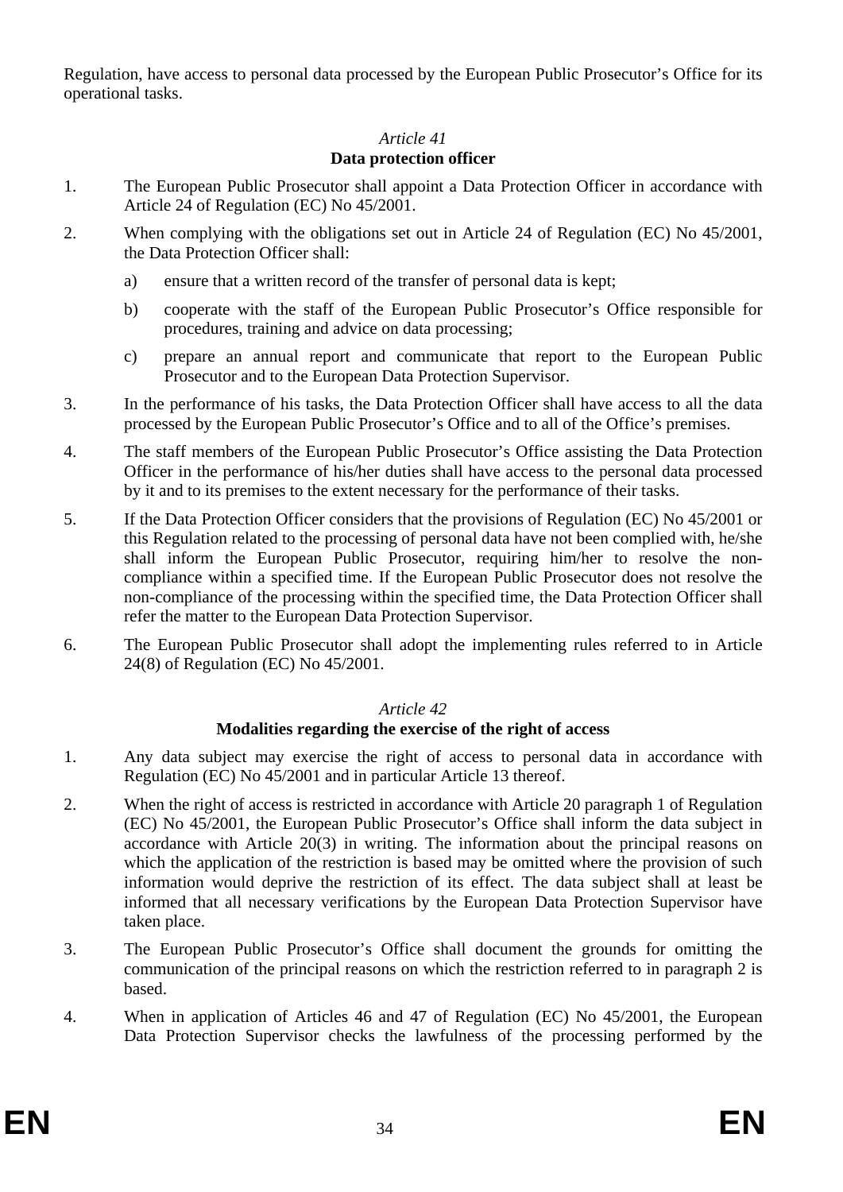Regulation, have access to personal data processed by the European Public Prosecutor's Office for its operational tasks.

*Article 41*
**Data protection officer**

1. The European Public Prosecutor shall appoint a Data Protection Officer in accordance with Article 24 of Regulation (EC) No 45/2001.

2. When complying with the obligations set out in Article 24 of Regulation (EC) No 45/2001, the Data Protection Officer shall:

   a) ensure that a written record of the transfer of personal data is kept;

   b) cooperate with the staff of the European Public Prosecutor's Office responsible for procedures, training and advice on data processing;

   c) prepare an annual report and communicate that report to the European Public Prosecutor and to the European Data Protection Supervisor.

3. In the performance of his tasks, the Data Protection Officer shall have access to all the data processed by the European Public Prosecutor's Office and to all of the Office's premises.

4. The staff members of the European Public Prosecutor's Office assisting the Data Protection Officer in the performance of his/her duties shall have access to the personal data processed by it and to its premises to the extent necessary for the performance of their tasks.

5. If the Data Protection Officer considers that the provisions of Regulation (EC) No 45/2001 or this Regulation related to the processing of personal data have not been complied with, he/she shall inform the European Public Prosecutor, requiring him/her to resolve the non-compliance within a specified time. If the European Public Prosecutor does not resolve the non-compliance of the processing within the specified time, the Data Protection Officer shall refer the matter to the European Data Protection Supervisor.

6. The European Public Prosecutor shall adopt the implementing rules referred to in Article 24(8) of Regulation (EC) No 45/2001.

*Article 42*
**Modalities regarding the exercise of the right of access**

1. Any data subject may exercise the right of access to personal data in accordance with Regulation (EC) No 45/2001 and in particular Article 13 thereof.

2. When the right of access is restricted in accordance with Article 20 paragraph 1 of Regulation (EC) No 45/2001, the European Public Prosecutor's Office shall inform the data subject in accordance with Article 20(3) in writing. The information about the principal reasons on which the application of the restriction is based may be omitted where the provision of such information would deprive the restriction of its effect. The data subject shall at least be informed that all necessary verifications by the European Data Protection Supervisor have taken place.

3. The European Public Prosecutor's Office shall document the grounds for omitting the communication of the principal reasons on which the restriction referred to in paragraph 2 is based.

4. When in application of Articles 46 and 47 of Regulation (EC) No 45/2001, the European Data Protection Supervisor checks the lawfulness of the processing performed by the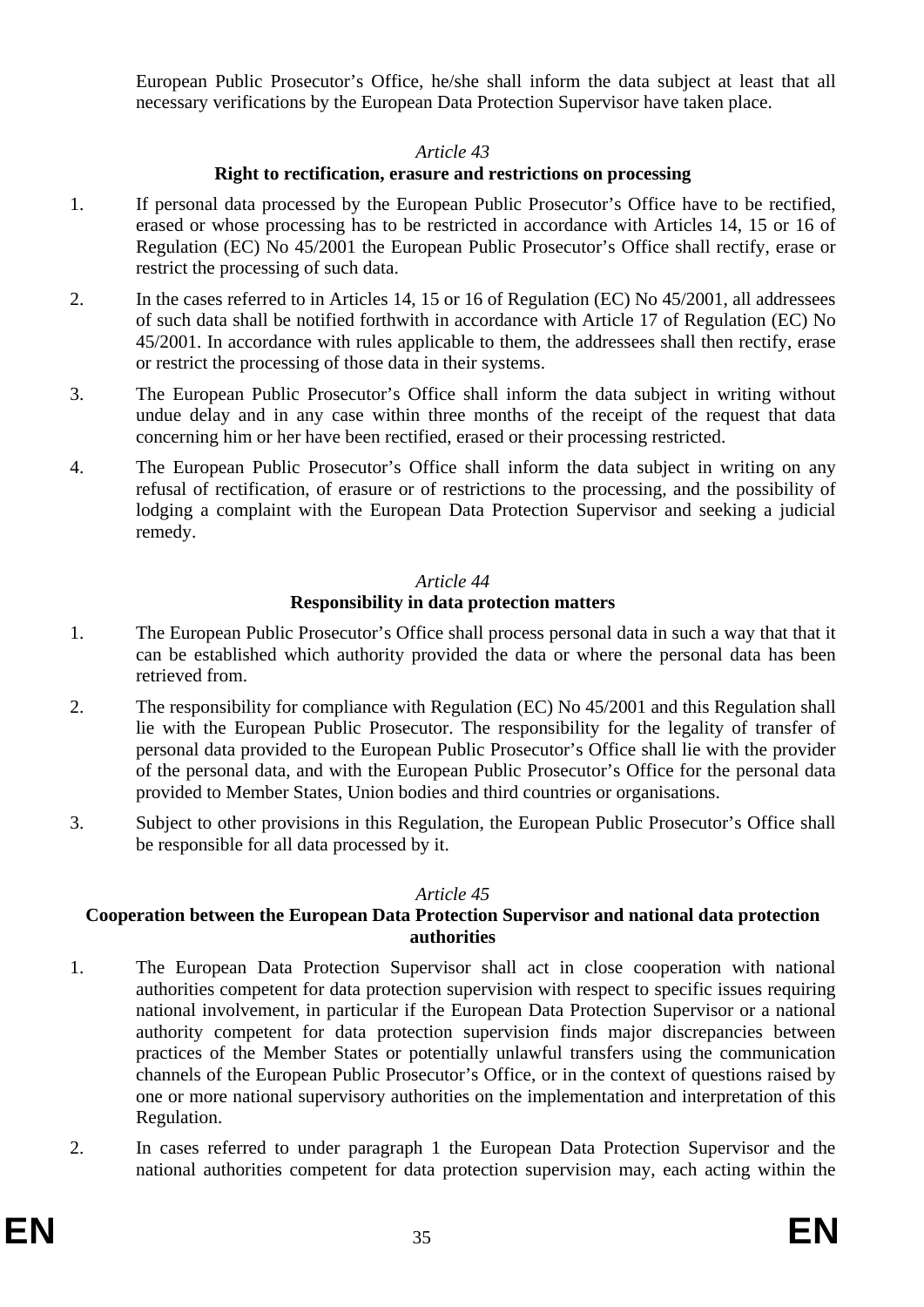European Public Prosecutor's Office, he/she shall inform the data subject at least that all necessary verifications by the European Data Protection Supervisor have taken place.

*Article 43*

**Right to rectification, erasure and restrictions on processing**

1. If personal data processed by the European Public Prosecutor's Office have to be rectified, erased or whose processing has to be restricted in accordance with Articles 14, 15 or 16 of Regulation (EC) No 45/2001 the European Public Prosecutor's Office shall rectify, erase or restrict the processing of such data.

2. In the cases referred to in Articles 14, 15 or 16 of Regulation (EC) No 45/2001, all addressees of such data shall be notified forthwith in accordance with Article 17 of Regulation (EC) No 45/2001. In accordance with rules applicable to them, the addressees shall then rectify, erase or restrict the processing of those data in their systems.

3. The European Public Prosecutor's Office shall inform the data subject in writing without undue delay and in any case within three months of the receipt of the request that data concerning him or her have been rectified, erased or their processing restricted.

4. The European Public Prosecutor's Office shall inform the data subject in writing on any refusal of rectification, of erasure or of restrictions to the processing, and the possibility of lodging a complaint with the European Data Protection Supervisor and seeking a judicial remedy.

*Article 44*

**Responsibility in data protection matters**

1. The European Public Prosecutor's Office shall process personal data in such a way that that it can be established which authority provided the data or where the personal data has been retrieved from.

2. The responsibility for compliance with Regulation (EC) No 45/2001 and this Regulation shall lie with the European Public Prosecutor. The responsibility for the legality of transfer of personal data provided to the European Public Prosecutor's Office shall lie with the provider of the personal data, and with the European Public Prosecutor's Office for the personal data provided to Member States, Union bodies and third countries or organisations.

3. Subject to other provisions in this Regulation, the European Public Prosecutor's Office shall be responsible for all data processed by it.

*Article 45*

**Cooperation between the European Data Protection Supervisor and national data protection authorities**

1. The European Data Protection Supervisor shall act in close cooperation with national authorities competent for data protection supervision with respect to specific issues requiring national involvement, in particular if the European Data Protection Supervisor or a national authority competent for data protection supervision finds major discrepancies between practices of the Member States or potentially unlawful transfers using the communication channels of the European Public Prosecutor's Office, or in the context of questions raised by one or more national supervisory authorities on the implementation and interpretation of this Regulation.

2. In cases referred to under paragraph 1 the European Data Protection Supervisor and the national authorities competent for data protection supervision may, each acting within the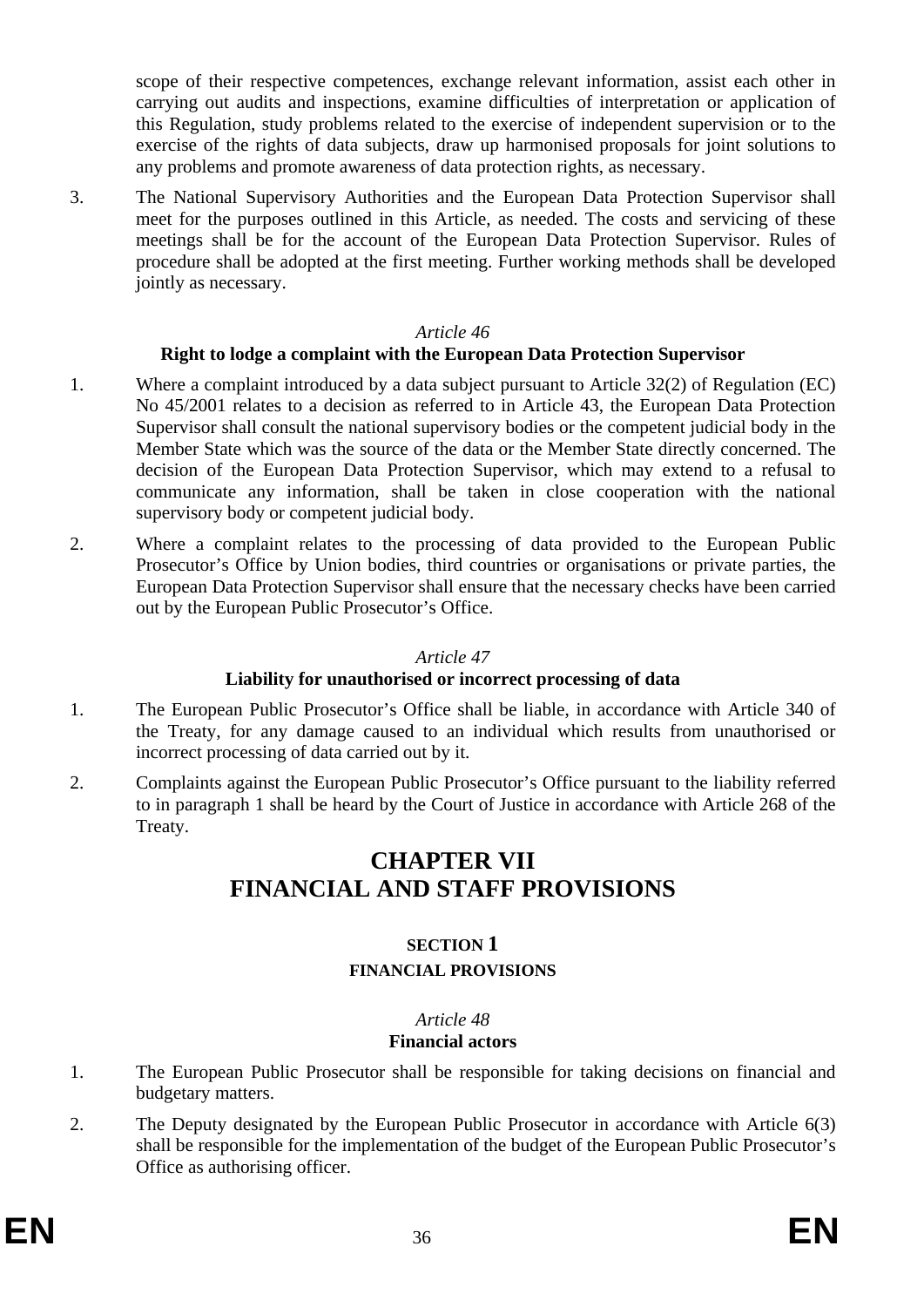scope of their respective competences, exchange relevant information, assist each other in carrying out audits and inspections, examine difficulties of interpretation or application of this Regulation, study problems related to the exercise of independent supervision or to the exercise of the rights of data subjects, draw up harmonised proposals for joint solutions to any problems and promote awareness of data protection rights, as necessary.

3. The National Supervisory Authorities and the European Data Protection Supervisor shall meet for the purposes outlined in this Article, as needed. The costs and servicing of these meetings shall be for the account of the European Data Protection Supervisor. Rules of procedure shall be adopted at the first meeting. Further working methods shall be developed jointly as necessary.

*Article 46*

**Right to lodge a complaint with the European Data Protection Supervisor**

1. Where a complaint introduced by a data subject pursuant to Article 32(2) of Regulation (EC) No 45/2001 relates to a decision as referred to in Article 43, the European Data Protection Supervisor shall consult the national supervisory bodies or the competent judicial body in the Member State which was the source of the data or the Member State directly concerned. The decision of the European Data Protection Supervisor, which may extend to a refusal to communicate any information, shall be taken in close cooperation with the national supervisory body or competent judicial body.

2. Where a complaint relates to the processing of data provided to the European Public Prosecutor's Office by Union bodies, third countries or organisations or private parties, the European Data Protection Supervisor shall ensure that the necessary checks have been carried out by the European Public Prosecutor's Office.

*Article 47*

**Liability for unauthorised or incorrect processing of data**

1. The European Public Prosecutor's Office shall be liable, in accordance with Article 340 of the Treaty, for any damage caused to an individual which results from unauthorised or incorrect processing of data carried out by it.

2. Complaints against the European Public Prosecutor's Office pursuant to the liability referred to in paragraph 1 shall be heard by the Court of Justice in accordance with Article 268 of the Treaty.

# CHAPTER VII
# FINANCIAL AND STAFF PROVISIONS

## SECTION 1
## FINANCIAL PROVISIONS

*Article 48*

**Financial actors**

1. The European Public Prosecutor shall be responsible for taking decisions on financial and budgetary matters.

2. The Deputy designated by the European Public Prosecutor in accordance with Article 6(3) shall be responsible for the implementation of the budget of the European Public Prosecutor's Office as authorising officer.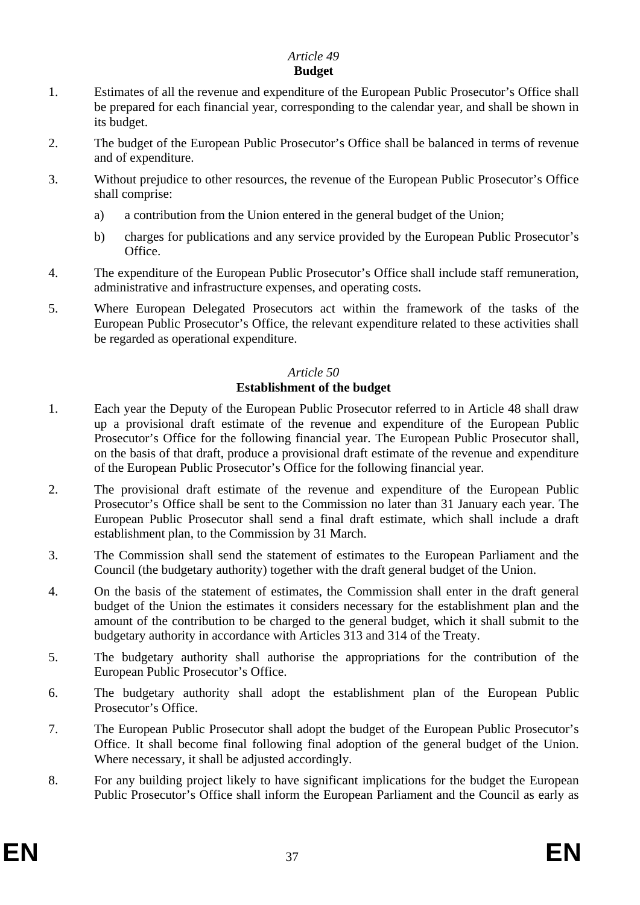*Article 49*

**Budget**

1. Estimates of all the revenue and expenditure of the European Public Prosecutor's Office shall be prepared for each financial year, corresponding to the calendar year, and shall be shown in its budget.

2. The budget of the European Public Prosecutor's Office shall be balanced in terms of revenue and of expenditure.

3. Without prejudice to other resources, the revenue of the European Public Prosecutor's Office shall comprise:

   a) a contribution from the Union entered in the general budget of the Union;

   b) charges for publications and any service provided by the European Public Prosecutor's Office.

4. The expenditure of the European Public Prosecutor's Office shall include staff remuneration, administrative and infrastructure expenses, and operating costs.

5. Where European Delegated Prosecutors act within the framework of the tasks of the European Public Prosecutor's Office, the relevant expenditure related to these activities shall be regarded as operational expenditure.

*Article 50*

**Establishment of the budget**

1. Each year the Deputy of the European Public Prosecutor referred to in Article 48 shall draw up a provisional draft estimate of the revenue and expenditure of the European Public Prosecutor's Office for the following financial year. The European Public Prosecutor shall, on the basis of that draft, produce a provisional draft estimate of the revenue and expenditure of the European Public Prosecutor's Office for the following financial year.

2. The provisional draft estimate of the revenue and expenditure of the European Public Prosecutor's Office shall be sent to the Commission no later than 31 January each year. The European Public Prosecutor shall send a final draft estimate, which shall include a draft establishment plan, to the Commission by 31 March.

3. The Commission shall send the statement of estimates to the European Parliament and the Council (the budgetary authority) together with the draft general budget of the Union.

4. On the basis of the statement of estimates, the Commission shall enter in the draft general budget of the Union the estimates it considers necessary for the establishment plan and the amount of the contribution to be charged to the general budget, which it shall submit to the budgetary authority in accordance with Articles 313 and 314 of the Treaty.

5. The budgetary authority shall authorise the appropriations for the contribution of the European Public Prosecutor's Office.

6. The budgetary authority shall adopt the establishment plan of the European Public Prosecutor's Office.

7. The European Public Prosecutor shall adopt the budget of the European Public Prosecutor's Office. It shall become final following final adoption of the general budget of the Union. Where necessary, it shall be adjusted accordingly.

8. For any building project likely to have significant implications for the budget the European Public Prosecutor's Office shall inform the European Parliament and the Council as early as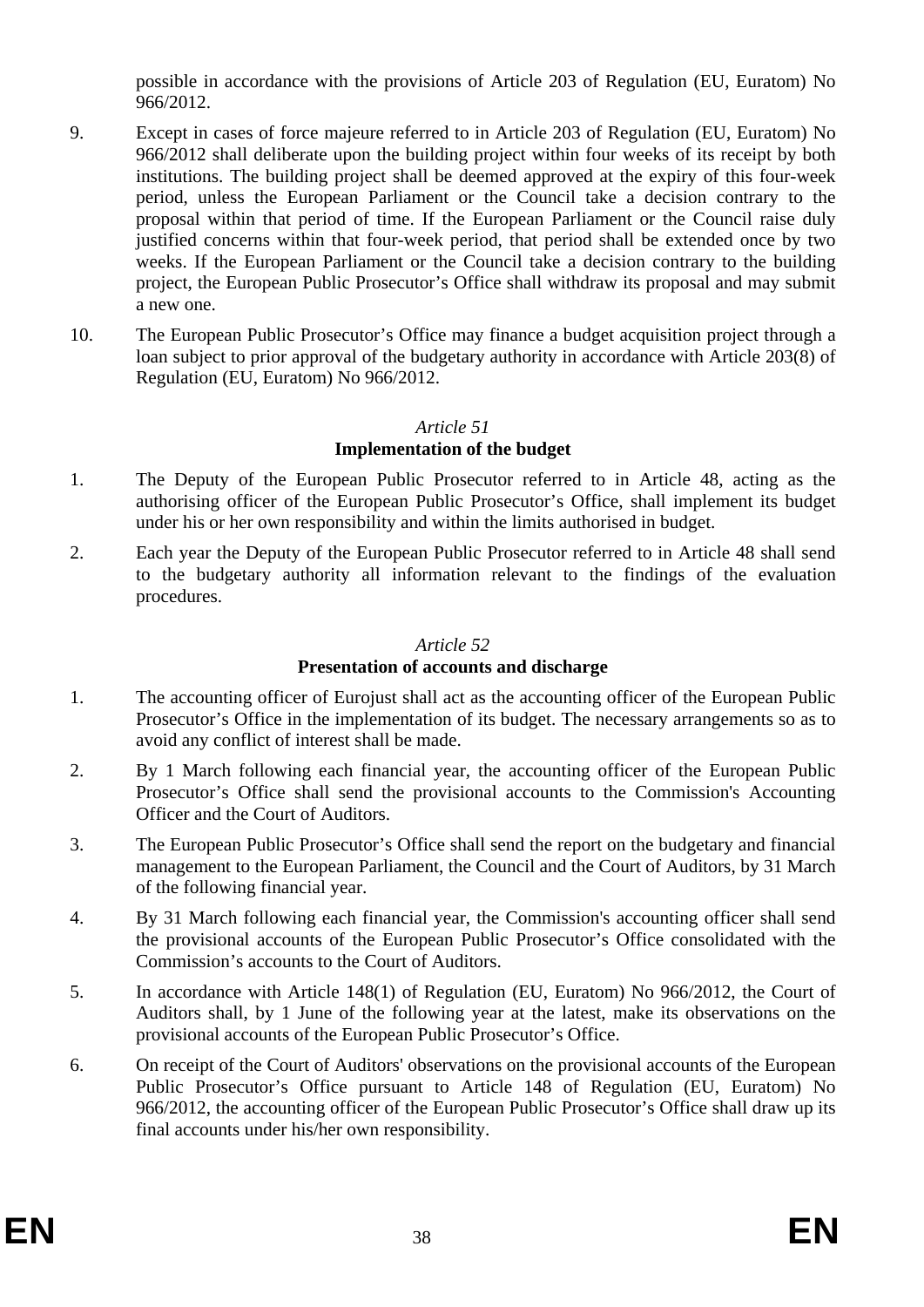possible in accordance with the provisions of Article 203 of Regulation (EU, Euratom) No 966/2012.

9. Except in cases of force majeure referred to in Article 203 of Regulation (EU, Euratom) No 966/2012 shall deliberate upon the building project within four weeks of its receipt by both institutions. The building project shall be deemed approved at the expiry of this four-week period, unless the European Parliament or the Council take a decision contrary to the proposal within that period of time. If the European Parliament or the Council raise duly justified concerns within that four-week period, that period shall be extended once by two weeks. If the European Parliament or the Council take a decision contrary to the building project, the European Public Prosecutor's Office shall withdraw its proposal and may submit a new one.

10. The European Public Prosecutor's Office may finance a budget acquisition project through a loan subject to prior approval of the budgetary authority in accordance with Article 203(8) of Regulation (EU, Euratom) No 966/2012.

*Article 51*

**Implementation of the budget**

1. The Deputy of the European Public Prosecutor referred to in Article 48, acting as the authorising officer of the European Public Prosecutor's Office, shall implement its budget under his or her own responsibility and within the limits authorised in budget.

2. Each year the Deputy of the European Public Prosecutor referred to in Article 48 shall send to the budgetary authority all information relevant to the findings of the evaluation procedures.

*Article 52*

**Presentation of accounts and discharge**

1. The accounting officer of Eurojust shall act as the accounting officer of the European Public Prosecutor's Office in the implementation of its budget. The necessary arrangements so as to avoid any conflict of interest shall be made.

2. By 1 March following each financial year, the accounting officer of the European Public Prosecutor's Office shall send the provisional accounts to the Commission's Accounting Officer and the Court of Auditors.

3. The European Public Prosecutor's Office shall send the report on the budgetary and financial management to the European Parliament, the Council and the Court of Auditors, by 31 March of the following financial year.

4. By 31 March following each financial year, the Commission's accounting officer shall send the provisional accounts of the European Public Prosecutor's Office consolidated with the Commission's accounts to the Court of Auditors.

5. In accordance with Article 148(1) of Regulation (EU, Euratom) No 966/2012, the Court of Auditors shall, by 1 June of the following year at the latest, make its observations on the provisional accounts of the European Public Prosecutor's Office.

6. On receipt of the Court of Auditors' observations on the provisional accounts of the European Public Prosecutor's Office pursuant to Article 148 of Regulation (EU, Euratom) No 966/2012, the accounting officer of the European Public Prosecutor's Office shall draw up its final accounts under his/her own responsibility.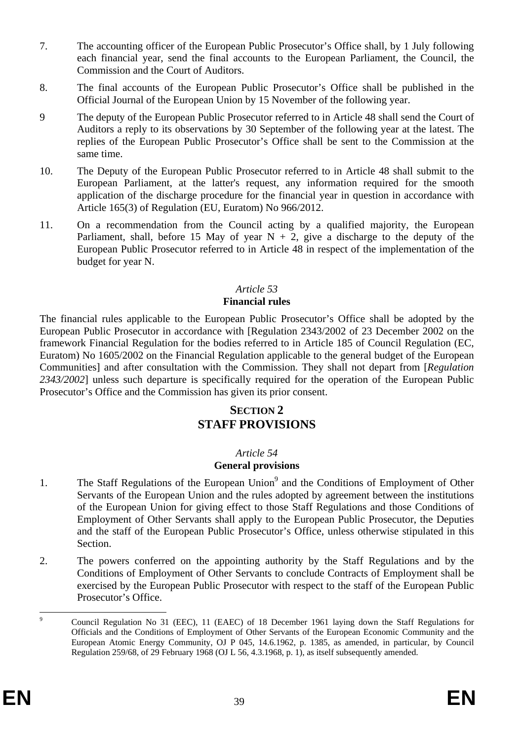7. The accounting officer of the European Public Prosecutor's Office shall, by 1 July following each financial year, send the final accounts to the European Parliament, the Council, the Commission and the Court of Auditors.

8. The final accounts of the European Public Prosecutor's Office shall be published in the Official Journal of the European Union by 15 November of the following year.

9 The deputy of the European Public Prosecutor referred to in Article 48 shall send the Court of Auditors a reply to its observations by 30 September of the following year at the latest. The replies of the European Public Prosecutor's Office shall be sent to the Commission at the same time.

10. The Deputy of the European Public Prosecutor referred to in Article 48 shall submit to the European Parliament, at the latter's request, any information required for the smooth application of the discharge procedure for the financial year in question in accordance with Article 165(3) of Regulation (EU, Euratom) No 966/2012.

11. On a recommendation from the Council acting by a qualified majority, the European Parliament, shall, before 15 May of year N + 2, give a discharge to the deputy of the European Public Prosecutor referred to in Article 48 in respect of the implementation of the budget for year N.

*Article 53*

**Financial rules**

The financial rules applicable to the European Public Prosecutor's Office shall be adopted by the European Public Prosecutor in accordance with [Regulation 2343/2002 of 23 December 2002 on the framework Financial Regulation for the bodies referred to in Article 185 of Council Regulation (EC, Euratom) No 1605/2002 on the Financial Regulation applicable to the general budget of the European Communities] and after consultation with the Commission. They shall not depart from [*Regulation 2343/2002*] unless such departure is specifically required for the operation of the European Public Prosecutor's Office and the Commission has given its prior consent.

## SECTION 2
## STAFF PROVISIONS

*Article 54*

**General provisions**

1. The Staff Regulations of the European Union[9] and the Conditions of Employment of Other Servants of the European Union and the rules adopted by agreement between the institutions of the European Union for giving effect to those Staff Regulations and those Conditions of Employment of Other Servants shall apply to the European Public Prosecutor, the Deputies and the staff of the European Public Prosecutor's Office, unless otherwise stipulated in this Section.

2. The powers conferred on the appointing authority by the Staff Regulations and by the Conditions of Employment of Other Servants to conclude Contracts of Employment shall be exercised by the European Public Prosecutor with respect to the staff of the European Public Prosecutor's Office.

---

[9] Council Regulation No 31 (EEC), 11 (EAEC) of 18 December 1961 laying down the Staff Regulations for Officials and the Conditions of Employment of Other Servants of the European Economic Community and the European Atomic Energy Community, OJ P 045, 14.6.1962, p. 1385, as amended, in particular, by Council Regulation 259/68, of 29 February 1968 (OJ L 56, 4.3.1968, p. 1), as itself subsequently amended.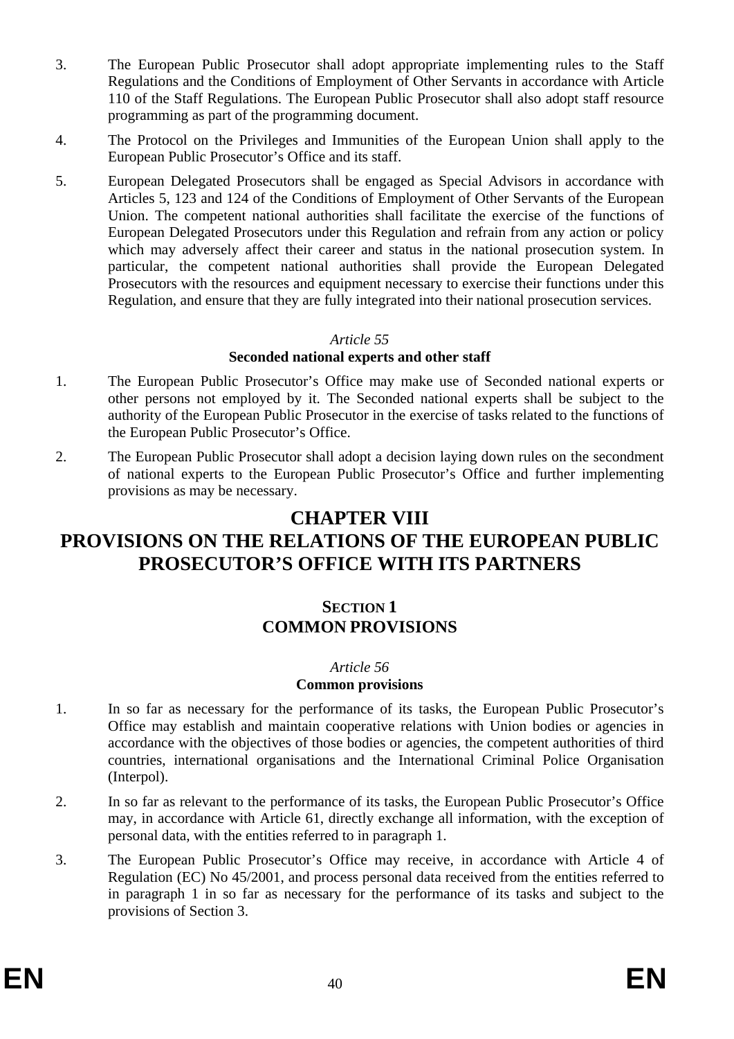3. The European Public Prosecutor shall adopt appropriate implementing rules to the Staff Regulations and the Conditions of Employment of Other Servants in accordance with Article 110 of the Staff Regulations. The European Public Prosecutor shall also adopt staff resource programming as part of the programming document.

4. The Protocol on the Privileges and Immunities of the European Union shall apply to the European Public Prosecutor's Office and its staff.

5. European Delegated Prosecutors shall be engaged as Special Advisors in accordance with Articles 5, 123 and 124 of the Conditions of Employment of Other Servants of the European Union. The competent national authorities shall facilitate the exercise of the functions of European Delegated Prosecutors under this Regulation and refrain from any action or policy which may adversely affect their career and status in the national prosecution system. In particular, the competent national authorities shall provide the European Delegated Prosecutors with the resources and equipment necessary to exercise their functions under this Regulation, and ensure that they are fully integrated into their national prosecution services.

*Article 55*

**Seconded national experts and other staff**

1. The European Public Prosecutor's Office may make use of Seconded national experts or other persons not employed by it. The Seconded national experts shall be subject to the authority of the European Public Prosecutor in the exercise of tasks related to the functions of the European Public Prosecutor's Office.

2. The European Public Prosecutor shall adopt a decision laying down rules on the secondment of national experts to the European Public Prosecutor's Office and further implementing provisions as may be necessary.

# CHAPTER VIII
# PROVISIONS ON THE RELATIONS OF THE EUROPEAN PUBLIC PROSECUTOR'S OFFICE WITH ITS PARTNERS

## SECTION 1
## COMMON PROVISIONS

*Article 56*

**Common provisions**

1. In so far as necessary for the performance of its tasks, the European Public Prosecutor's Office may establish and maintain cooperative relations with Union bodies or agencies in accordance with the objectives of those bodies or agencies, the competent authorities of third countries, international organisations and the International Criminal Police Organisation (Interpol).

2. In so far as relevant to the performance of its tasks, the European Public Prosecutor's Office may, in accordance with Article 61, directly exchange all information, with the exception of personal data, with the entities referred to in paragraph 1.

3. The European Public Prosecutor's Office may receive, in accordance with Article 4 of Regulation (EC) No 45/2001, and process personal data received from the entities referred to in paragraph 1 in so far as necessary for the performance of its tasks and subject to the provisions of Section 3.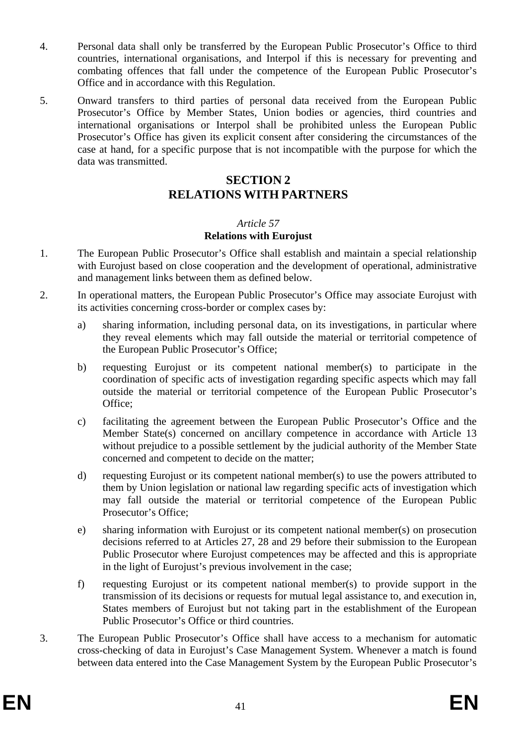4. Personal data shall only be transferred by the European Public Prosecutor's Office to third countries, international organisations, and Interpol if this is necessary for preventing and combating offences that fall under the competence of the European Public Prosecutor's Office and in accordance with this Regulation.

5. Onward transfers to third parties of personal data received from the European Public Prosecutor's Office by Member States, Union bodies or agencies, third countries and international organisations or Interpol shall be prohibited unless the European Public Prosecutor's Office has given its explicit consent after considering the circumstances of the case at hand, for a specific purpose that is not incompatible with the purpose for which the data was transmitted.

## SECTION 2
## RELATIONS WITH PARTNERS

### *Article 57*
### Relations with Eurojust

1. The European Public Prosecutor's Office shall establish and maintain a special relationship with Eurojust based on close cooperation and the development of operational, administrative and management links between them as defined below.

2. In operational matters, the European Public Prosecutor's Office may associate Eurojust with its activities concerning cross-border or complex cases by:

   a) sharing information, including personal data, on its investigations, in particular where they reveal elements which may fall outside the material or territorial competence of the European Public Prosecutor's Office;

   b) requesting Eurojust or its competent national member(s) to participate in the coordination of specific acts of investigation regarding specific aspects which may fall outside the material or territorial competence of the European Public Prosecutor's Office;

   c) facilitating the agreement between the European Public Prosecutor's Office and the Member State(s) concerned on ancillary competence in accordance with Article 13 without prejudice to a possible settlement by the judicial authority of the Member State concerned and competent to decide on the matter;

   d) requesting Eurojust or its competent national member(s) to use the powers attributed to them by Union legislation or national law regarding specific acts of investigation which may fall outside the material or territorial competence of the European Public Prosecutor's Office;

   e) sharing information with Eurojust or its competent national member(s) on prosecution decisions referred to at Articles 27, 28 and 29 before their submission to the European Public Prosecutor where Eurojust competences may be affected and this is appropriate in the light of Eurojust's previous involvement in the case;

   f) requesting Eurojust or its competent national member(s) to provide support in the transmission of its decisions or requests for mutual legal assistance to, and execution in, States members of Eurojust but not taking part in the establishment of the European Public Prosecutor's Office or third countries.

3. The European Public Prosecutor's Office shall have access to a mechanism for automatic cross-checking of data in Eurojust's Case Management System. Whenever a match is found between data entered into the Case Management System by the European Public Prosecutor's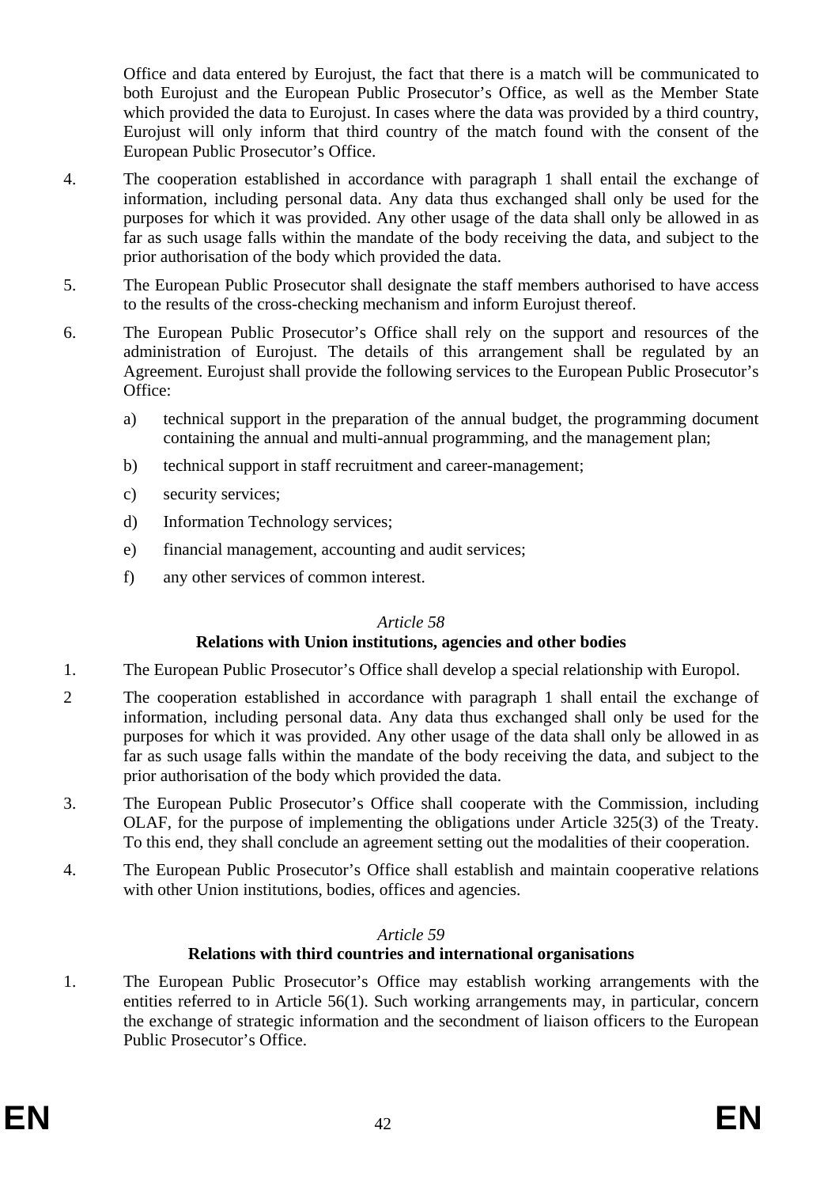Office and data entered by Eurojust, the fact that there is a match will be communicated to both Eurojust and the European Public Prosecutor's Office, as well as the Member State which provided the data to Eurojust. In cases where the data was provided by a third country, Eurojust will only inform that third country of the match found with the consent of the European Public Prosecutor's Office.

4. The cooperation established in accordance with paragraph 1 shall entail the exchange of information, including personal data. Any data thus exchanged shall only be used for the purposes for which it was provided. Any other usage of the data shall only be allowed in as far as such usage falls within the mandate of the body receiving the data, and subject to the prior authorisation of the body which provided the data.

5. The European Public Prosecutor shall designate the staff members authorised to have access to the results of the cross-checking mechanism and inform Eurojust thereof.

6. The European Public Prosecutor's Office shall rely on the support and resources of the administration of Eurojust. The details of this arrangement shall be regulated by an Agreement. Eurojust shall provide the following services to the European Public Prosecutor's Office:

   a) technical support in the preparation of the annual budget, the programming document containing the annual and multi-annual programming, and the management plan;

   b) technical support in staff recruitment and career-management;

   c) security services;

   d) Information Technology services;

   e) financial management, accounting and audit services;

   f) any other services of common interest.

*Article 58*

**Relations with Union institutions, agencies and other bodies**

1. The European Public Prosecutor's Office shall develop a special relationship with Europol.

2 The cooperation established in accordance with paragraph 1 shall entail the exchange of information, including personal data. Any data thus exchanged shall only be used for the purposes for which it was provided. Any other usage of the data shall only be allowed in as far as such usage falls within the mandate of the body receiving the data, and subject to the prior authorisation of the body which provided the data.

3. The European Public Prosecutor's Office shall cooperate with the Commission, including OLAF, for the purpose of implementing the obligations under Article 325(3) of the Treaty. To this end, they shall conclude an agreement setting out the modalities of their cooperation.

4. The European Public Prosecutor's Office shall establish and maintain cooperative relations with other Union institutions, bodies, offices and agencies.

*Article 59*

**Relations with third countries and international organisations**

1. The European Public Prosecutor's Office may establish working arrangements with the entities referred to in Article 56(1). Such working arrangements may, in particular, concern the exchange of strategic information and the secondment of liaison officers to the European Public Prosecutor's Office.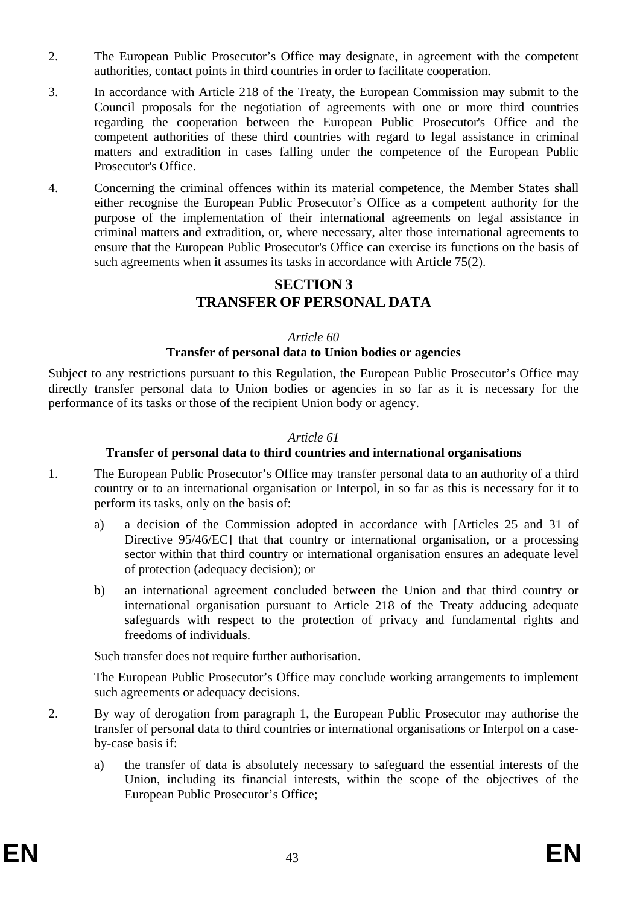2. The European Public Prosecutor's Office may designate, in agreement with the competent authorities, contact points in third countries in order to facilitate cooperation.

3. In accordance with Article 218 of the Treaty, the European Commission may submit to the Council proposals for the negotiation of agreements with one or more third countries regarding the cooperation between the European Public Prosecutor's Office and the competent authorities of these third countries with regard to legal assistance in criminal matters and extradition in cases falling under the competence of the European Public Prosecutor's Office.

4. Concerning the criminal offences within its material competence, the Member States shall either recognise the European Public Prosecutor's Office as a competent authority for the purpose of the implementation of their international agreements on legal assistance in criminal matters and extradition, or, where necessary, alter those international agreements to ensure that the European Public Prosecutor's Office can exercise its functions on the basis of such agreements when it assumes its tasks in accordance with Article 75(2).

## SECTION 3
## TRANSFER OF PERSONAL DATA

*Article 60*

**Transfer of personal data to Union bodies or agencies**

Subject to any restrictions pursuant to this Regulation, the European Public Prosecutor's Office may directly transfer personal data to Union bodies or agencies in so far as it is necessary for the performance of its tasks or those of the recipient Union body or agency.

*Article 61*

**Transfer of personal data to third countries and international organisations**

1. The European Public Prosecutor's Office may transfer personal data to an authority of a third country or to an international organisation or Interpol, in so far as this is necessary for it to perform its tasks, only on the basis of:

   a) a decision of the Commission adopted in accordance with [Articles 25 and 31 of Directive 95/46/EC] that that country or international organisation, or a processing sector within that third country or international organisation ensures an adequate level of protection (adequacy decision); or

   b) an international agreement concluded between the Union and that third country or international organisation pursuant to Article 218 of the Treaty adducing adequate safeguards with respect to the protection of privacy and fundamental rights and freedoms of individuals.

   Such transfer does not require further authorisation.

   The European Public Prosecutor's Office may conclude working arrangements to implement such agreements or adequacy decisions.

2. By way of derogation from paragraph 1, the European Public Prosecutor may authorise the transfer of personal data to third countries or international organisations or Interpol on a case-by-case basis if:

   a) the transfer of data is absolutely necessary to safeguard the essential interests of the Union, including its financial interests, within the scope of the objectives of the European Public Prosecutor's Office;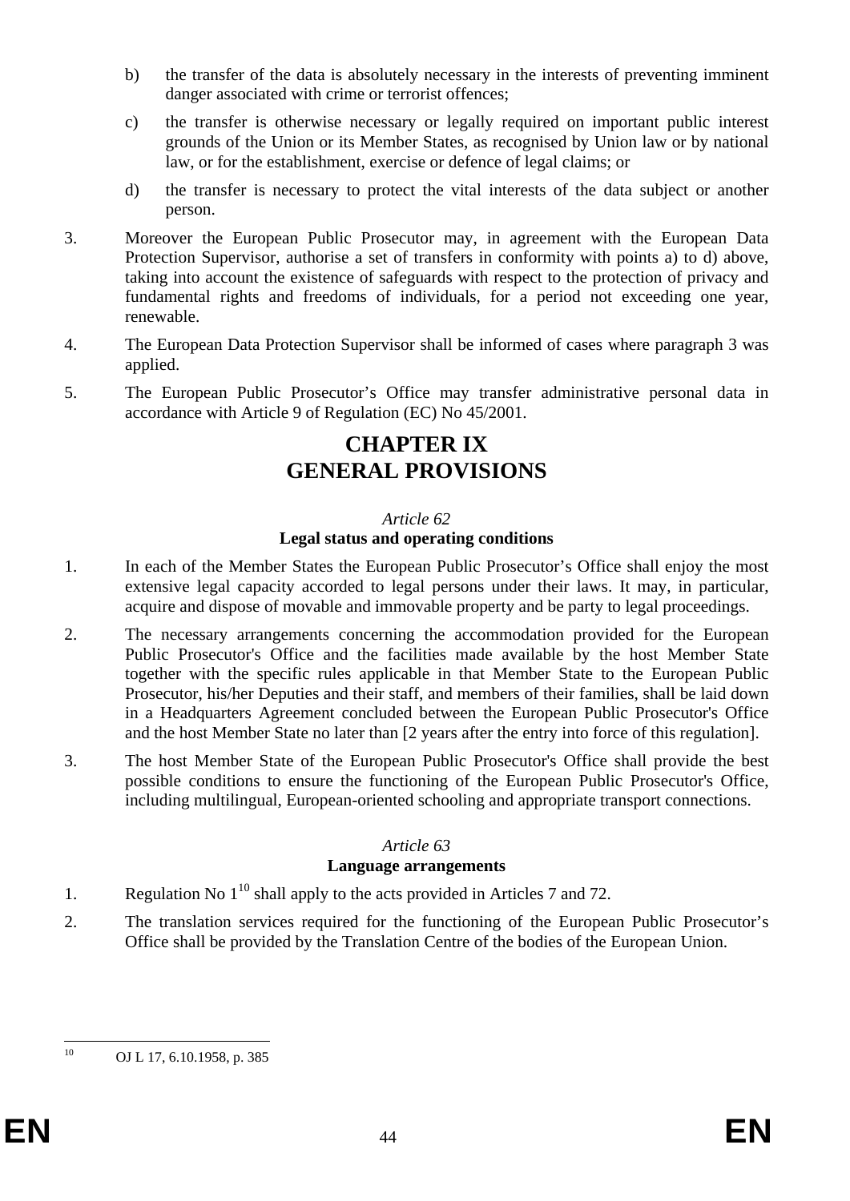b) the transfer of the data is absolutely necessary in the interests of preventing imminent danger associated with crime or terrorist offences;

c) the transfer is otherwise necessary or legally required on important public interest grounds of the Union or its Member States, as recognised by Union law or by national law, or for the establishment, exercise or defence of legal claims; or

d) the transfer is necessary to protect the vital interests of the data subject or another person.

3. Moreover the European Public Prosecutor may, in agreement with the European Data Protection Supervisor, authorise a set of transfers in conformity with points a) to d) above, taking into account the existence of safeguards with respect to the protection of privacy and fundamental rights and freedoms of individuals, for a period not exceeding one year, renewable.

4. The European Data Protection Supervisor shall be informed of cases where paragraph 3 was applied.

5. The European Public Prosecutor's Office may transfer administrative personal data in accordance with Article 9 of Regulation (EC) No 45/2001.

# CHAPTER IX
# GENERAL PROVISIONS

*Article 62*

**Legal status and operating conditions**

1. In each of the Member States the European Public Prosecutor's Office shall enjoy the most extensive legal capacity accorded to legal persons under their laws. It may, in particular, acquire and dispose of movable and immovable property and be party to legal proceedings.

2. The necessary arrangements concerning the accommodation provided for the European Public Prosecutor's Office and the facilities made available by the host Member State together with the specific rules applicable in that Member State to the European Public Prosecutor, his/her Deputies and their staff, and members of their families, shall be laid down in a Headquarters Agreement concluded between the European Public Prosecutor's Office and the host Member State no later than [2 years after the entry into force of this regulation].

3. The host Member State of the European Public Prosecutor's Office shall provide the best possible conditions to ensure the functioning of the European Public Prosecutor's Office, including multilingual, European-oriented schooling and appropriate transport connections.

*Article 63*

**Language arrangements**

1. Regulation No 1[10] shall apply to the acts provided in Articles 7 and 72.

2. The translation services required for the functioning of the European Public Prosecutor's Office shall be provided by the Translation Centre of the bodies of the European Union.

---

[10] OJ L 17, 6.10.1958, p. 385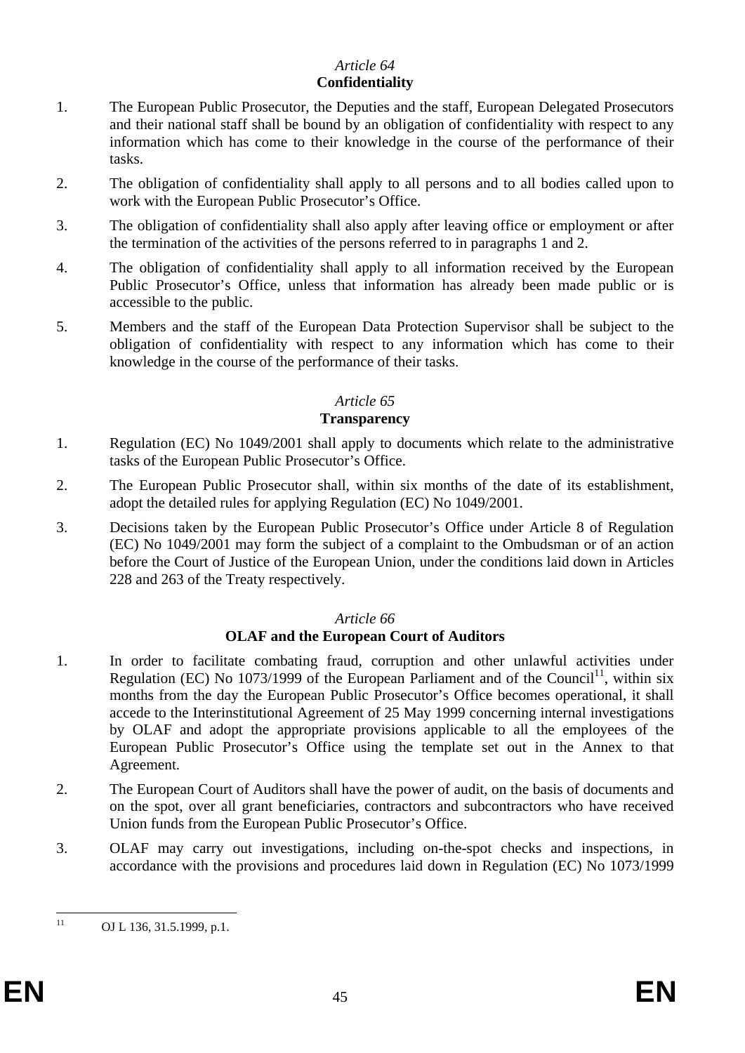*Article 64*

**Confidentiality**

1. The European Public Prosecutor, the Deputies and the staff, European Delegated Prosecutors and their national staff shall be bound by an obligation of confidentiality with respect to any information which has come to their knowledge in the course of the performance of their tasks.

2. The obligation of confidentiality shall apply to all persons and to all bodies called upon to work with the European Public Prosecutor's Office.

3. The obligation of confidentiality shall also apply after leaving office or employment or after the termination of the activities of the persons referred to in paragraphs 1 and 2.

4. The obligation of confidentiality shall apply to all information received by the European Public Prosecutor's Office, unless that information has already been made public or is accessible to the public.

5. Members and the staff of the European Data Protection Supervisor shall be subject to the obligation of confidentiality with respect to any information which has come to their knowledge in the course of the performance of their tasks.

*Article 65*

**Transparency**

1. Regulation (EC) No 1049/2001 shall apply to documents which relate to the administrative tasks of the European Public Prosecutor's Office.

2. The European Public Prosecutor shall, within six months of the date of its establishment, adopt the detailed rules for applying Regulation (EC) No 1049/2001.

3. Decisions taken by the European Public Prosecutor's Office under Article 8 of Regulation (EC) No 1049/2001 may form the subject of a complaint to the Ombudsman or of an action before the Court of Justice of the European Union, under the conditions laid down in Articles 228 and 263 of the Treaty respectively.

*Article 66*

**OLAF and the European Court of Auditors**

1. In order to facilitate combating fraud, corruption and other unlawful activities under Regulation (EC) No 1073/1999 of the European Parliament and of the Council[11], within six months from the day the European Public Prosecutor's Office becomes operational, it shall accede to the Interinstitutional Agreement of 25 May 1999 concerning internal investigations by OLAF and adopt the appropriate provisions applicable to all the employees of the European Public Prosecutor's Office using the template set out in the Annex to that Agreement.

2. The European Court of Auditors shall have the power of audit, on the basis of documents and on the spot, over all grant beneficiaries, contractors and subcontractors who have received Union funds from the European Public Prosecutor's Office.

3. OLAF may carry out investigations, including on-the-spot checks and inspections, in accordance with the provisions and procedures laid down in Regulation (EC) No 1073/1999

[11] OJ L 136, 31.5.1999, p.1.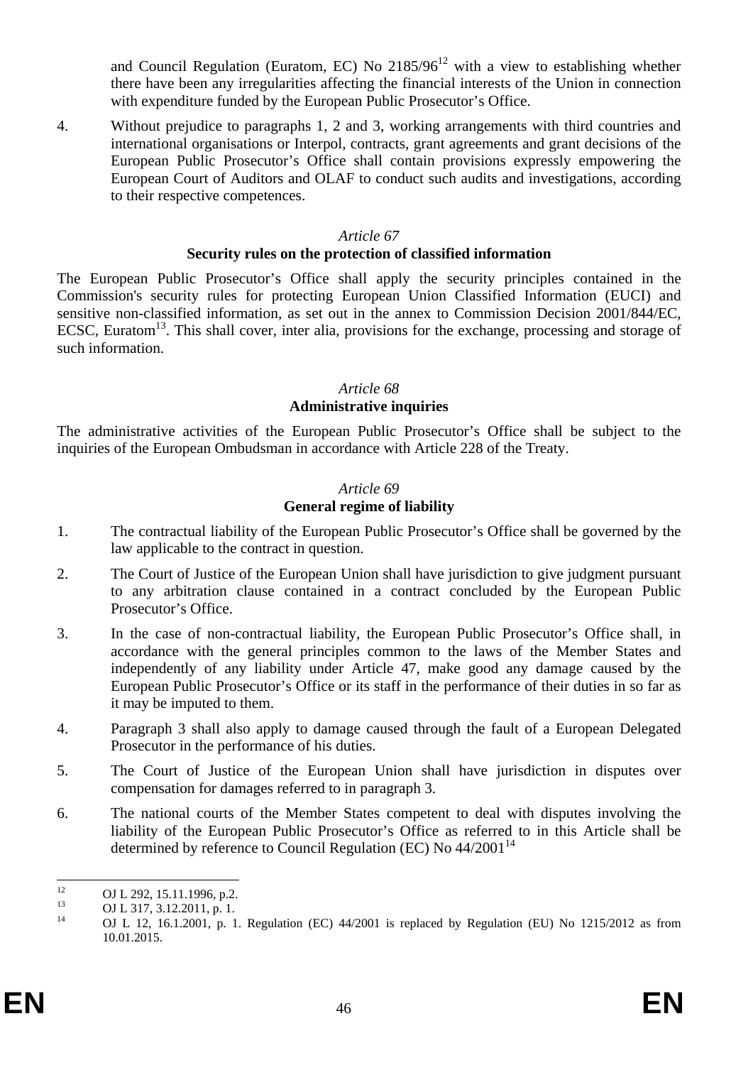and Council Regulation (Euratom, EC) No 2185/96[12] with a view to establishing whether there have been any irregularities affecting the financial interests of the Union in connection with expenditure funded by the European Public Prosecutor's Office.

4. Without prejudice to paragraphs 1, 2 and 3, working arrangements with third countries and international organisations or Interpol, contracts, grant agreements and grant decisions of the European Public Prosecutor's Office shall contain provisions expressly empowering the European Court of Auditors and OLAF to conduct such audits and investigations, according to their respective competences.

*Article 67*

**Security rules on the protection of classified information**

The European Public Prosecutor's Office shall apply the security principles contained in the Commission's security rules for protecting European Union Classified Information (EUCI) and sensitive non-classified information, as set out in the annex to Commission Decision 2001/844/EC, ECSC, Euratom[13]. This shall cover, inter alia, provisions for the exchange, processing and storage of such information.

*Article 68*

**Administrative inquiries**

The administrative activities of the European Public Prosecutor's Office shall be subject to the inquiries of the European Ombudsman in accordance with Article 228 of the Treaty.

*Article 69*

**General regime of liability**

1. The contractual liability of the European Public Prosecutor's Office shall be governed by the law applicable to the contract in question.

2. The Court of Justice of the European Union shall have jurisdiction to give judgment pursuant to any arbitration clause contained in a contract concluded by the European Public Prosecutor's Office.

3. In the case of non-contractual liability, the European Public Prosecutor's Office shall, in accordance with the general principles common to the laws of the Member States and independently of any liability under Article 47, make good any damage caused by the European Public Prosecutor's Office or its staff in the performance of their duties in so far as it may be imputed to them.

4. Paragraph 3 shall also apply to damage caused through the fault of a European Delegated Prosecutor in the performance of his duties.

5. The Court of Justice of the European Union shall have jurisdiction in disputes over compensation for damages referred to in paragraph 3.

6. The national courts of the Member States competent to deal with disputes involving the liability of the European Public Prosecutor's Office as referred to in this Article shall be determined by reference to Council Regulation (EC) No 44/2001[14]

---

[12] OJ L 292, 15.11.1996, p.2.

[13] OJ L 317, 3.12.2011, p. 1.

[14] OJ L 12, 16.1.2001, p. 1. Regulation (EC) 44/2001 is replaced by Regulation (EU) No 1215/2012 as from 10.01.2015.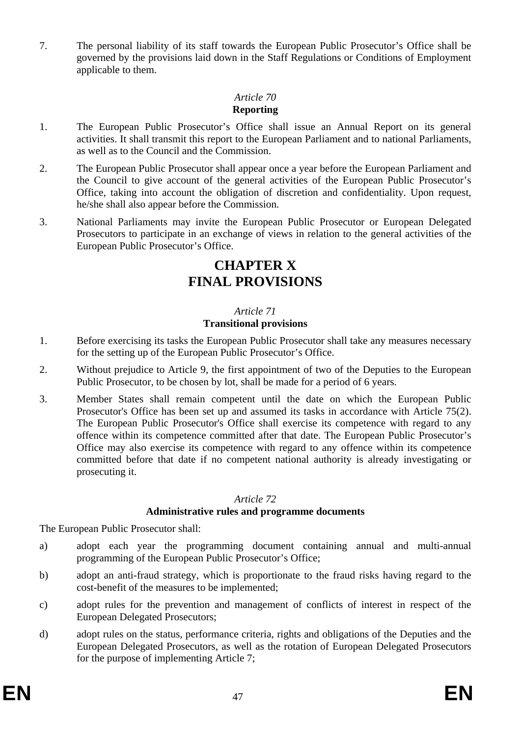7. The personal liability of its staff towards the European Public Prosecutor's Office shall be governed by the provisions laid down in the Staff Regulations or Conditions of Employment applicable to them.

*Article 70*

**Reporting**

1. The European Public Prosecutor's Office shall issue an Annual Report on its general activities. It shall transmit this report to the European Parliament and to national Parliaments, as well as to the Council and the Commission.

2. The European Public Prosecutor shall appear once a year before the European Parliament and the Council to give account of the general activities of the European Public Prosecutor's Office, taking into account the obligation of discretion and confidentiality. Upon request, he/she shall also appear before the Commission.

3. National Parliaments may invite the European Public Prosecutor or European Delegated Prosecutors to participate in an exchange of views in relation to the general activities of the European Public Prosecutor's Office.

# CHAPTER X
# FINAL PROVISIONS

*Article 71*

**Transitional provisions**

1. Before exercising its tasks the European Public Prosecutor shall take any measures necessary for the setting up of the European Public Prosecutor's Office.

2. Without prejudice to Article 9, the first appointment of two of the Deputies to the European Public Prosecutor, to be chosen by lot, shall be made for a period of 6 years.

3. Member States shall remain competent until the date on which the European Public Prosecutor's Office has been set up and assumed its tasks in accordance with Article 75(2). The European Public Prosecutor's Office shall exercise its competence with regard to any offence within its competence committed after that date. The European Public Prosecutor's Office may also exercise its competence with regard to any offence within its competence committed before that date if no competent national authority is already investigating or prosecuting it.

*Article 72*

**Administrative rules and programme documents**

The European Public Prosecutor shall:

a) adopt each year the programming document containing annual and multi-annual programming of the European Public Prosecutor's Office;

b) adopt an anti-fraud strategy, which is proportionate to the fraud risks having regard to the cost-benefit of the measures to be implemented;

c) adopt rules for the prevention and management of conflicts of interest in respect of the European Delegated Prosecutors;

d) adopt rules on the status, performance criteria, rights and obligations of the Deputies and the European Delegated Prosecutors, as well as the rotation of European Delegated Prosecutors for the purpose of implementing Article 7;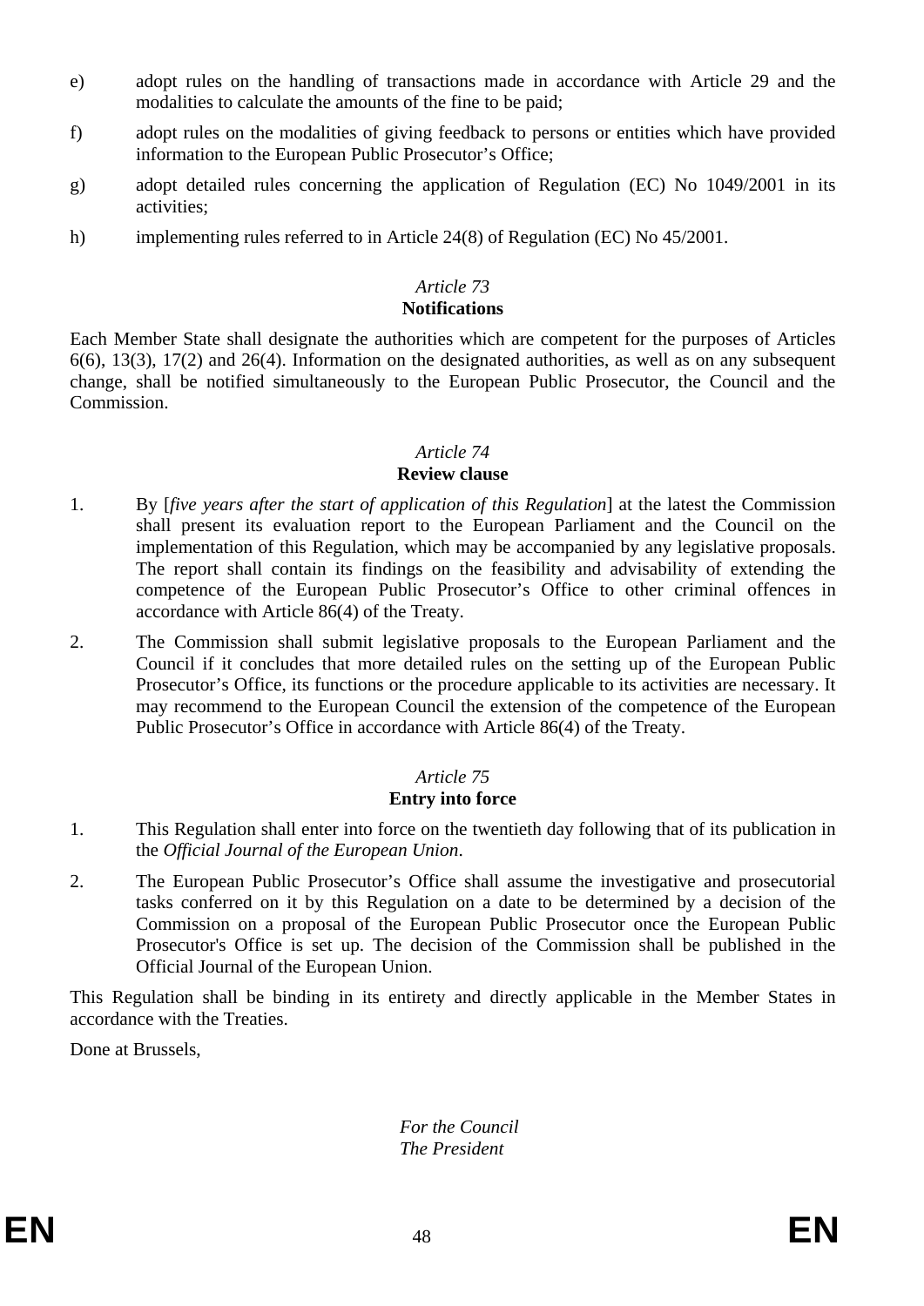e) adopt rules on the handling of transactions made in accordance with Article 29 and the modalities to calculate the amounts of the fine to be paid;

f) adopt rules on the modalities of giving feedback to persons or entities which have provided information to the European Public Prosecutor's Office;

g) adopt detailed rules concerning the application of Regulation (EC) No 1049/2001 in its activities;

h) implementing rules referred to in Article 24(8) of Regulation (EC) No 45/2001.

*Article 73*

**Notifications**

Each Member State shall designate the authorities which are competent for the purposes of Articles 6(6), 13(3), 17(2) and 26(4). Information on the designated authorities, as well as on any subsequent change, shall be notified simultaneously to the European Public Prosecutor, the Council and the Commission.

*Article 74*

**Review clause**

1. By [*five years after the start of application of this Regulation*] at the latest the Commission shall present its evaluation report to the European Parliament and the Council on the implementation of this Regulation, which may be accompanied by any legislative proposals. The report shall contain its findings on the feasibility and advisability of extending the competence of the European Public Prosecutor's Office to other criminal offences in accordance with Article 86(4) of the Treaty.

2. The Commission shall submit legislative proposals to the European Parliament and the Council if it concludes that more detailed rules on the setting up of the European Public Prosecutor's Office, its functions or the procedure applicable to its activities are necessary. It may recommend to the European Council the extension of the competence of the European Public Prosecutor's Office in accordance with Article 86(4) of the Treaty.

*Article 75*

**Entry into force**

1. This Regulation shall enter into force on the twentieth day following that of its publication in the *Official Journal of the European Union*.

2. The European Public Prosecutor's Office shall assume the investigative and prosecutorial tasks conferred on it by this Regulation on a date to be determined by a decision of the Commission on a proposal of the European Public Prosecutor once the European Public Prosecutor's Office is set up. The decision of the Commission shall be published in the Official Journal of the European Union.

This Regulation shall be binding in its entirety and directly applicable in the Member States in accordance with the Treaties.

Done at Brussels,

*For the Council*
*The President*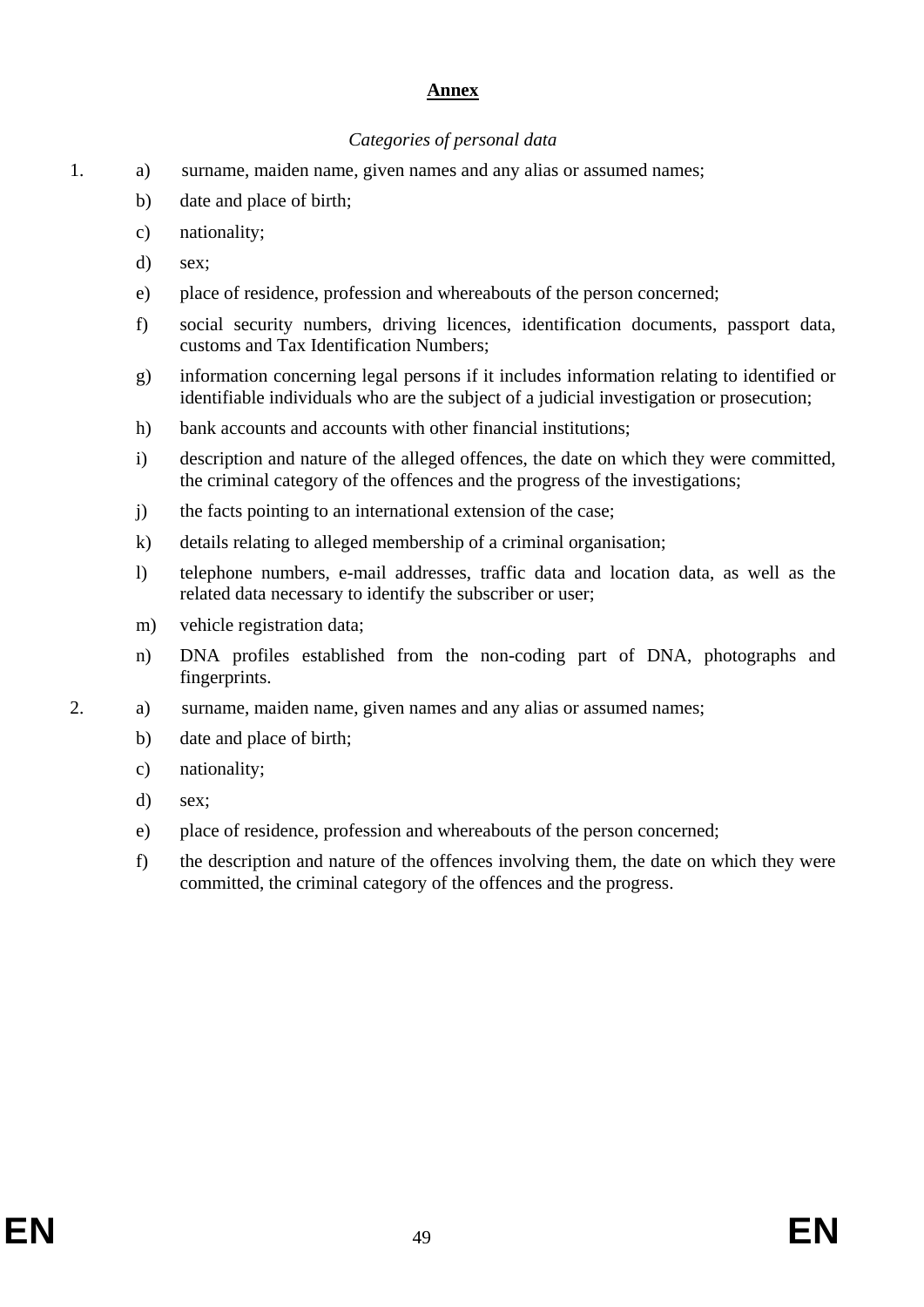## **Annex**

*Categories of personal data*

1. a) surname, maiden name, given names and any alias or assumed names;

   b) date and place of birth;

   c) nationality;

   d) sex;

   e) place of residence, profession and whereabouts of the person concerned;

   f) social security numbers, driving licences, identification documents, passport data, customs and Tax Identification Numbers;

   g) information concerning legal persons if it includes information relating to identified or identifiable individuals who are the subject of a judicial investigation or prosecution;

   h) bank accounts and accounts with other financial institutions;

   i) description and nature of the alleged offences, the date on which they were committed, the criminal category of the offences and the progress of the investigations;

   j) the facts pointing to an international extension of the case;

   k) details relating to alleged membership of a criminal organisation;

   l) telephone numbers, e-mail addresses, traffic data and location data, as well as the related data necessary to identify the subscriber or user;

   m) vehicle registration data;

   n) DNA profiles established from the non-coding part of DNA, photographs and fingerprints.

2. a) surname, maiden name, given names and any alias or assumed names;

   b) date and place of birth;

   c) nationality;

   d) sex;

   e) place of residence, profession and whereabouts of the person concerned;

   f) the description and nature of the offences involving them, the date on which they were committed, the criminal category of the offences and the progress.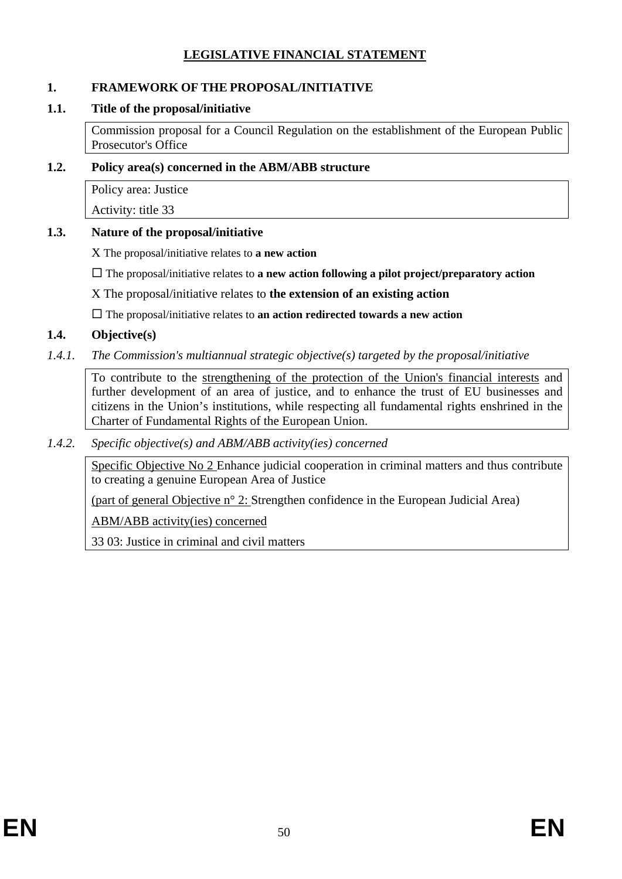# LEGISLATIVE FINANCIAL STATEMENT

## 1. FRAMEWORK OF THE PROPOSAL/INITIATIVE

### 1.1. Title of the proposal/initiative

Commission proposal for a Council Regulation on the establishment of the European Public Prosecutor's Office

### 1.2. Policy area(s) concerned in the ABM/ABB structure

Policy area: Justice

Activity: title 33

### 1.3. Nature of the proposal/initiative

X The proposal/initiative relates to **a new action**

☐ The proposal/initiative relates to **a new action following a pilot project/preparatory action**

X The proposal/initiative relates to **the extension of an existing action**

☐ The proposal/initiative relates to **an action redirected towards a new action**

### 1.4. Objective(s)

*1.4.1. The Commission's multiannual strategic objective(s) targeted by the proposal/initiative*

To contribute to the strengthening of the protection of the Union's financial interests and further development of an area of justice, and to enhance the trust of EU businesses and citizens in the Union's institutions, while respecting all fundamental rights enshrined in the Charter of Fundamental Rights of the European Union.

*1.4.2. Specific objective(s) and ABM/ABB activity(ies) concerned*

Specific Objective No 2 Enhance judicial cooperation in criminal matters and thus contribute to creating a genuine European Area of Justice

(part of general Objective n° 2: Strengthen confidence in the European Judicial Area)

ABM/ABB activity(ies) concerned

33 03: Justice in criminal and civil matters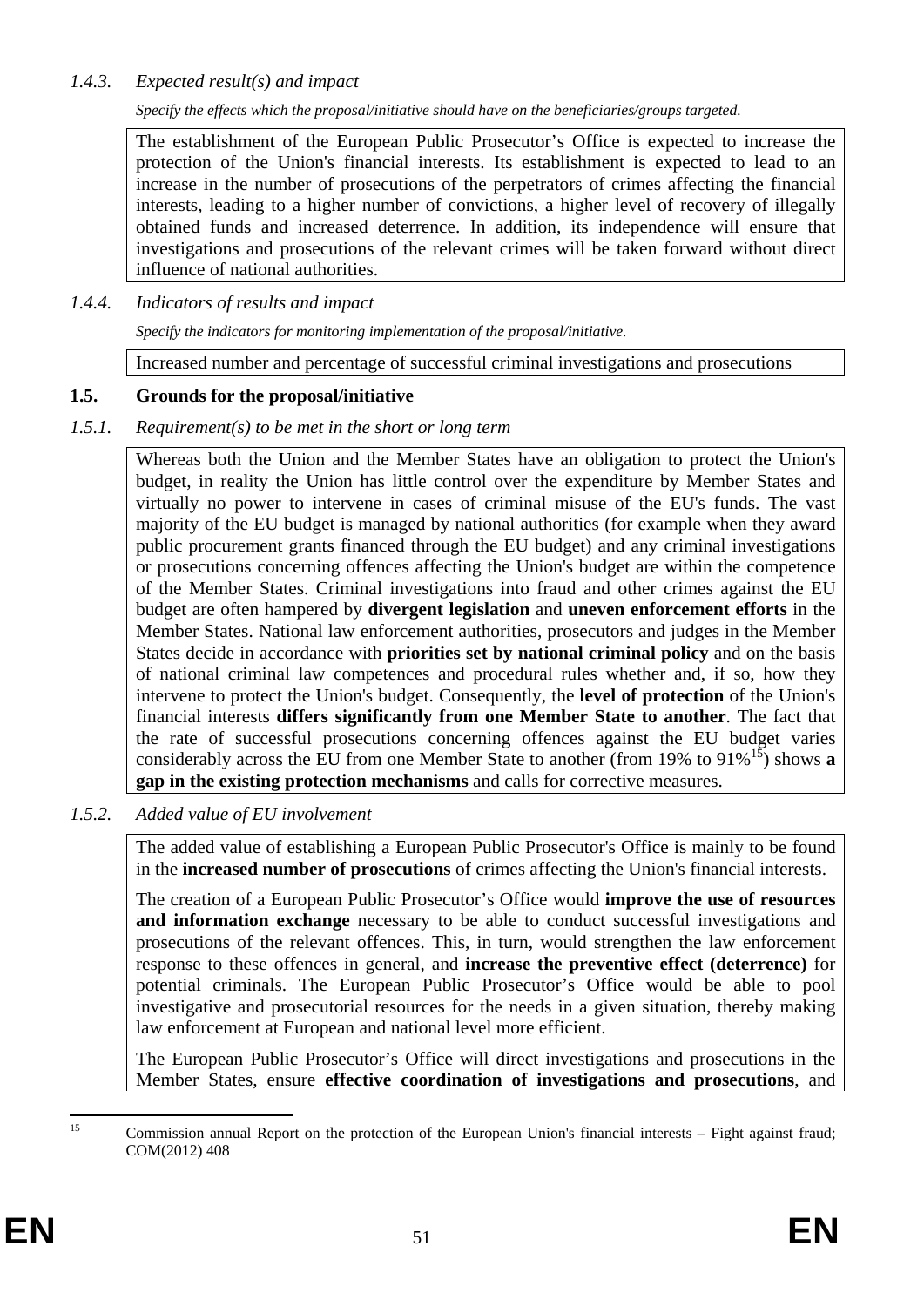*1.4.3. Expected result(s) and impact*

*Specify the effects which the proposal/initiative should have on the beneficiaries/groups targeted.*

The establishment of the European Public Prosecutor's Office is expected to increase the protection of the Union's financial interests. Its establishment is expected to lead to an increase in the number of prosecutions of the perpetrators of crimes affecting the financial interests, leading to a higher number of convictions, a higher level of recovery of illegally obtained funds and increased deterrence. In addition, its independence will ensure that investigations and prosecutions of the relevant crimes will be taken forward without direct influence of national authorities.

*1.4.4. Indicators of results and impact*

*Specify the indicators for monitoring implementation of the proposal/initiative.*

Increased number and percentage of successful criminal investigations and prosecutions

### 1.5. Grounds for the proposal/initiative

*1.5.1. Requirement(s) to be met in the short or long term*

Whereas both the Union and the Member States have an obligation to protect the Union's budget, in reality the Union has little control over the expenditure by Member States and virtually no power to intervene in cases of criminal misuse of the EU's funds. The vast majority of the EU budget is managed by national authorities (for example when they award public procurement grants financed through the EU budget) and any criminal investigations or prosecutions concerning offences affecting the Union's budget are within the competence of the Member States. Criminal investigations into fraud and other crimes against the EU budget are often hampered by **divergent legislation** and **uneven enforcement efforts** in the Member States. National law enforcement authorities, prosecutors and judges in the Member States decide in accordance with **priorities set by national criminal policy** and on the basis of national criminal law competences and procedural rules whether and, if so, how they intervene to protect the Union's budget. Consequently, the **level of protection** of the Union's financial interests **differs significantly from one Member State to another**. The fact that the rate of successful prosecutions concerning offences against the EU budget varies considerably across the EU from one Member State to another (from 19% to 91%[15]) shows **a gap in the existing protection mechanisms** and calls for corrective measures.

*1.5.2. Added value of EU involvement*

The added value of establishing a European Public Prosecutor's Office is mainly to be found in the **increased number of prosecutions** of crimes affecting the Union's financial interests.

The creation of a European Public Prosecutor's Office would **improve the use of resources and information exchange** necessary to be able to conduct successful investigations and prosecutions of the relevant offences. This, in turn, would strengthen the law enforcement response to these offences in general, and **increase the preventive effect (deterrence)** for potential criminals. The European Public Prosecutor's Office would be able to pool investigative and prosecutorial resources for the needs in a given situation, thereby making law enforcement at European and national level more efficient.

The European Public Prosecutor's Office will direct investigations and prosecutions in the Member States, ensure **effective coordination of investigations and prosecutions**, and

[15] Commission annual Report on the protection of the European Union's financial interests – Fight against fraud; COM(2012) 408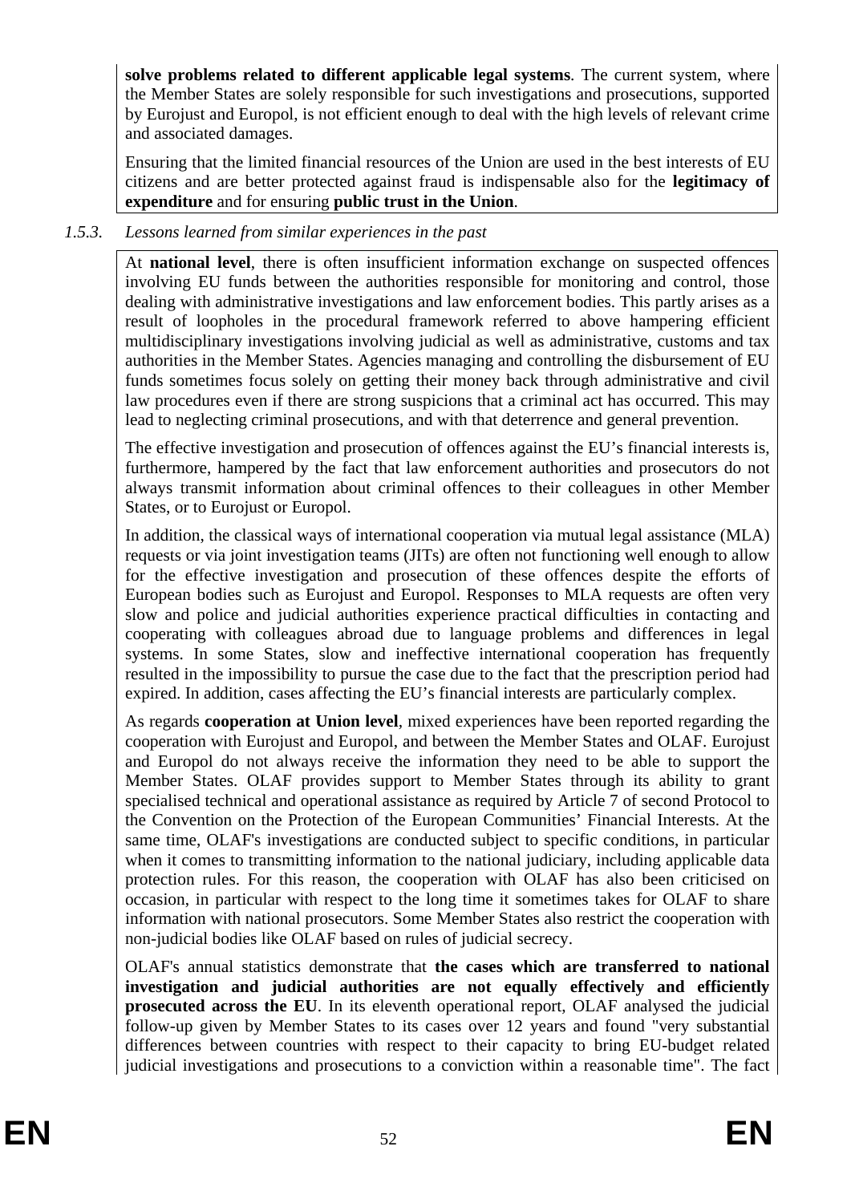**solve problems related to different applicable legal systems**. The current system, where the Member States are solely responsible for such investigations and prosecutions, supported by Eurojust and Europol, is not efficient enough to deal with the high levels of relevant crime and associated damages.

Ensuring that the limited financial resources of the Union are used in the best interests of EU citizens and are better protected against fraud is indispensable also for the **legitimacy of expenditure** and for ensuring **public trust in the Union**.

*1.5.3. Lessons learned from similar experiences in the past*

At **national level**, there is often insufficient information exchange on suspected offences involving EU funds between the authorities responsible for monitoring and control, those dealing with administrative investigations and law enforcement bodies. This partly arises as a result of loopholes in the procedural framework referred to above hampering efficient multidisciplinary investigations involving judicial as well as administrative, customs and tax authorities in the Member States. Agencies managing and controlling the disbursement of EU funds sometimes focus solely on getting their money back through administrative and civil law procedures even if there are strong suspicions that a criminal act has occurred. This may lead to neglecting criminal prosecutions, and with that deterrence and general prevention.

The effective investigation and prosecution of offences against the EU's financial interests is, furthermore, hampered by the fact that law enforcement authorities and prosecutors do not always transmit information about criminal offences to their colleagues in other Member States, or to Eurojust or Europol.

In addition, the classical ways of international cooperation via mutual legal assistance (MLA) requests or via joint investigation teams (JITs) are often not functioning well enough to allow for the effective investigation and prosecution of these offences despite the efforts of European bodies such as Eurojust and Europol. Responses to MLA requests are often very slow and police and judicial authorities experience practical difficulties in contacting and cooperating with colleagues abroad due to language problems and differences in legal systems. In some States, slow and ineffective international cooperation has frequently resulted in the impossibility to pursue the case due to the fact that the prescription period had expired. In addition, cases affecting the EU's financial interests are particularly complex.

As regards **cooperation at Union level**, mixed experiences have been reported regarding the cooperation with Eurojust and Europol, and between the Member States and OLAF. Eurojust and Europol do not always receive the information they need to be able to support the Member States. OLAF provides support to Member States through its ability to grant specialised technical and operational assistance as required by Article 7 of second Protocol to the Convention on the Protection of the European Communities' Financial Interests. At the same time, OLAF's investigations are conducted subject to specific conditions, in particular when it comes to transmitting information to the national judiciary, including applicable data protection rules. For this reason, the cooperation with OLAF has also been criticised on occasion, in particular with respect to the long time it sometimes takes for OLAF to share information with national prosecutors. Some Member States also restrict the cooperation with non-judicial bodies like OLAF based on rules of judicial secrecy.

OLAF's annual statistics demonstrate that **the cases which are transferred to national investigation and judicial authorities are not equally effectively and efficiently prosecuted across the EU**. In its eleventh operational report, OLAF analysed the judicial follow-up given by Member States to its cases over 12 years and found "very substantial differences between countries with respect to their capacity to bring EU-budget related judicial investigations and prosecutions to a conviction within a reasonable time". The fact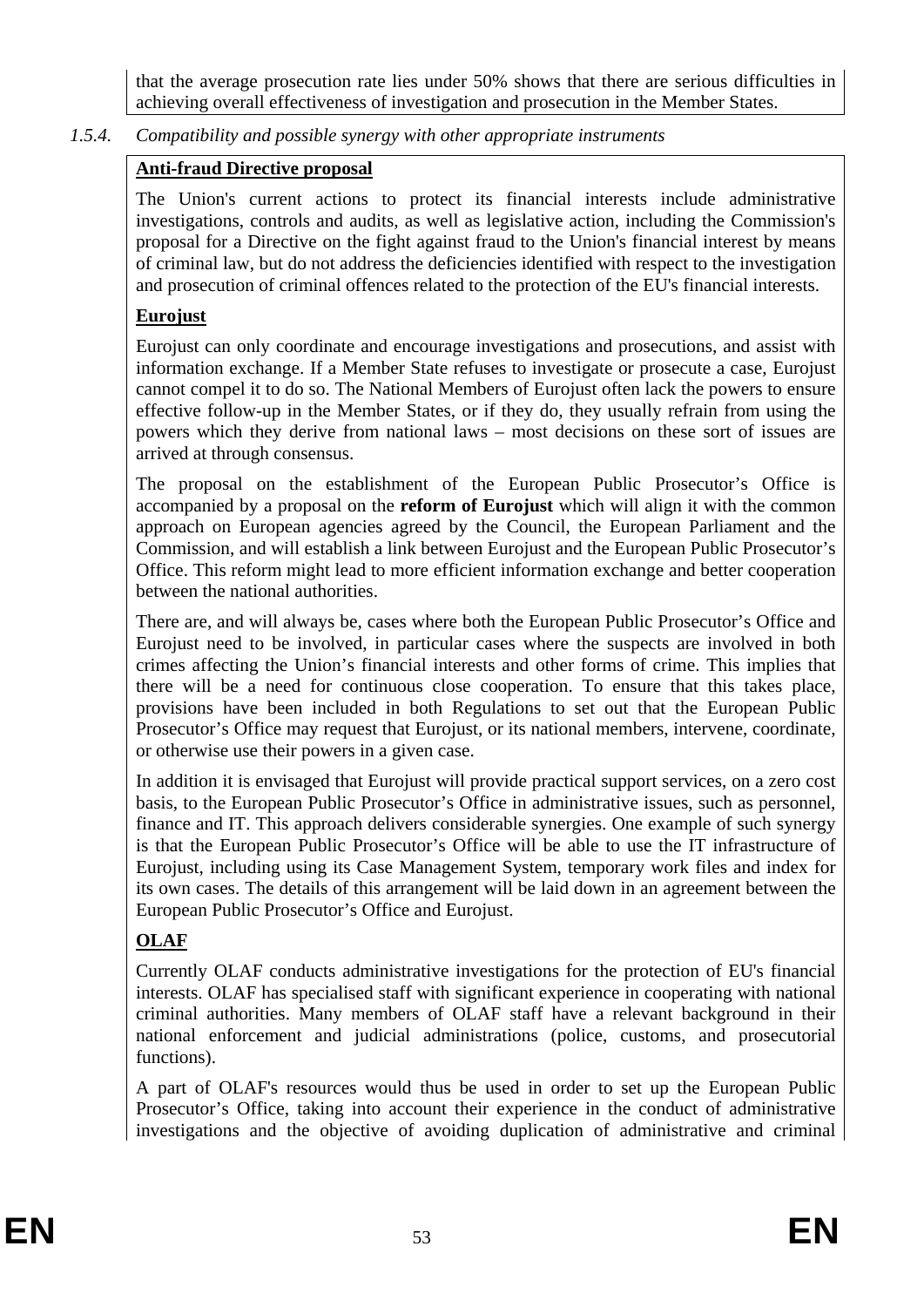that the average prosecution rate lies under 50% shows that there are serious difficulties in achieving overall effectiveness of investigation and prosecution in the Member States.

*1.5.4. Compatibility and possible synergy with other appropriate instruments*

**Anti-fraud Directive proposal**

The Union's current actions to protect its financial interests include administrative investigations, controls and audits, as well as legislative action, including the Commission's proposal for a Directive on the fight against fraud to the Union's financial interest by means of criminal law, but do not address the deficiencies identified with respect to the investigation and prosecution of criminal offences related to the protection of the EU's financial interests.

**Eurojust**

Eurojust can only coordinate and encourage investigations and prosecutions, and assist with information exchange. If a Member State refuses to investigate or prosecute a case, Eurojust cannot compel it to do so. The National Members of Eurojust often lack the powers to ensure effective follow-up in the Member States, or if they do, they usually refrain from using the powers which they derive from national laws – most decisions on these sort of issues are arrived at through consensus.

The proposal on the establishment of the European Public Prosecutor's Office is accompanied by a proposal on the **reform of Eurojust** which will align it with the common approach on European agencies agreed by the Council, the European Parliament and the Commission, and will establish a link between Eurojust and the European Public Prosecutor's Office. This reform might lead to more efficient information exchange and better cooperation between the national authorities.

There are, and will always be, cases where both the European Public Prosecutor's Office and Eurojust need to be involved, in particular cases where the suspects are involved in both crimes affecting the Union's financial interests and other forms of crime. This implies that there will be a need for continuous close cooperation. To ensure that this takes place, provisions have been included in both Regulations to set out that the European Public Prosecutor's Office may request that Eurojust, or its national members, intervene, coordinate, or otherwise use their powers in a given case.

In addition it is envisaged that Eurojust will provide practical support services, on a zero cost basis, to the European Public Prosecutor's Office in administrative issues, such as personnel, finance and IT. This approach delivers considerable synergies. One example of such synergy is that the European Public Prosecutor's Office will be able to use the IT infrastructure of Eurojust, including using its Case Management System, temporary work files and index for its own cases. The details of this arrangement will be laid down in an agreement between the European Public Prosecutor's Office and Eurojust.

**OLAF**

Currently OLAF conducts administrative investigations for the protection of EU's financial interests. OLAF has specialised staff with significant experience in cooperating with national criminal authorities. Many members of OLAF staff have a relevant background in their national enforcement and judicial administrations (police, customs, and prosecutorial functions).

A part of OLAF's resources would thus be used in order to set up the European Public Prosecutor's Office, taking into account their experience in the conduct of administrative investigations and the objective of avoiding duplication of administrative and criminal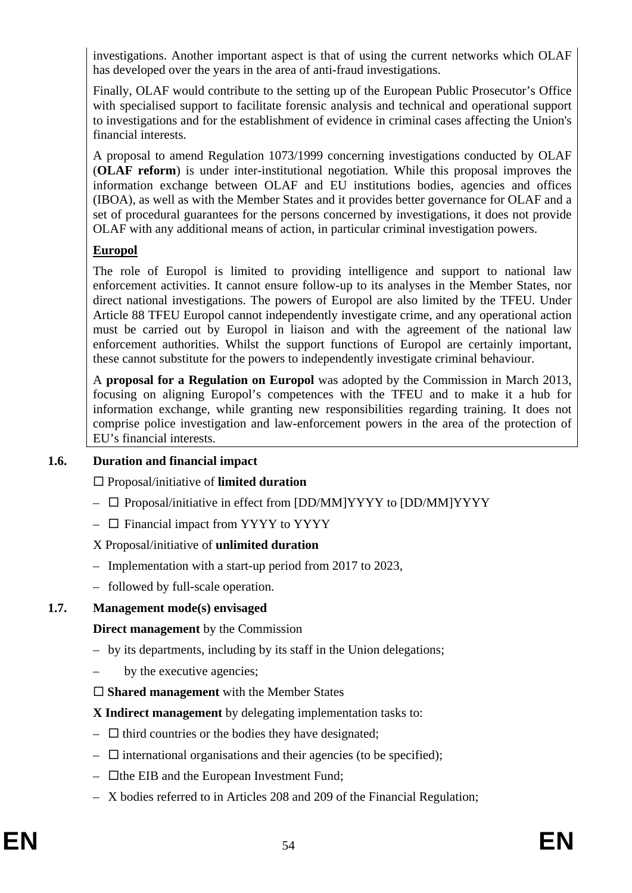investigations. Another important aspect is that of using the current networks which OLAF has developed over the years in the area of anti-fraud investigations.

Finally, OLAF would contribute to the setting up of the European Public Prosecutor's Office with specialised support to facilitate forensic analysis and technical and operational support to investigations and for the establishment of evidence in criminal cases affecting the Union's financial interests.

A proposal to amend Regulation 1073/1999 concerning investigations conducted by OLAF (**OLAF reform**) is under inter-institutional negotiation. While this proposal improves the information exchange between OLAF and EU institutions bodies, agencies and offices (IBOA), as well as with the Member States and it provides better governance for OLAF and a set of procedural guarantees for the persons concerned by investigations, it does not provide OLAF with any additional means of action, in particular criminal investigation powers.

**Europol**

The role of Europol is limited to providing intelligence and support to national law enforcement activities. It cannot ensure follow-up to its analyses in the Member States, nor direct national investigations. The powers of Europol are also limited by the TFEU. Under Article 88 TFEU Europol cannot independently investigate crime, and any operational action must be carried out by Europol in liaison and with the agreement of the national law enforcement authorities. Whilst the support functions of Europol are certainly important, these cannot substitute for the powers to independently investigate criminal behaviour.

A **proposal for a Regulation on Europol** was adopted by the Commission in March 2013, focusing on aligning Europol's competences with the TFEU and to make it a hub for information exchange, while granting new responsibilities regarding training. It does not comprise police investigation and law-enforcement powers in the area of the protection of EU's financial interests.

### 1.6. Duration and financial impact

☐ Proposal/initiative of **limited duration**

- ☐ Proposal/initiative in effect from [DD/MM]YYYY to [DD/MM]YYYY
- ☐ Financial impact from YYYY to YYYY

X Proposal/initiative of **unlimited duration**

- Implementation with a start-up period from 2017 to 2023,
- followed by full-scale operation.

### 1.7. Management mode(s) envisaged

**Direct management** by the Commission

- by its departments, including by its staff in the Union delegations;
- by the executive agencies;

☐ **Shared management** with the Member States

**X Indirect management** by delegating implementation tasks to:

- ☐ third countries or the bodies they have designated;
- ☐ international organisations and their agencies (to be specified);
- ☐the EIB and the European Investment Fund;
- X bodies referred to in Articles 208 and 209 of the Financial Regulation;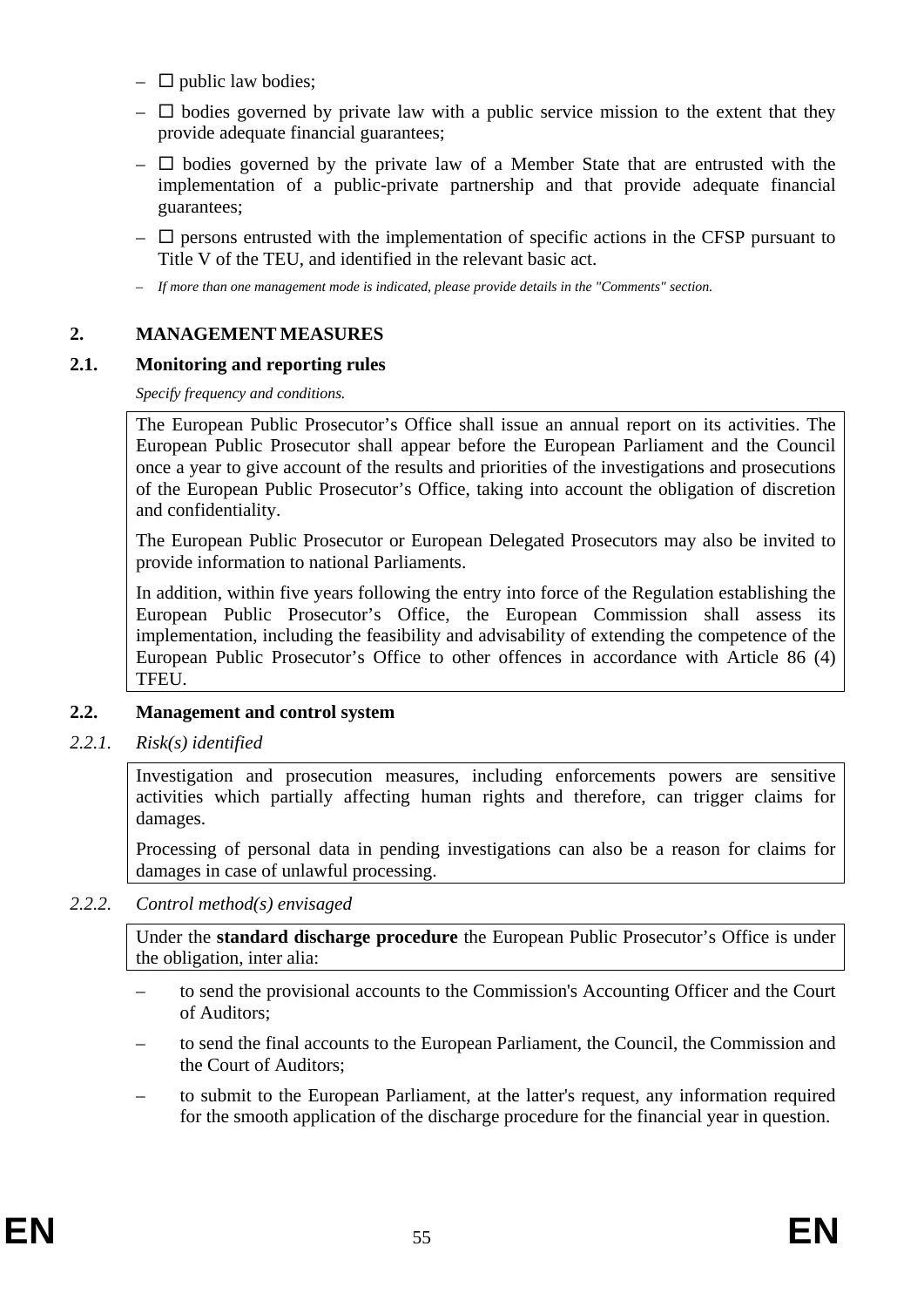- ☐ public law bodies;
- ☐ bodies governed by private law with a public service mission to the extent that they provide adequate financial guarantees;
- ☐ bodies governed by the private law of a Member State that are entrusted with the implementation of a public-private partnership and that provide adequate financial guarantees;
- ☐ persons entrusted with the implementation of specific actions in the CFSP pursuant to Title V of the TEU, and identified in the relevant basic act.
- *If more than one management mode is indicated, please provide details in the "Comments" section.*

## 2. MANAGEMENT MEASURES

### 2.1. Monitoring and reporting rules

*Specify frequency and conditions.*

The European Public Prosecutor's Office shall issue an annual report on its activities. The European Public Prosecutor shall appear before the European Parliament and the Council once a year to give account of the results and priorities of the investigations and prosecutions of the European Public Prosecutor's Office, taking into account the obligation of discretion and confidentiality.

The European Public Prosecutor or European Delegated Prosecutors may also be invited to provide information to national Parliaments.

In addition, within five years following the entry into force of the Regulation establishing the European Public Prosecutor's Office, the European Commission shall assess its implementation, including the feasibility and advisability of extending the competence of the European Public Prosecutor's Office to other offences in accordance with Article 86 (4) TFEU.

### 2.2. Management and control system

#### *2.2.1. Risk(s) identified*

Investigation and prosecution measures, including enforcements powers are sensitive activities which partially affecting human rights and therefore, can trigger claims for damages.

Processing of personal data in pending investigations can also be a reason for claims for damages in case of unlawful processing.

#### *2.2.2. Control method(s) envisaged*

Under the **standard discharge procedure** the European Public Prosecutor's Office is under the obligation, inter alia:

- to send the provisional accounts to the Commission's Accounting Officer and the Court of Auditors;
- to send the final accounts to the European Parliament, the Council, the Commission and the Court of Auditors;
- to submit to the European Parliament, at the latter's request, any information required for the smooth application of the discharge procedure for the financial year in question.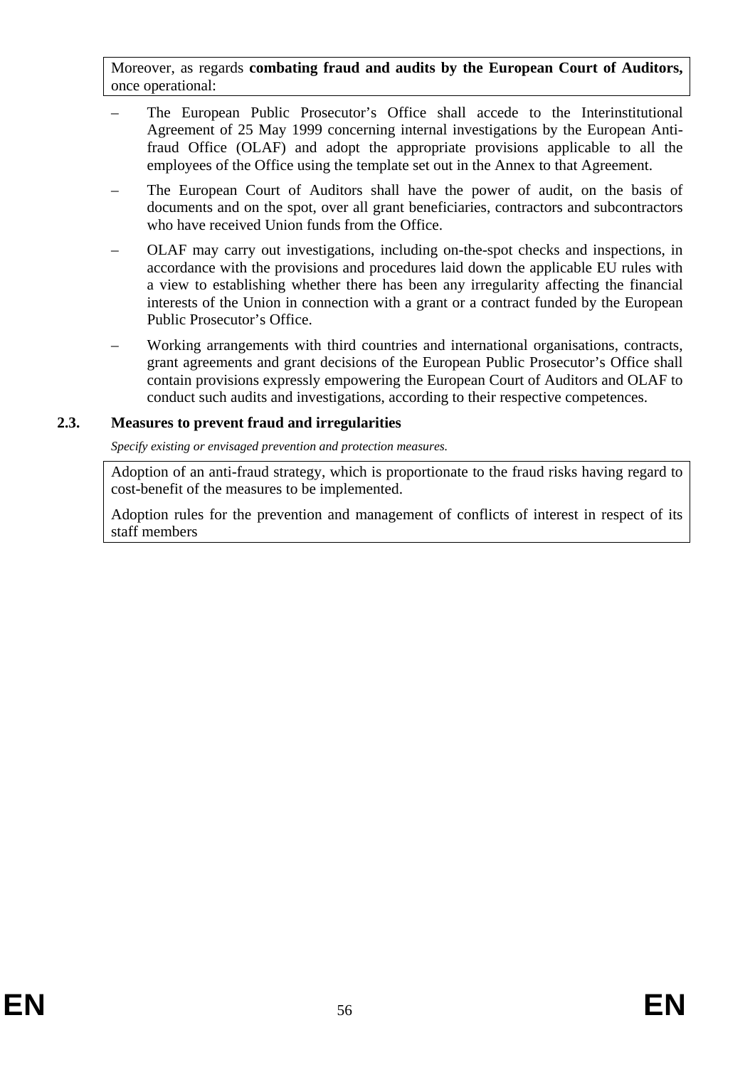Moreover, as regards **combating fraud and audits by the European Court of Auditors,** once operational:

- The European Public Prosecutor's Office shall accede to the Interinstitutional Agreement of 25 May 1999 concerning internal investigations by the European Anti-fraud Office (OLAF) and adopt the appropriate provisions applicable to all the employees of the Office using the template set out in the Annex to that Agreement.
- The European Court of Auditors shall have the power of audit, on the basis of documents and on the spot, over all grant beneficiaries, contractors and subcontractors who have received Union funds from the Office.
- OLAF may carry out investigations, including on-the-spot checks and inspections, in accordance with the provisions and procedures laid down the applicable EU rules with a view to establishing whether there has been any irregularity affecting the financial interests of the Union in connection with a grant or a contract funded by the European Public Prosecutor's Office.
- Working arrangements with third countries and international organisations, contracts, grant agreements and grant decisions of the European Public Prosecutor's Office shall contain provisions expressly empowering the European Court of Auditors and OLAF to conduct such audits and investigations, according to their respective competences.

### 2.3. Measures to prevent fraud and irregularities

*Specify existing or envisaged prevention and protection measures.*

Adoption of an anti-fraud strategy, which is proportionate to the fraud risks having regard to cost-benefit of the measures to be implemented.

Adoption rules for the prevention and management of conflicts of interest in respect of its staff members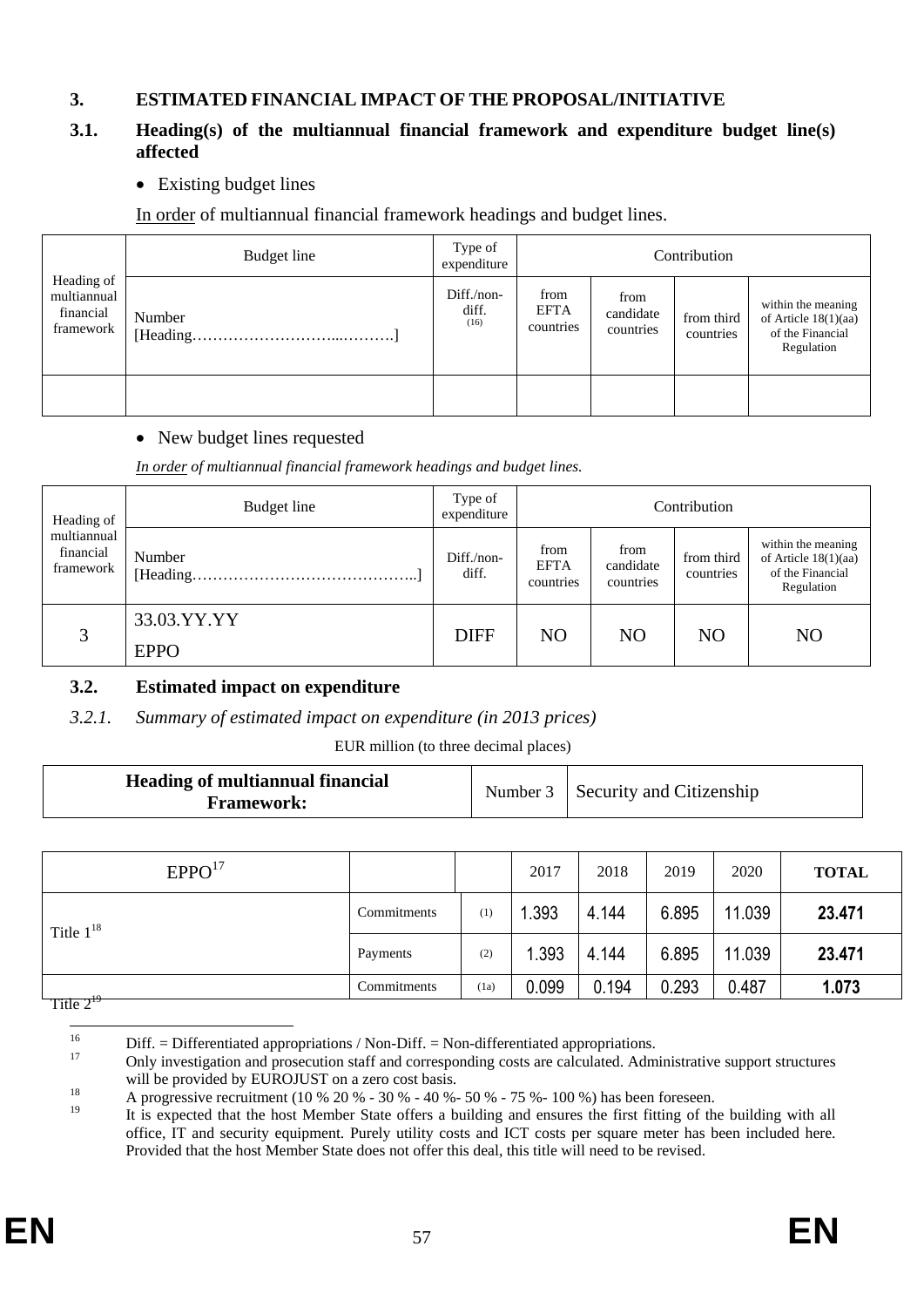## 3. ESTIMATED FINANCIAL IMPACT OF THE PROPOSAL/INITIATIVE

### 3.1. Heading(s) of the multiannual financial framework and expenditure budget line(s) affected

- Existing budget lines

<u>In order</u> of multiannual financial framework headings and budget lines.

| Heading of multiannual financial framework | Budget line | Type of expenditure | Contribution | | | |
|---|---|---|---|---|---|---|
| | Number [Heading…………………………...……….] | Diff./non-diff. (16) | from EFTA countries | from candidate countries | from third countries | within the meaning of Article 18(1)(aa) of the Financial Regulation |
| | | | | | | |

- New budget lines requested

*<u>In order</u> of multiannual financial framework headings and budget lines.*

| Heading of multiannual financial framework | Budget line | Type of expenditure | Contribution | | | |
|---|---|---|---|---|---|---|
| | Number [Heading……………………………………..] | Diff./non-diff. | from EFTA countries | from candidate countries | from third countries | within the meaning of Article 18(1)(aa) of the Financial Regulation |
| 3 | 33.03.YY.YY EPPO | DIFF | NO | NO | NO | NO |

### 3.2. Estimated impact on expenditure

*3.2.1. Summary of estimated impact on expenditure (in 2013 prices)*

EUR million (to three decimal places)

| **Heading of multiannual financial Framework:** | Number 3 | Security and Citizenship |
|---|---|---|

| EPPO[17] | | | 2017 | 2018 | 2019 | 2020 | **TOTAL** |
|---|---|---|---|---|---|---|---|
| Title 1[18] | Commitments | (1) | 1.393 | 4.144 | 6.895 | 11.039 | **23.471** |
| | Payments | (2) | 1.393 | 4.144 | 6.895 | 11.039 | **23.471** |
| Title 2[19] | Commitments | (1a) | 0.099 | 0.194 | 0.293 | 0.487 | **1.073** |

[16] Diff. = Differentiated appropriations / Non-Diff. = Non-differentiated appropriations.

[17] Only investigation and prosecution staff and corresponding costs are calculated. Administrative support structures will be provided by EUROJUST on a zero cost basis.

[18] A progressive recruitment (10 % 20 % - 30 % - 40 %- 50 % - 75 %- 100 %) has been foreseen.

[19] It is expected that the host Member State offers a building and ensures the first fitting of the building with all office, IT and security equipment. Purely utility costs and ICT costs per square meter has been included here. Provided that the host Member State does not offer this deal, this title will need to be revised.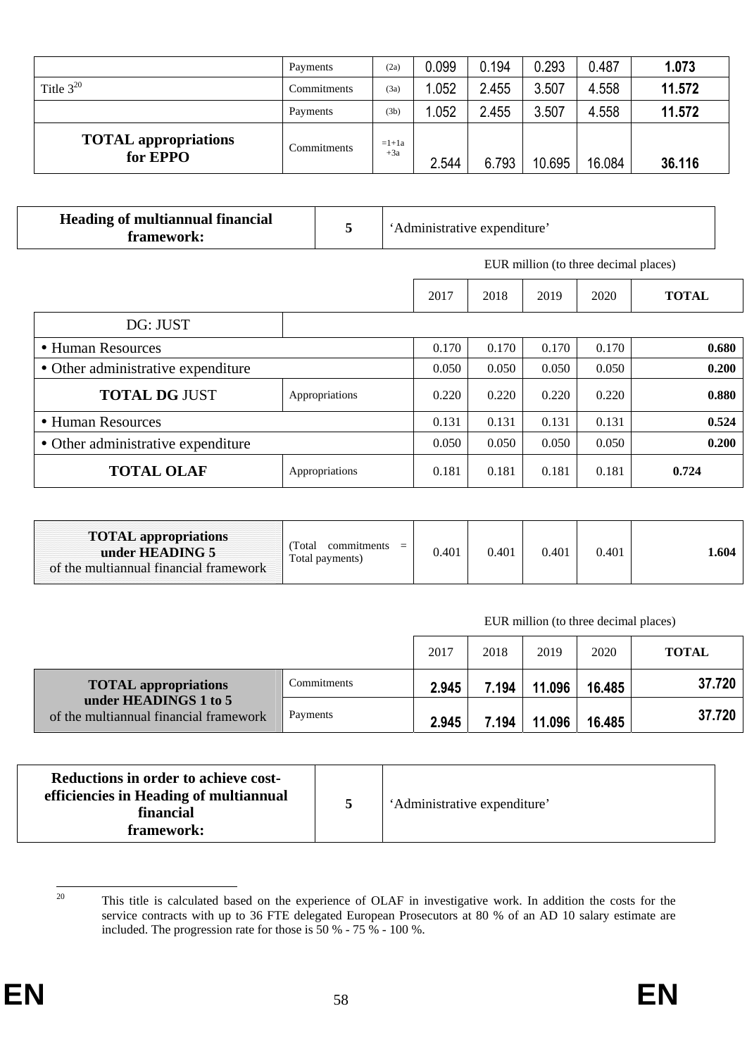| | Payments | (2a) | 0.099 | 0.194 | 0.293 | 0.487 | **1.073** |
|---|---|---|---|---|---|---|---|
| Title 3[20] | Commitments | (3a) | 1.052 | 2.455 | 3.507 | 4.558 | **11.572** |
| | Payments | (3b) | 1.052 | 2.455 | 3.507 | 4.558 | **11.572** |
| **TOTAL appropriations for EPPO** | Commitments | =1+1a +3a | 2.544 | 6.793 | 10.695 | 16.084 | **36.116** |

| **Heading of multiannual financial framework:** | **5** | 'Administrative expenditure' |
|---|---|---|

EUR million (to three decimal places)

| | | 2017 | 2018 | 2019 | 2020 | **TOTAL** |
|---|---|---|---|---|---|---|
| DG: JUST | | | | | | |
| • Human Resources | | 0.170 | 0.170 | 0.170 | 0.170 | **0.680** |
| • Other administrative expenditure | | 0.050 | 0.050 | 0.050 | 0.050 | **0.200** |
| **TOTAL DG** JUST | Appropriations | 0.220 | 0.220 | 0.220 | 0.220 | **0.880** |
| • Human Resources | | 0.131 | 0.131 | 0.131 | 0.131 | **0.524** |
| • Other administrative expenditure | | 0.050 | 0.050 | 0.050 | 0.050 | **0.200** |
| **TOTAL OLAF** | Appropriations | 0.181 | 0.181 | 0.181 | 0.181 | **0.724** |

| **TOTAL appropriations under HEADING 5** of the multiannual financial framework | (Total commitments = Total payments) | 0.401 | 0.401 | 0.401 | 0.401 | **1.604** |
|---|---|---|---|---|---|---|

EUR million (to three decimal places)

| | | 2017 | 2018 | 2019 | 2020 | **TOTAL** |
|---|---|---|---|---|---|---|
| **TOTAL appropriations under HEADINGS 1 to 5** of the multiannual financial framework | Commitments | **2.945** | **7.194** | **11.096** | **16.485** | **37.720** |
| | Payments | **2.945** | **7.194** | **11.096** | **16.485** | **37.720** |

| **Reductions in order to achieve cost-efficiencies in Heading of multiannual financial framework:** | **5** | 'Administrative expenditure' |
|---|---|---|

[20] This title is calculated based on the experience of OLAF in investigative work. In addition the costs for the service contracts with up to 36 FTE delegated European Prosecutors at 80 % of an AD 10 salary estimate are included. The progression rate for those is 50 % - 75 % - 100 %.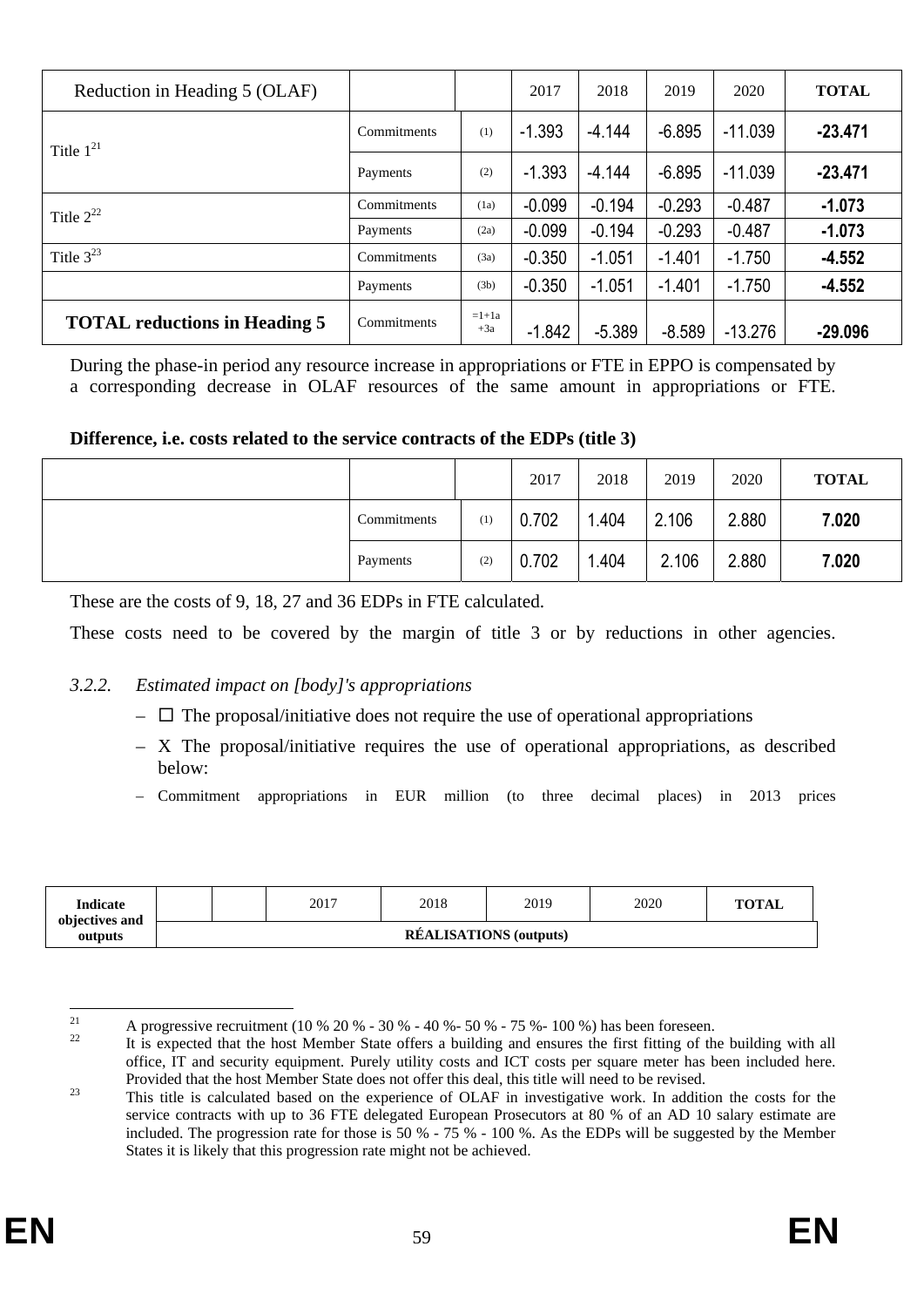| Reduction in Heading 5 (OLAF) | | | 2017 | 2018 | 2019 | 2020 | **TOTAL** |
|---|---|---|---|---|---|---|---|
| Title 1[21] | Commitments | (1) | -1.393 | -4.144 | -6.895 | -11.039 | **-23.471** |
| | Payments | (2) | -1.393 | -4.144 | -6.895 | -11.039 | **-23.471** |
| Title 2[22] | Commitments | (1a) | -0.099 | -0.194 | -0.293 | -0.487 | **-1.073** |
| | Payments | (2a) | -0.099 | -0.194 | -0.293 | -0.487 | **-1.073** |
| Title 3[23] | Commitments | (3a) | -0.350 | -1.051 | -1.401 | -1.750 | **-4.552** |
| | Payments | (3b) | -0.350 | -1.051 | -1.401 | -1.750 | **-4.552** |
| **TOTAL reductions in Heading 5** | Commitments | =1+1a +3a | -1.842 | -5.389 | -8.589 | -13.276 | **-29.096** |

During the phase-in period any resource increase in appropriations or FTE in EPPO is compensated by a corresponding decrease in OLAF resources of the same amount in appropriations or FTE.

**Difference, i.e. costs related to the service contracts of the EDPs (title 3)**

| | | | 2017 | 2018 | 2019 | 2020 | **TOTAL** |
|---|---|---|---|---|---|---|---|
| | Commitments | (1) | 0.702 | 1.404 | 2.106 | 2.880 | **7.020** |
| | Payments | (2) | 0.702 | 1.404 | 2.106 | 2.880 | **7.020** |

These are the costs of 9, 18, 27 and 36 EDPs in FTE calculated.

These costs need to be covered by the margin of title 3 or by reductions in other agencies.

*3.2.2. Estimated impact on [body]'s appropriations*

- ☐ The proposal/initiative does not require the use of operational appropriations
- X The proposal/initiative requires the use of operational appropriations, as described below:
- Commitment appropriations in EUR million (to three decimal places) in 2013 prices

| **Indicate objectives and outputs** | | | 2017 | 2018 | 2019 | 2020 | **TOTAL** |
|---|---|---|---|---|---|---|---|
| | **RÉALISATIONS (outputs)** | | | | | | |

[21] A progressive recruitment (10 % 20 % - 30 % - 40 %- 50 % - 75 %- 100 %) has been foreseen.

[22] It is expected that the host Member State offers a building and ensures the first fitting of the building with all office, IT and security equipment. Purely utility costs and ICT costs per square meter has been included here. Provided that the host Member State does not offer this deal, this title will need to be revised.

[23] This title is calculated based on the experience of OLAF in investigative work. In addition the costs for the service contracts with up to 36 FTE delegated European Prosecutors at 80 % of an AD 10 salary estimate are included. The progression rate for those is 50 % - 75 % - 100 %. As the EDPs will be suggested by the Member States it is likely that this progression rate might not be achieved.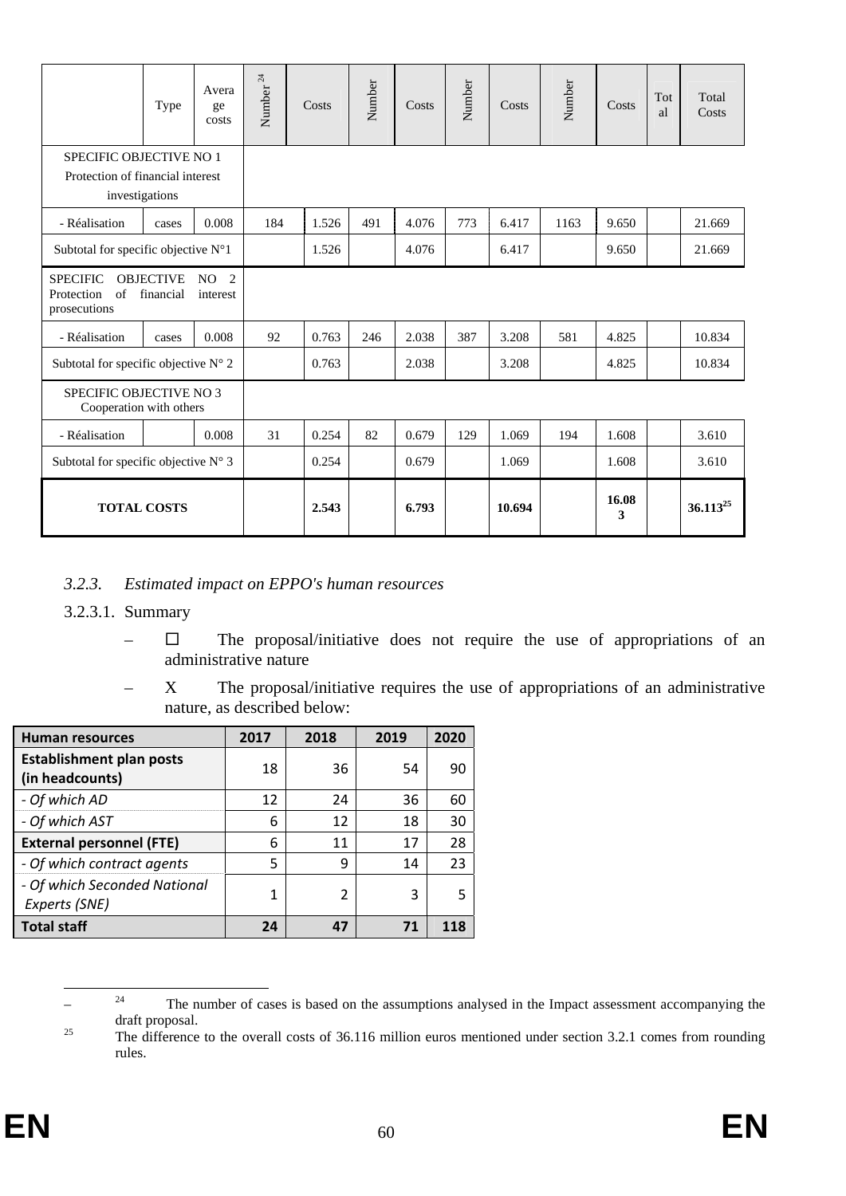| | Type | Average costs | Number[24] | Costs | Number | Costs | Number | Costs | Number | Costs | Total | Total Costs |
|---|---|---|---|---|---|---|---|---|---|---|---|---|
| SPECIFIC OBJECTIVE NO 1 Protection of financial interest investigations | | | | | | | | | | | | |
| - Réalisation | cases | 0.008 | 184 | 1.526 | 491 | 4.076 | 773 | 6.417 | 1163 | 9.650 | | 21.669 |
| Subtotal for specific objective N°1 | | | | 1.526 | | 4.076 | | 6.417 | | 9.650 | | 21.669 |
| SPECIFIC OBJECTIVE NO 2 Protection of financial interest prosecutions | | | | | | | | | | | | |
| - Réalisation | cases | 0.008 | 92 | 0.763 | 246 | 2.038 | 387 | 3.208 | 581 | 4.825 | | 10.834 |
| Subtotal for specific objective N° 2 | | | | 0.763 | | 2.038 | | 3.208 | | 4.825 | | 10.834 |
| SPECIFIC OBJECTIVE NO 3 Cooperation with others | | | | | | | | | | | | |
| - Réalisation | | 0.008 | 31 | 0.254 | 82 | 0.679 | 129 | 1.069 | 194 | 1.608 | | 3.610 |
| Subtotal for specific objective N° 3 | | | | 0.254 | | 0.679 | | 1.069 | | 1.608 | | 3.610 |
| **TOTAL COSTS** | | | | **2.543** | | **6.793** | | **10.694** | | **16.083** | | **36.113**[25] |

*3.2.3. Estimated impact on EPPO's human resources*

3.2.3.1. Summary

– ☐ The proposal/initiative does not require the use of appropriations of an administrative nature

– X The proposal/initiative requires the use of appropriations of an administrative nature, as described below:

| **Human resources** | **2017** | **2018** | **2019** | **2020** |
|---|---|---|---|---|
| **Establishment plan posts (in headcounts)** | 18 | 36 | 54 | 90 |
| *- Of which AD* | 12 | 24 | 36 | 60 |
| *- Of which AST* | 6 | 12 | 18 | 30 |
| **External personnel (FTE)** | 6 | 11 | 17 | 28 |
| *- Of which contract agents* | 5 | 9 | 14 | 23 |
| *- Of which Seconded National Experts (SNE)* | 1 | 2 | 3 | 5 |
| **Total staff** | **24** | **47** | **71** | **118** |

[24] The number of cases is based on the assumptions analysed in the Impact assessment accompanying the draft proposal.

[25] The difference to the overall costs of 36.116 million euros mentioned under section 3.2.1 comes from rounding rules.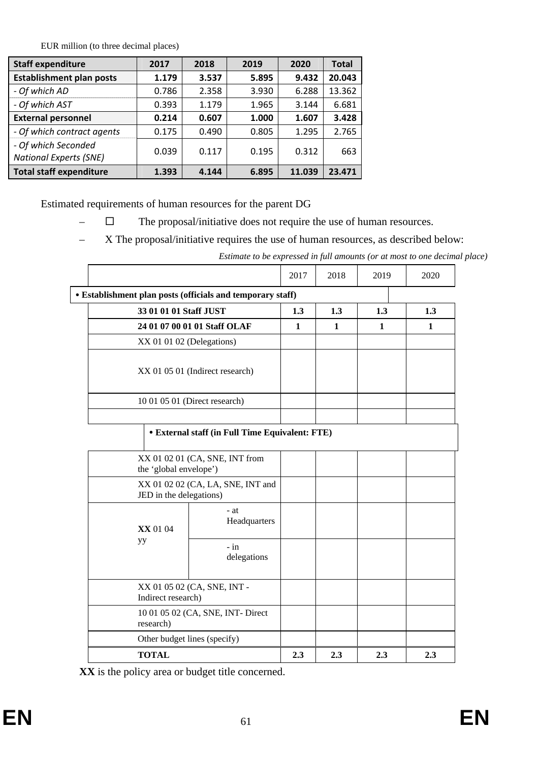EUR million (to three decimal places)

| Staff expenditure | 2017 | 2018 | 2019 | 2020 | Total |
|---|---|---|---|---|---|
| **Establishment plan posts** | **1.179** | **3.537** | **5.895** | **9.432** | **20.043** |
| *- Of which AD* | 0.786 | 2.358 | 3.930 | 6.288 | 13.362 |
| *- Of which AST* | 0.393 | 1.179 | 1.965 | 3.144 | 6.681 |
| **External personnel** | **0.214** | **0.607** | **1.000** | **1.607** | **3.428** |
| *- Of which contract agents* | 0.175 | 0.490 | 0.805 | 1.295 | 2.765 |
| *- Of which Seconded National Experts (SNE)* | 0.039 | 0.117 | 0.195 | 0.312 | 663 |
| **Total staff expenditure** | **1.393** | **4.144** | **6.895** | **11.039** | **23.471** |

Estimated requirements of human resources for the parent DG

– ☐ The proposal/initiative does not require the use of human resources.

– X The proposal/initiative requires the use of human resources, as described below:

*Estimate to be expressed in full amounts (or at most to one decimal place)*

| | | 2017 | 2018 | 2019 | 2020 |
|---|---|---|---|---|---|
| **• Establishment plan posts (officials and temporary staff)** | | | | | |
| **33 01 01 01 Staff JUST** | | **1.3** | **1.3** | **1.3** | **1.3** |
| **24 01 07 00 01 01 Staff OLAF** | | **1** | **1** | **1** | **1** |
| XX 01 01 02 (Delegations) | | | | | |
| XX 01 05 01 (Indirect research) | | | | | |
| 10 01 05 01 (Direct research) | | | | | |
| | | | | | |
| **• External staff (in Full Time Equivalent: FTE)** | | | | | |
| XX 01 02 01 (CA, SNE, INT from the 'global envelope') | | | | | |
| XX 01 02 02 (CA, LA, SNE, INT and JED in the delegations) | | | | | |
| **XX** 01 04 yy | - at Headquarters | | | | |
| | - in delegations | | | | |
| XX 01 05 02 (CA, SNE, INT - Indirect research) | | | | | |
| 10 01 05 02 (CA, SNE, INT- Direct research) | | | | | |
| Other budget lines (specify) | | | | | |
| **TOTAL** | | **2.3** | **2.3** | **2.3** | **2.3** |

**XX** is the policy area or budget title concerned.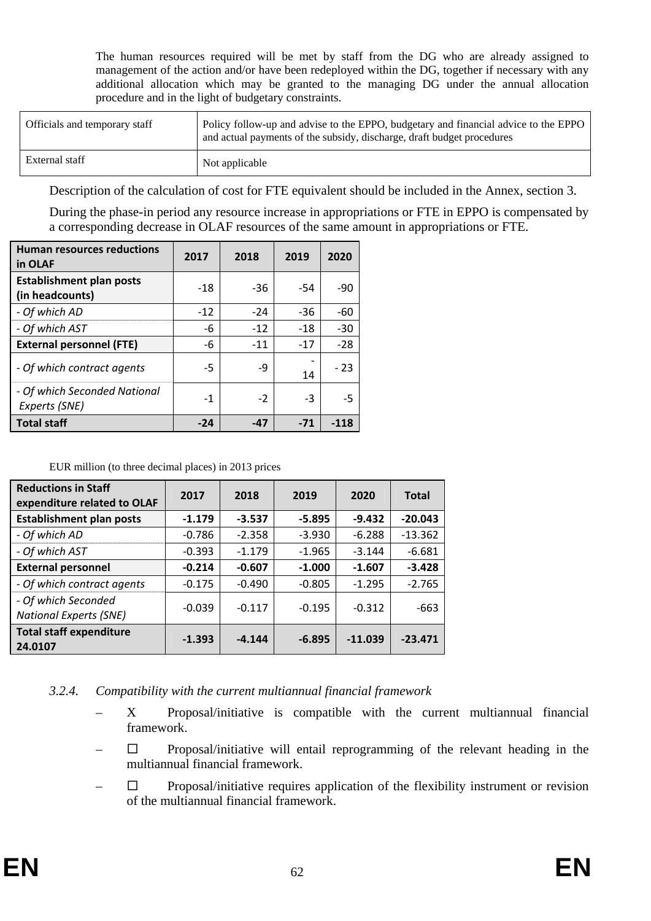The human resources required will be met by staff from the DG who are already assigned to management of the action and/or have been redeployed within the DG, together if necessary with any additional allocation which may be granted to the managing DG under the annual allocation procedure and in the light of budgetary constraints.

| Officials and temporary staff | Policy follow-up and advise to the EPPO, budgetary and financial advice to the EPPO and actual payments of the subsidy, discharge, draft budget procedures |
|---|---|
| External staff | Not applicable |

Description of the calculation of cost for FTE equivalent should be included in the Annex, section 3.

During the phase-in period any resource increase in appropriations or FTE in EPPO is compensated by a corresponding decrease in OLAF resources of the same amount in appropriations or FTE.

| **Human resources reductions in OLAF** | **2017** | **2018** | **2019** | **2020** |
|---|---|---|---|---|
| **Establishment plan posts (in headcounts)** | -18 | -36 | -54 | -90 |
| *- Of which AD* | -12 | -24 | -36 | -60 |
| *- Of which AST* | -6 | -12 | -18 | -30 |
| **External personnel (FTE)** | -6 | -11 | -17 | -28 |
| *- Of which contract agents* | -5 | -9 | - 14 | - 23 |
| *- Of which Seconded National Experts (SNE)* | -1 | -2 | -3 | -5 |
| **Total staff** | **-24** | **-47** | **-71** | **-118** |

EUR million (to three decimal places) in 2013 prices

| **Reductions in Staff expenditure related to OLAF** | **2017** | **2018** | **2019** | **2020** | **Total** |
|---|---|---|---|---|---|
| **Establishment plan posts** | **-1.179** | **-3.537** | **-5.895** | **-9.432** | **-20.043** |
| *- Of which AD* | -0.786 | -2.358 | -3.930 | -6.288 | -13.362 |
| *- Of which AST* | -0.393 | -1.179 | -1.965 | -3.144 | -6.681 |
| **External personnel** | **-0.214** | **-0.607** | **-1.000** | **-1.607** | **-3.428** |
| *- Of which contract agents* | -0.175 | -0.490 | -0.805 | -1.295 | -2.765 |
| *- Of which Seconded National Experts (SNE)* | -0.039 | -0.117 | -0.195 | -0.312 | -663 |
| **Total staff expenditure 24.0107** | **-1.393** | **-4.144** | **-6.895** | **-11.039** | **-23.471** |

### *3.2.4. Compatibility with the current multiannual financial framework*

– X Proposal/initiative is compatible with the current multiannual financial framework.

– ☐ Proposal/initiative will entail reprogramming of the relevant heading in the multiannual financial framework.

– ☐ Proposal/initiative requires application of the flexibility instrument or revision of the multiannual financial framework.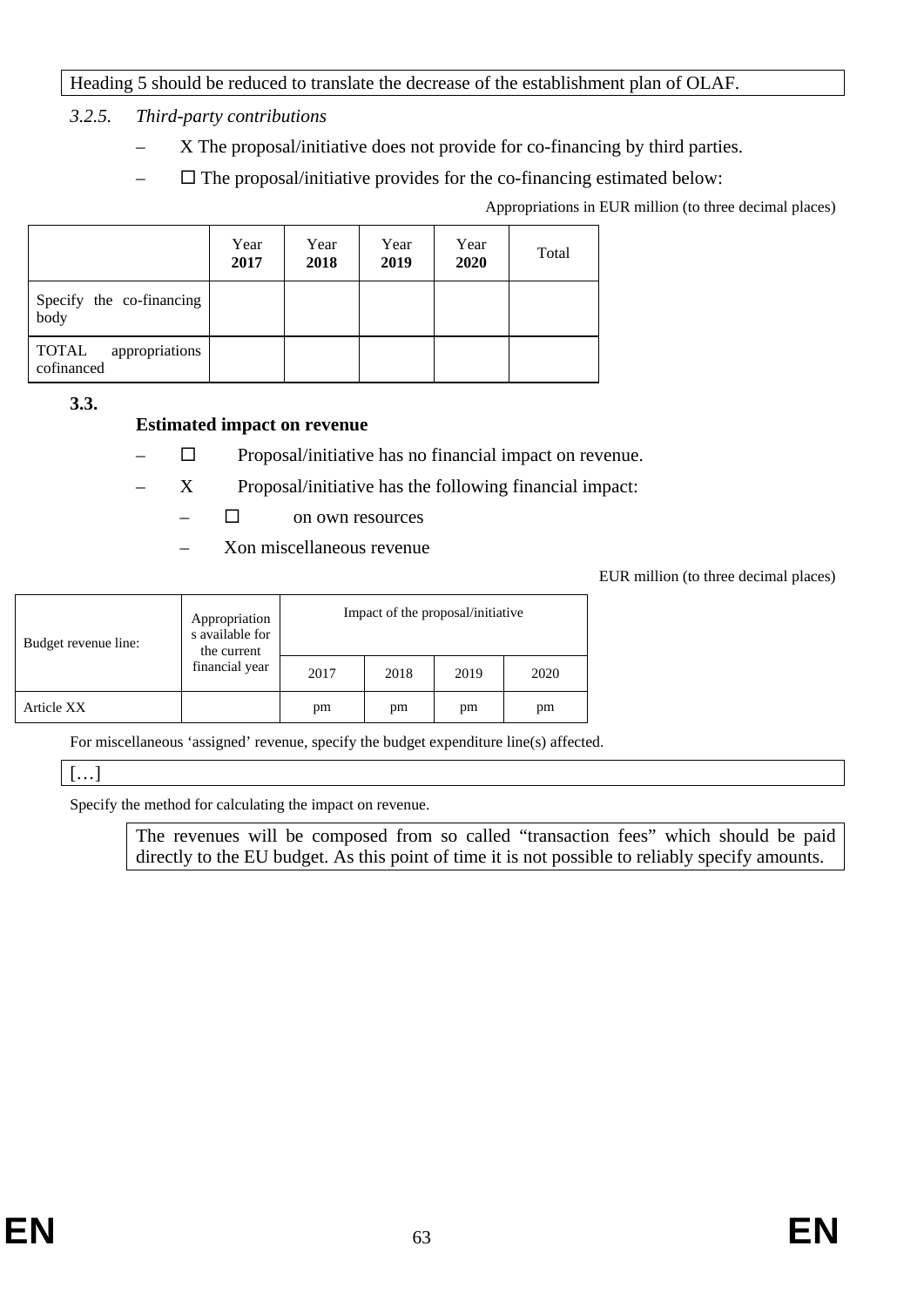Heading 5 should be reduced to translate the decrease of the establishment plan of OLAF.

### 3.2.5. *Third-party contributions*

- X The proposal/initiative does not provide for co-financing by third parties.
- ☐ The proposal/initiative provides for the co-financing estimated below:

Appropriations in EUR million (to three decimal places)

| | Year **2017** | Year **2018** | Year **2019** | Year **2020** | Total |
|---|---|---|---|---|---|
| Specify the co-financing body | | | | | |
| TOTAL appropriations cofinanced | | | | | |

## 3.3. Estimated impact on revenue

- ☐ Proposal/initiative has no financial impact on revenue.
- X Proposal/initiative has the following financial impact:
  - ☐ on own resources
  - Xon miscellaneous revenue

EUR million (to three decimal places)

| Budget revenue line: | Appropriations available for the current financial year | Impact of the proposal/initiative | | | |
|---|---|---|---|---|---|
| | | 2017 | 2018 | 2019 | 2020 |
| Article XX | | pm | pm | pm | pm |

For miscellaneous 'assigned' revenue, specify the budget expenditure line(s) affected.

[…]

Specify the method for calculating the impact on revenue.

The revenues will be composed from so called "transaction fees" which should be paid directly to the EU budget. As this point of time it is not possible to reliably specify amounts.